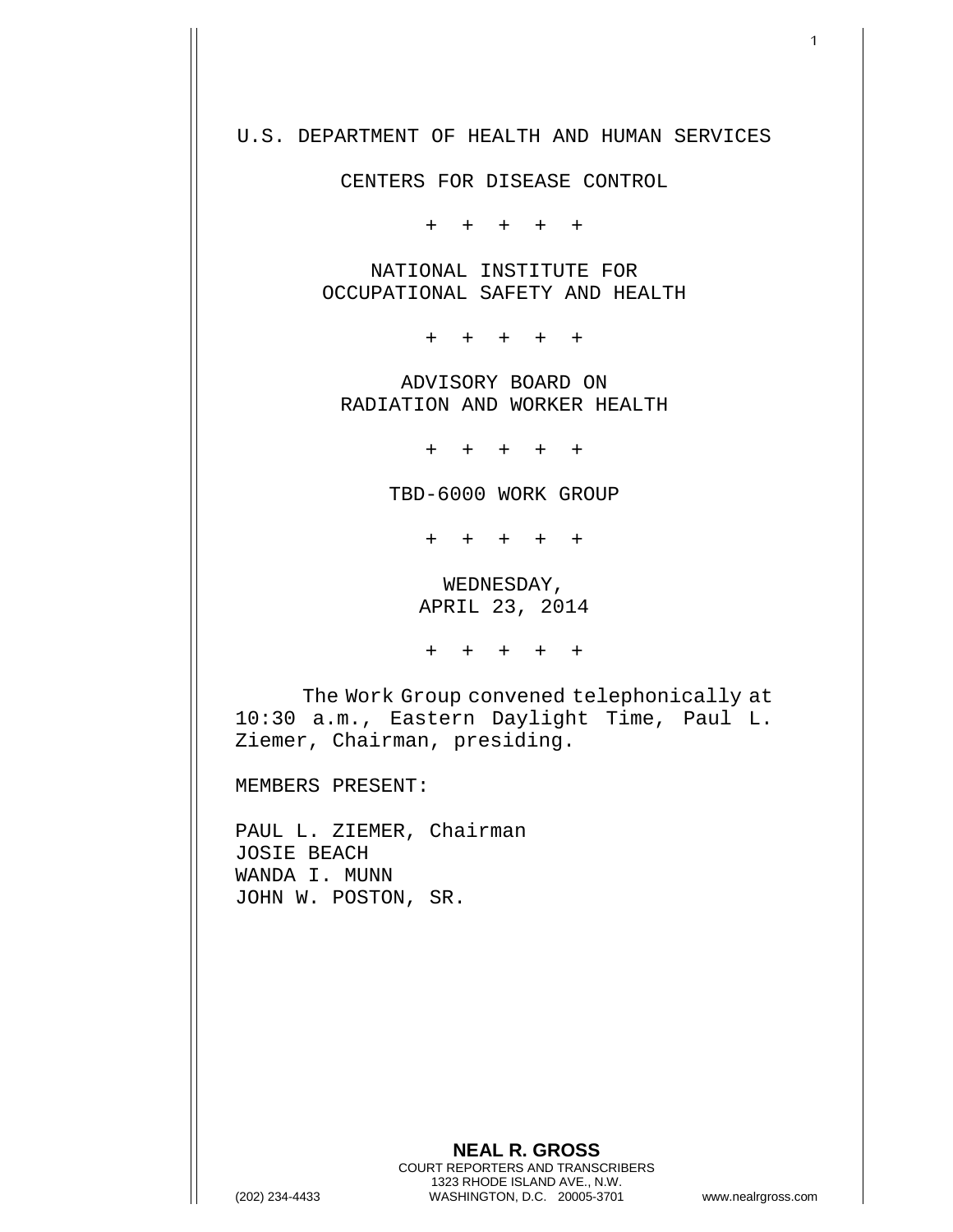U.S. DEPARTMENT OF HEALTH AND HUMAN SERVICES

CENTERS FOR DISEASE CONTROL

\+ + + + +

NATIONAL INSTITUTE FOR
OCCUPATIONAL SAFETY AND HEALTH

\+ + + + +

ADVISORY BOARD ON
RADIATION AND WORKER HEALTH

\+ + + + +

TBD-6000 WORK GROUP

\+ + + + +

WEDNESDAY,
APRIL 23, 2014

\+ + + + +

The Work Group convened telephonically at 10:30 a.m., Eastern Daylight Time, Paul L. Ziemer, Chairman, presiding.

MEMBERS PRESENT:

PAUL L. ZIEMER, Chairman
JOSIE BEACH
WANDA I. MUNN
JOHN W. POSTON, SR.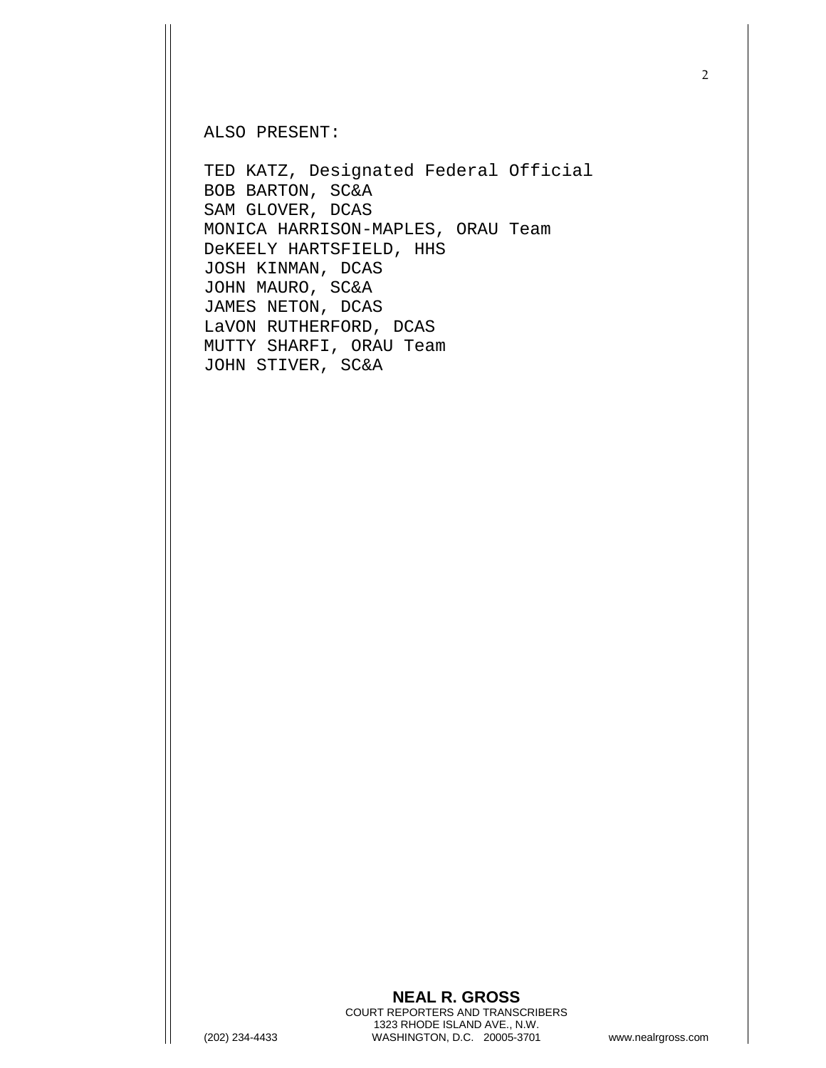ALSO PRESENT:

TED KATZ, Designated Federal Official
BOB BARTON, SC&A
SAM GLOVER, DCAS
MONICA HARRISON-MAPLES, ORAU Team
DeKEELY HARTSFIELD, HHS
JOSH KINMAN, DCAS
JOHN MAURO, SC&A
JAMES NETON, DCAS
LaVON RUTHERFORD, DCAS
MUTTY SHARFI, ORAU Team
JOHN STIVER, SC&A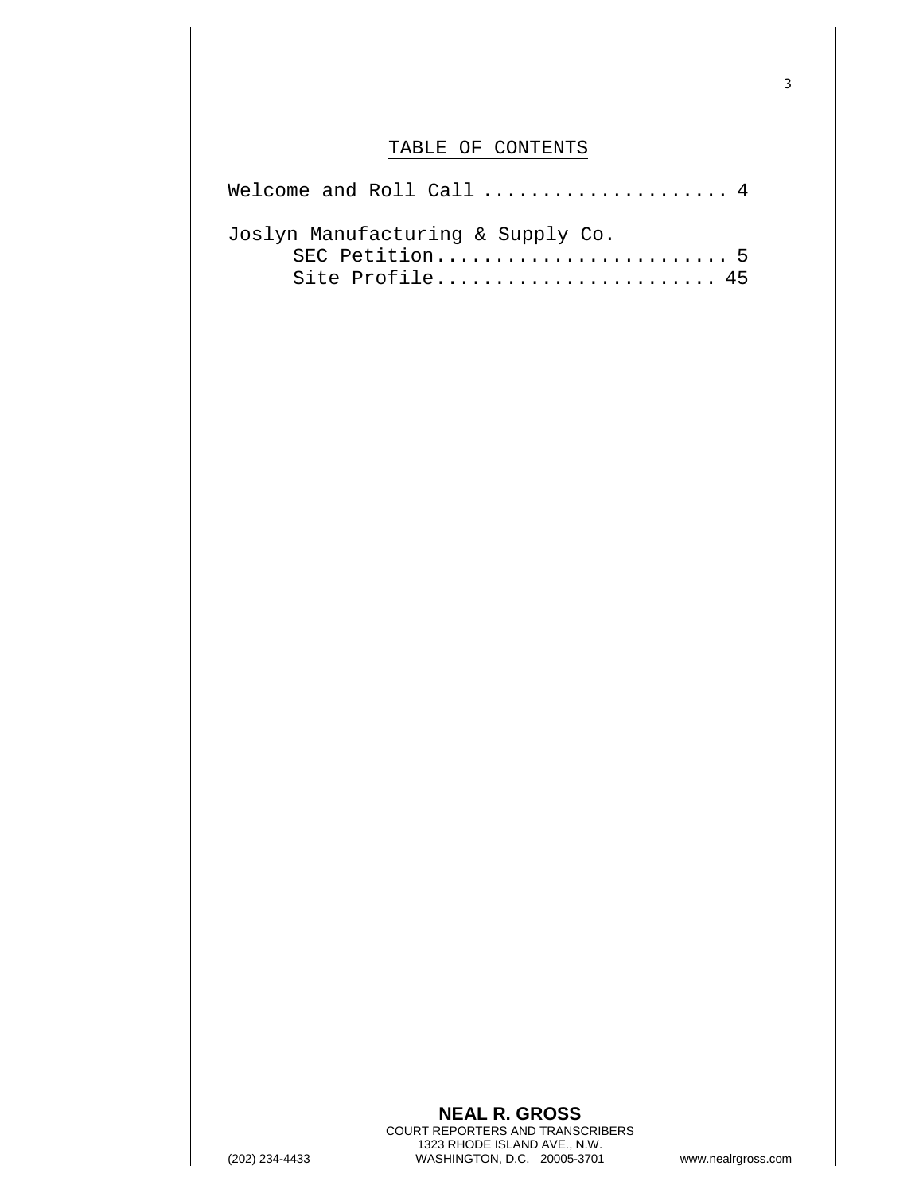## TABLE OF CONTENTS

Welcome and Roll Call .................... 4

Joslyn Manufacturing & Supply Co.
   SEC Petition........................ 5
   Site Profile....................... 45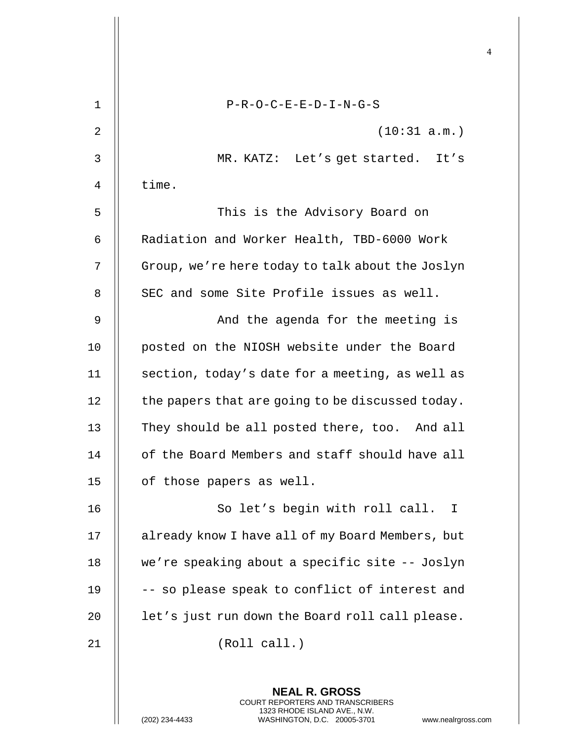P-R-O-C-E-E-D-I-N-G-S

(10:31 a.m.)

MR. KATZ: Let's get started. It's time.

This is the Advisory Board on Radiation and Worker Health, TBD-6000 Work Group, we're here today to talk about the Joslyn SEC and some Site Profile issues as well.

And the agenda for the meeting is posted on the NIOSH website under the Board section, today's date for a meeting, as well as the papers that are going to be discussed today. They should be all posted there, too. And all of the Board Members and staff should have all of those papers as well.

So let's begin with roll call. I already know I have all of my Board Members, but we're speaking about a specific site -- Joslyn -- so please speak to conflict of interest and let's just run down the Board roll call please.

(Roll call.)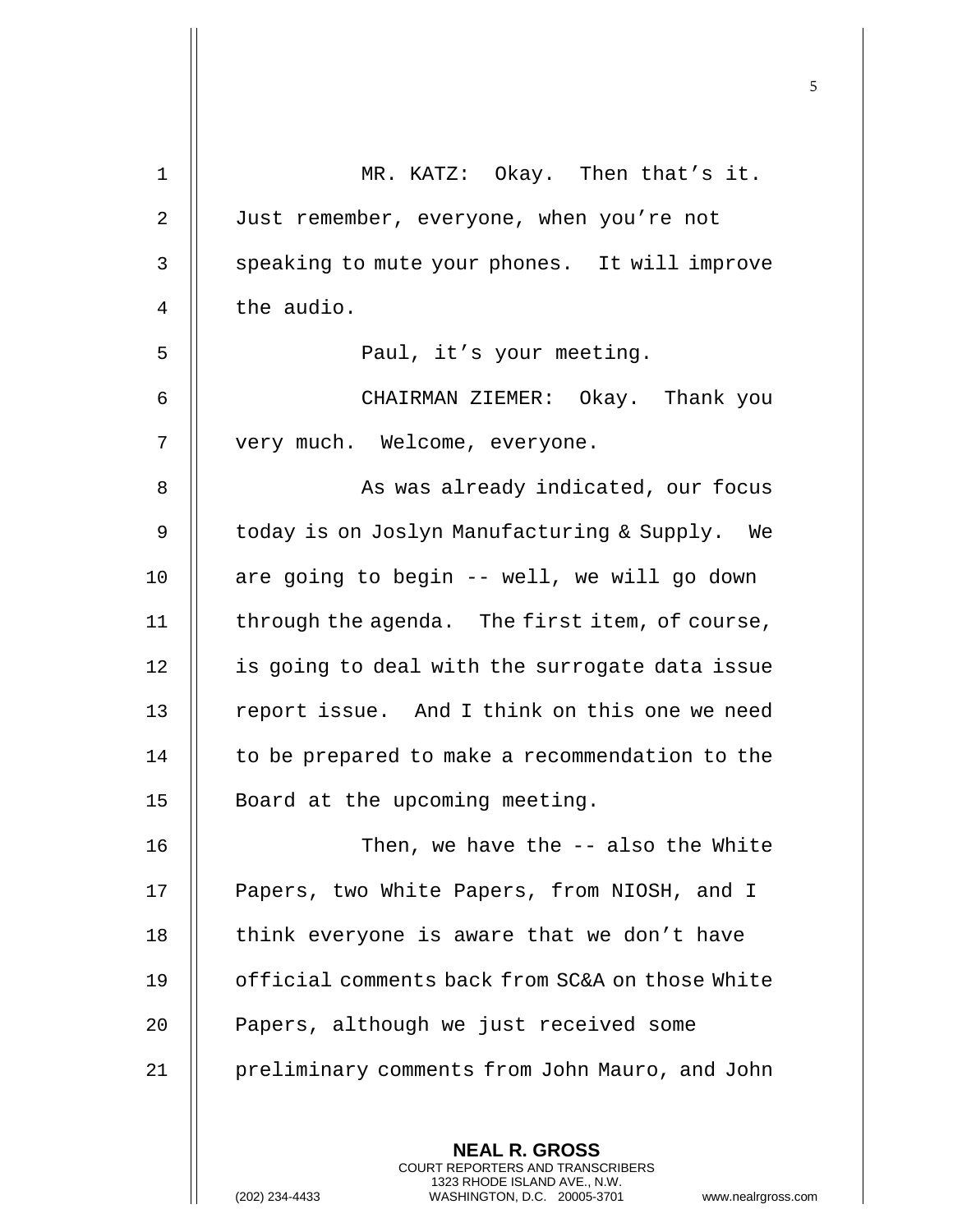MR. KATZ: Okay. Then that's it. Just remember, everyone, when you're not speaking to mute your phones. It will improve the audio.

Paul, it's your meeting.

CHAIRMAN ZIEMER: Okay. Thank you very much. Welcome, everyone.

As was already indicated, our focus today is on Joslyn Manufacturing & Supply. We are going to begin -- well, we will go down through the agenda. The first item, of course, is going to deal with the surrogate data issue report issue. And I think on this one we need to be prepared to make a recommendation to the Board at the upcoming meeting.

Then, we have the -- also the White Papers, two White Papers, from NIOSH, and I think everyone is aware that we don't have official comments back from SC&A on those White Papers, although we just received some preliminary comments from John Mauro, and John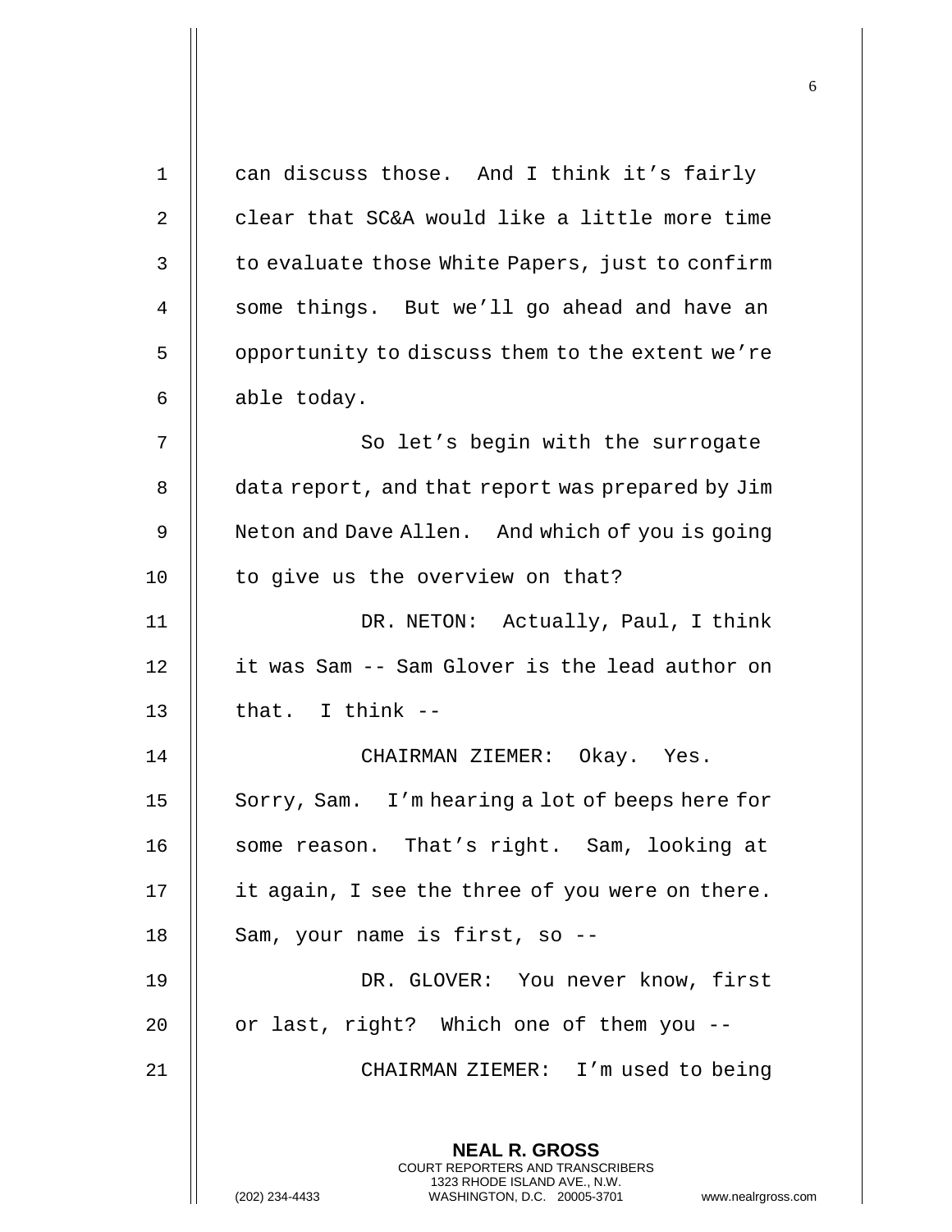can discuss those. And I think it's fairly clear that SC&A would like a little more time to evaluate those White Papers, just to confirm some things. But we'll go ahead and have an opportunity to discuss them to the extent we're able today.

So let's begin with the surrogate data report, and that report was prepared by Jim Neton and Dave Allen. And which of you is going to give us the overview on that?

DR. NETON: Actually, Paul, I think it was Sam -- Sam Glover is the lead author on that. I think --

CHAIRMAN ZIEMER: Okay. Yes. Sorry, Sam. I'm hearing a lot of beeps here for some reason. That's right. Sam, looking at it again, I see the three of you were on there. Sam, your name is first, so --

DR. GLOVER: You never know, first or last, right? Which one of them you --

CHAIRMAN ZIEMER: I'm used to being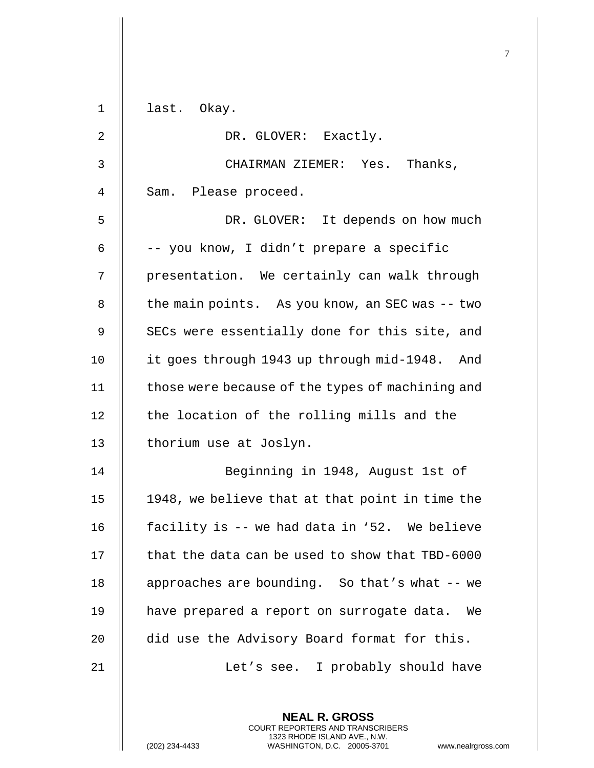last. Okay.

DR. GLOVER: Exactly.

CHAIRMAN ZIEMER: Yes. Thanks, Sam. Please proceed.

DR. GLOVER: It depends on how much -- you know, I didn't prepare a specific presentation. We certainly can walk through the main points. As you know, an SEC was -- two SECs were essentially done for this site, and it goes through 1943 up through mid-1948. And those were because of the types of machining and the location of the rolling mills and the thorium use at Joslyn.

Beginning in 1948, August 1st of 1948, we believe that at that point in time the facility is -- we had data in '52. We believe that the data can be used to show that TBD-6000 approaches are bounding. So that's what -- we have prepared a report on surrogate data. We did use the Advisory Board format for this.

Let's see. I probably should have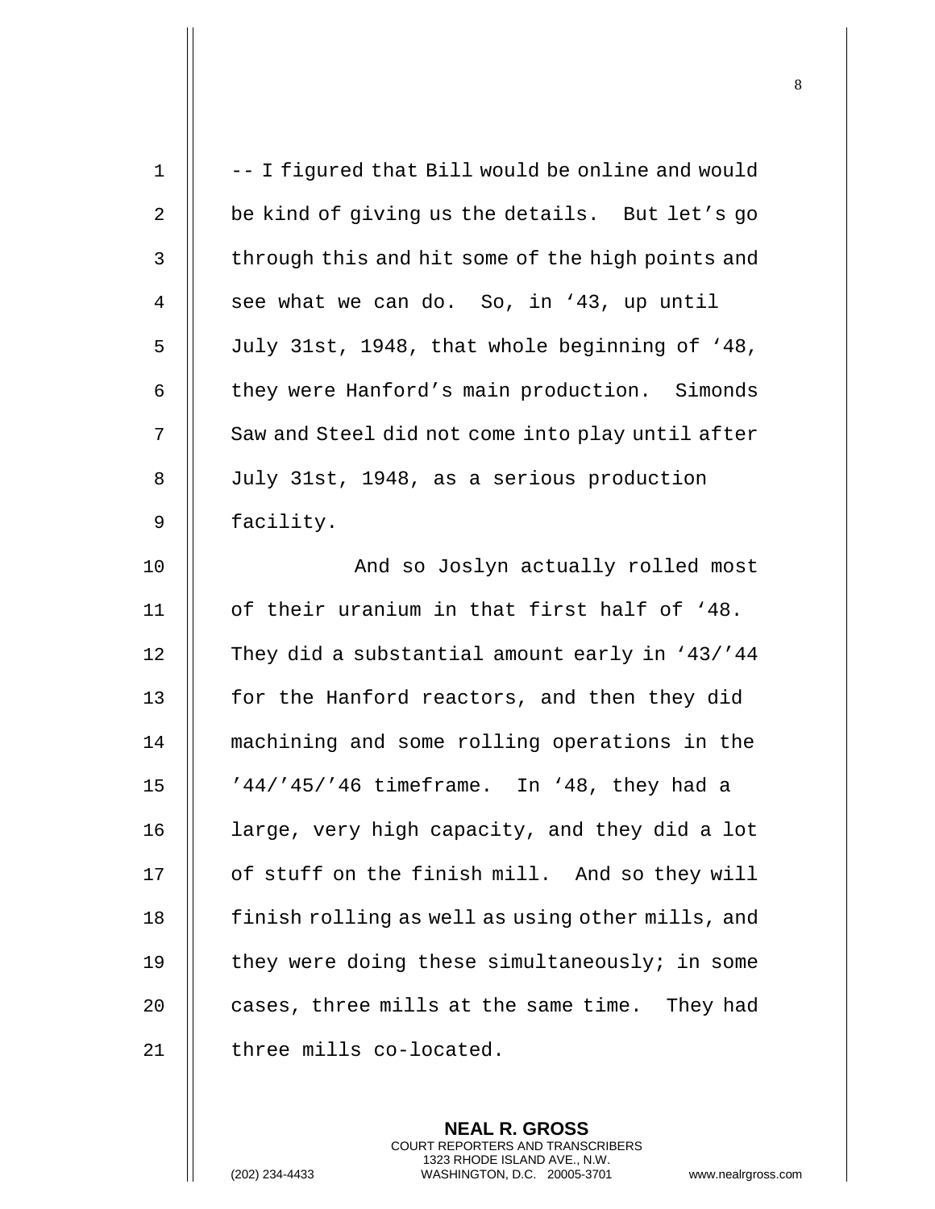-- I figured that Bill would be online and would be kind of giving us the details. But let's go through this and hit some of the high points and see what we can do. So, in '43, up until July 31st, 1948, that whole beginning of '48, they were Hanford's main production. Simonds Saw and Steel did not come into play until after July 31st, 1948, as a serious production facility.

And so Joslyn actually rolled most of their uranium in that first half of '48. They did a substantial amount early in '43/'44 for the Hanford reactors, and then they did machining and some rolling operations in the '44/'45/'46 timeframe. In '48, they had a large, very high capacity, and they did a lot of stuff on the finish mill. And so they will finish rolling as well as using other mills, and they were doing these simultaneously; in some cases, three mills at the same time. They had three mills co-located.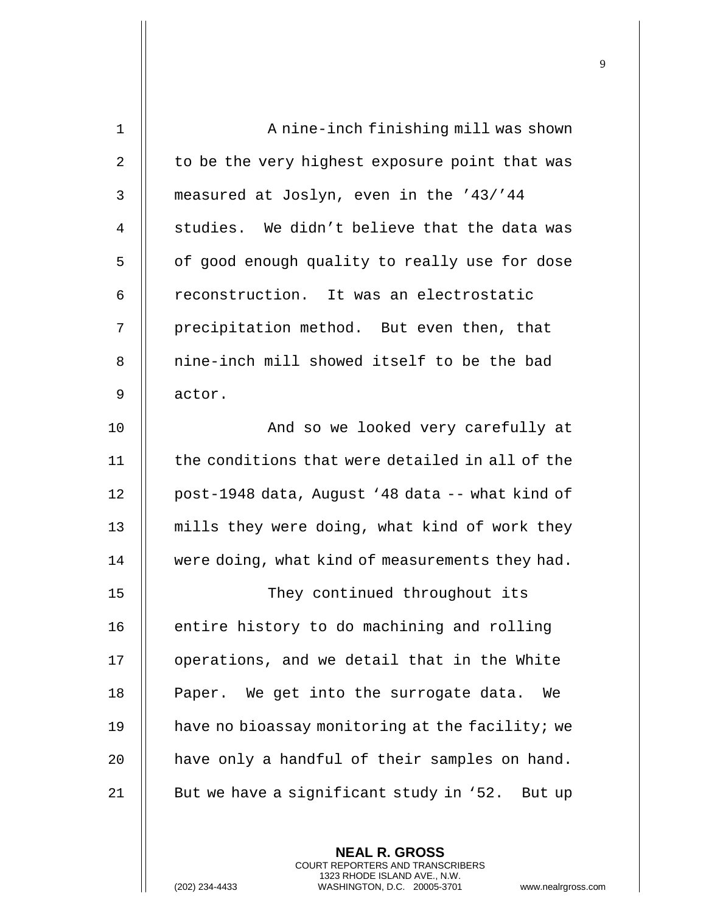A nine-inch finishing mill was shown to be the very highest exposure point that was measured at Joslyn, even in the '43/'44 studies. We didn't believe that the data was of good enough quality to really use for dose reconstruction. It was an electrostatic precipitation method. But even then, that nine-inch mill showed itself to be the bad actor.

And so we looked very carefully at the conditions that were detailed in all of the post-1948 data, August '48 data -- what kind of mills they were doing, what kind of work they were doing, what kind of measurements they had.

They continued throughout its entire history to do machining and rolling operations, and we detail that in the White Paper. We get into the surrogate data. We have no bioassay monitoring at the facility; we have only a handful of their samples on hand. But we have a significant study in '52. But up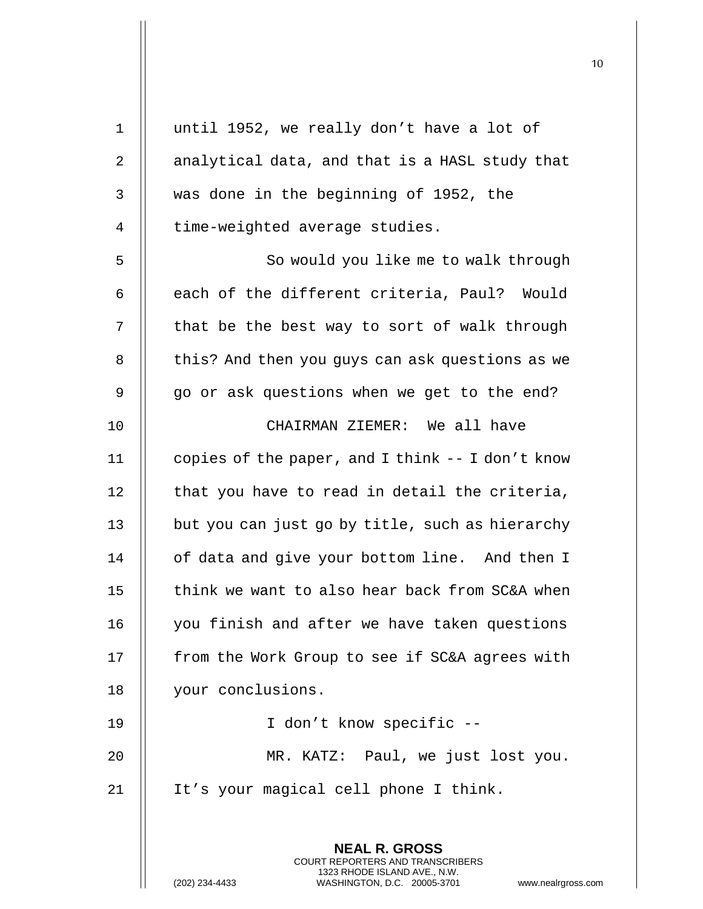until 1952, we really don't have a lot of analytical data, and that is a HASL study that was done in the beginning of 1952, the time-weighted average studies.

So would you like me to walk through each of the different criteria, Paul? Would that be the best way to sort of walk through this? And then you guys can ask questions as we go or ask questions when we get to the end?

CHAIRMAN ZIEMER: We all have copies of the paper, and I think -- I don't know that you have to read in detail the criteria, but you can just go by title, such as hierarchy of data and give your bottom line. And then I think we want to also hear back from SC&A when you finish and after we have taken questions from the Work Group to see if SC&A agrees with your conclusions.

I don't know specific --

MR. KATZ: Paul, we just lost you. It's your magical cell phone I think.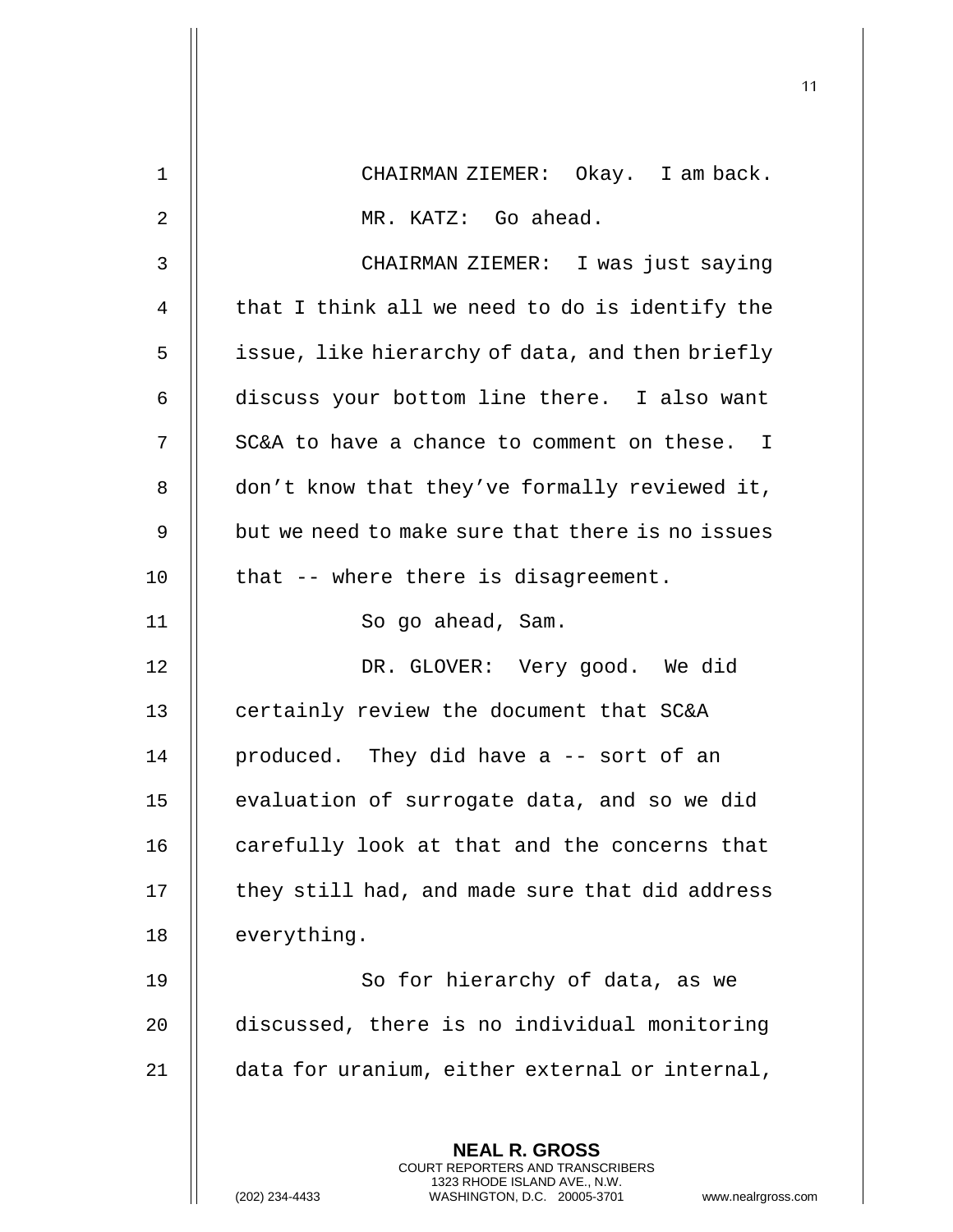CHAIRMAN ZIEMER: Okay. I am back.

MR. KATZ: Go ahead.

CHAIRMAN ZIEMER: I was just saying that I think all we need to do is identify the issue, like hierarchy of data, and then briefly discuss your bottom line there. I also want SC&A to have a chance to comment on these. I don't know that they've formally reviewed it, but we need to make sure that there is no issues that -- where there is disagreement.

So go ahead, Sam.

DR. GLOVER: Very good. We did certainly review the document that SC&A produced. They did have a -- sort of an evaluation of surrogate data, and so we did carefully look at that and the concerns that they still had, and made sure that did address everything.

So for hierarchy of data, as we discussed, there is no individual monitoring data for uranium, either external or internal,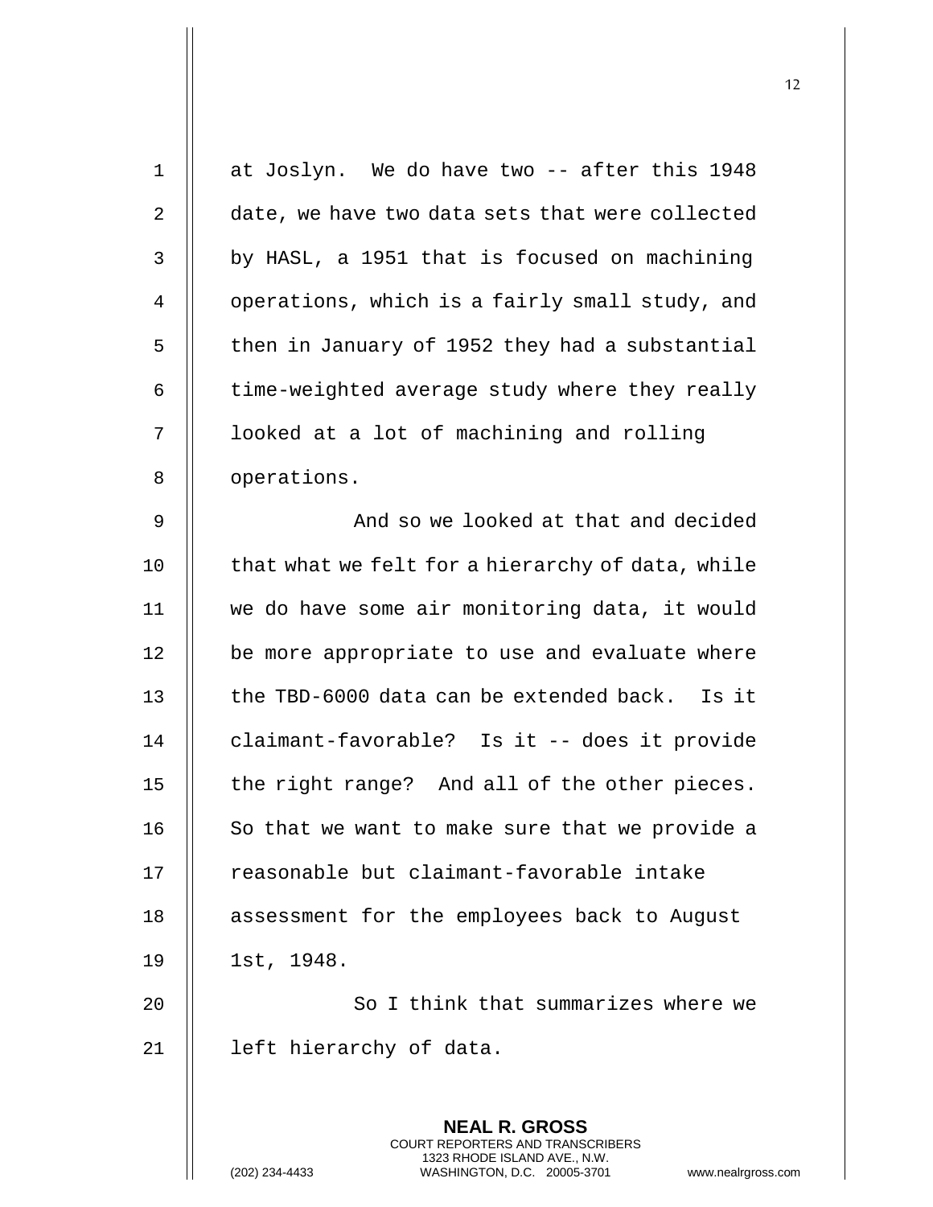at Joslyn. We do have two -- after this 1948 date, we have two data sets that were collected by HASL, a 1951 that is focused on machining operations, which is a fairly small study, and then in January of 1952 they had a substantial time-weighted average study where they really looked at a lot of machining and rolling operations.

And so we looked at that and decided that what we felt for a hierarchy of data, while we do have some air monitoring data, it would be more appropriate to use and evaluate where the TBD-6000 data can be extended back. Is it claimant-favorable? Is it -- does it provide the right range? And all of the other pieces. So that we want to make sure that we provide a reasonable but claimant-favorable intake assessment for the employees back to August 1st, 1948.

So I think that summarizes where we left hierarchy of data.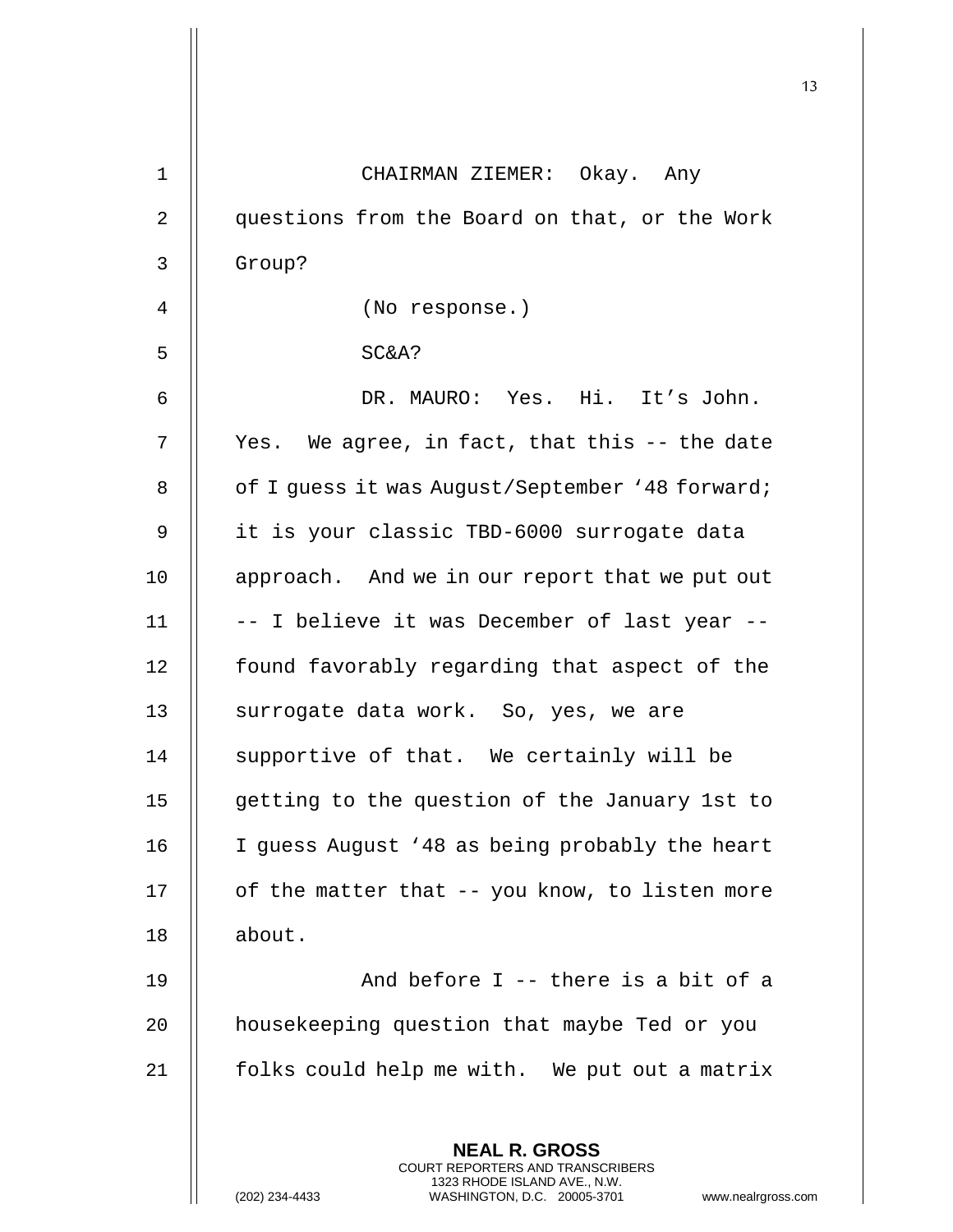CHAIRMAN ZIEMER: Okay. Any questions from the Board on that, or the Work Group?

(No response.)

SC&A?

DR. MAURO: Yes. Hi. It's John. Yes. We agree, in fact, that this -- the date of I guess it was August/September '48 forward; it is your classic TBD-6000 surrogate data approach. And we in our report that we put out -- I believe it was December of last year -- found favorably regarding that aspect of the surrogate data work. So, yes, we are supportive of that. We certainly will be getting to the question of the January 1st to I guess August '48 as being probably the heart of the matter that -- you know, to listen more about.

And before I -- there is a bit of a housekeeping question that maybe Ted or you folks could help me with. We put out a matrix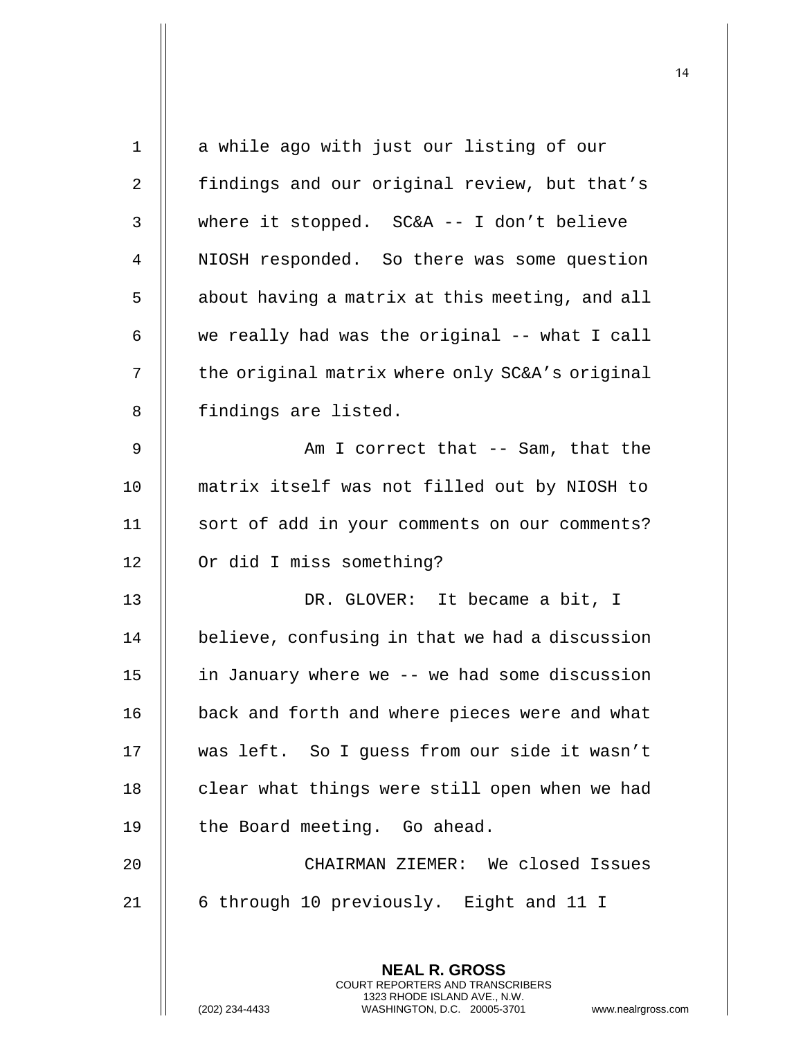a while ago with just our listing of our findings and our original review, but that's where it stopped. SC&A -- I don't believe NIOSH responded. So there was some question about having a matrix at this meeting, and all we really had was the original -- what I call the original matrix where only SC&A's original findings are listed.

Am I correct that -- Sam, that the matrix itself was not filled out by NIOSH to sort of add in your comments on our comments? Or did I miss something?

DR. GLOVER: It became a bit, I believe, confusing in that we had a discussion in January where we -- we had some discussion back and forth and where pieces were and what was left. So I guess from our side it wasn't clear what things were still open when we had the Board meeting. Go ahead.

CHAIRMAN ZIEMER: We closed Issues 6 through 10 previously. Eight and 11 I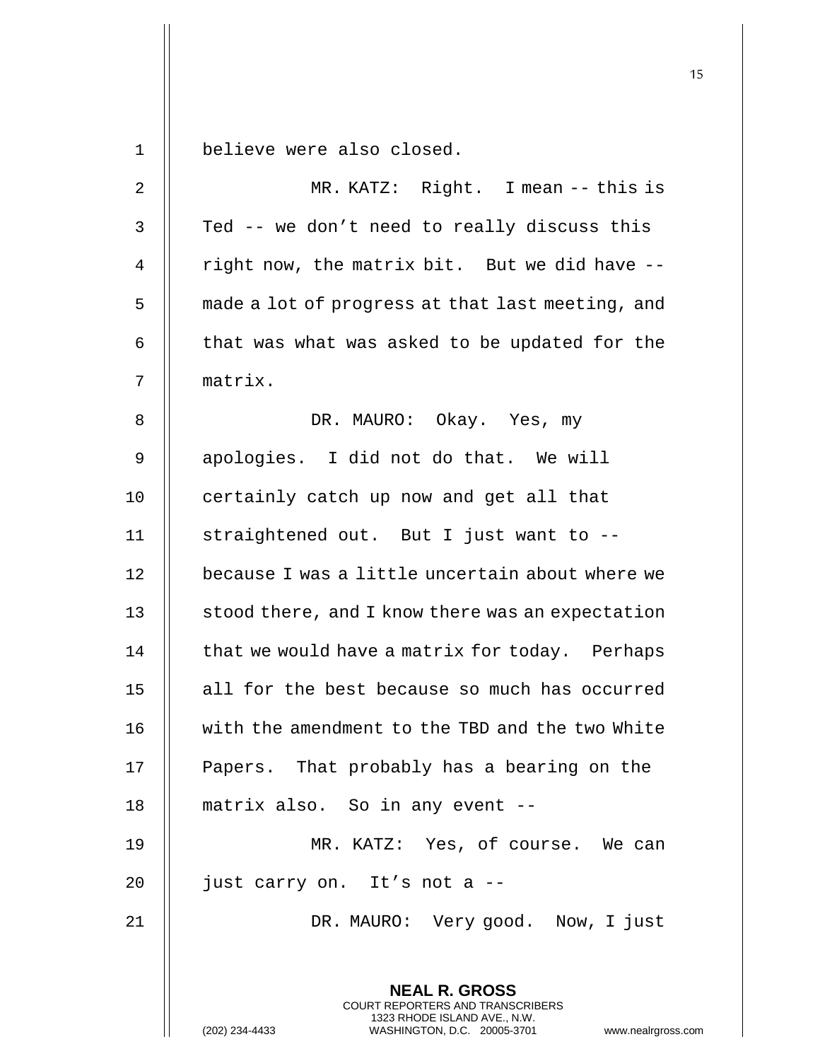believe were also closed.

MR. KATZ: Right. I mean -- this is Ted -- we don't need to really discuss this right now, the matrix bit. But we did have -- made a lot of progress at that last meeting, and that was what was asked to be updated for the matrix.

DR. MAURO: Okay. Yes, my apologies. I did not do that. We will certainly catch up now and get all that straightened out. But I just want to -- because I was a little uncertain about where we stood there, and I know there was an expectation that we would have a matrix for today. Perhaps all for the best because so much has occurred with the amendment to the TBD and the two White Papers. That probably has a bearing on the matrix also. So in any event --

MR. KATZ: Yes, of course. We can just carry on. It's not a --

DR. MAURO: Very good. Now, I just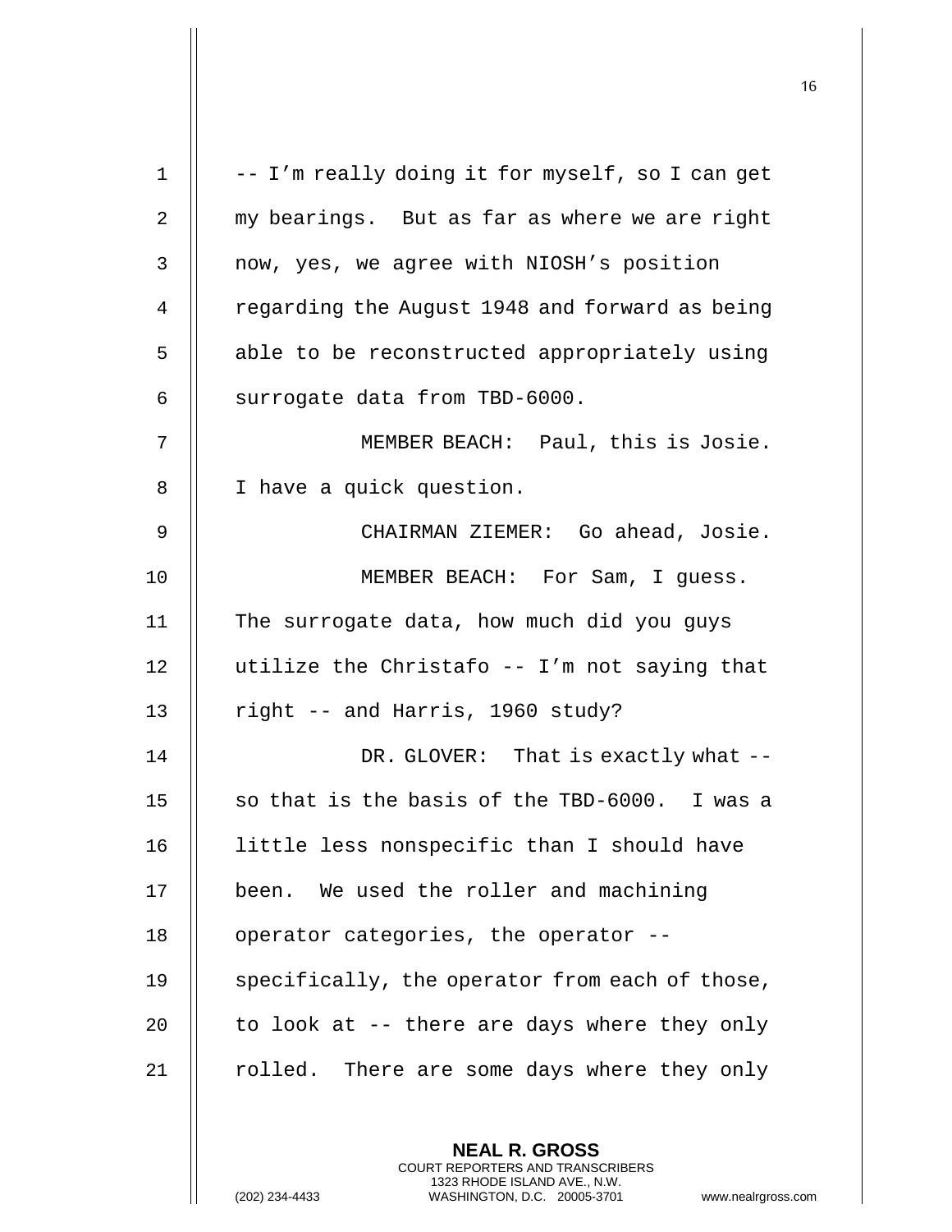-- I'm really doing it for myself, so I can get my bearings. But as far as where we are right now, yes, we agree with NIOSH's position regarding the August 1948 and forward as being able to be reconstructed appropriately using surrogate data from TBD-6000.

MEMBER BEACH: Paul, this is Josie. I have a quick question.

CHAIRMAN ZIEMER: Go ahead, Josie.

MEMBER BEACH: For Sam, I guess. The surrogate data, how much did you guys utilize the Christafo -- I'm not saying that right -- and Harris, 1960 study?

DR. GLOVER: That is exactly what -- so that is the basis of the TBD-6000. I was a little less nonspecific than I should have been. We used the roller and machining operator categories, the operator -- specifically, the operator from each of those, to look at -- there are days where they only rolled. There are some days where they only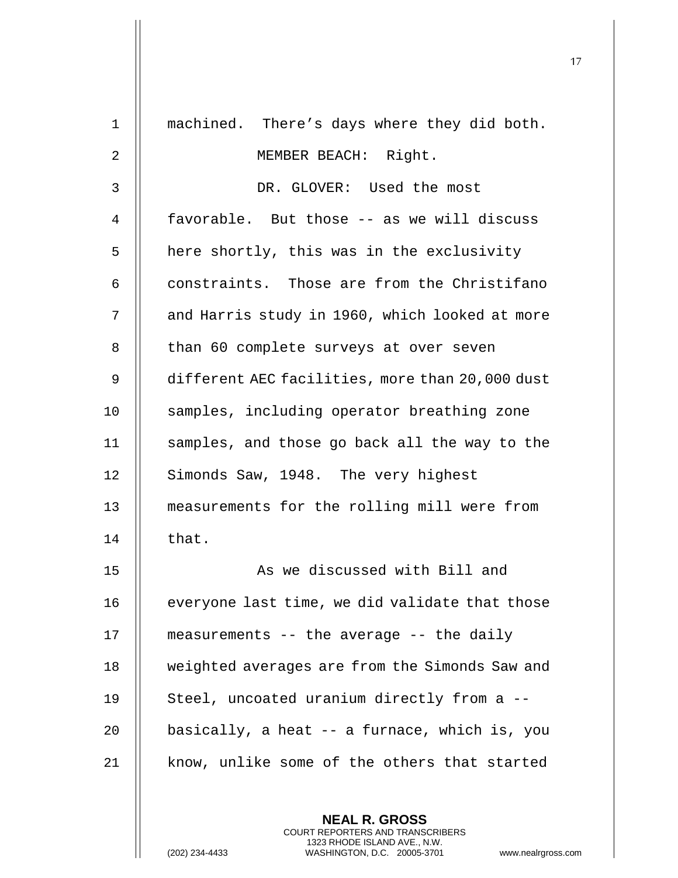machined. There's days where they did both.

MEMBER BEACH: Right.

DR. GLOVER: Used the most favorable. But those -- as we will discuss here shortly, this was in the exclusivity constraints. Those are from the Christifano and Harris study in 1960, which looked at more than 60 complete surveys at over seven different AEC facilities, more than 20,000 dust samples, including operator breathing zone samples, and those go back all the way to the Simonds Saw, 1948. The very highest measurements for the rolling mill were from that.

As we discussed with Bill and everyone last time, we did validate that those measurements -- the average -- the daily weighted averages are from the Simonds Saw and Steel, uncoated uranium directly from a -- basically, a heat -- a furnace, which is, you know, unlike some of the others that started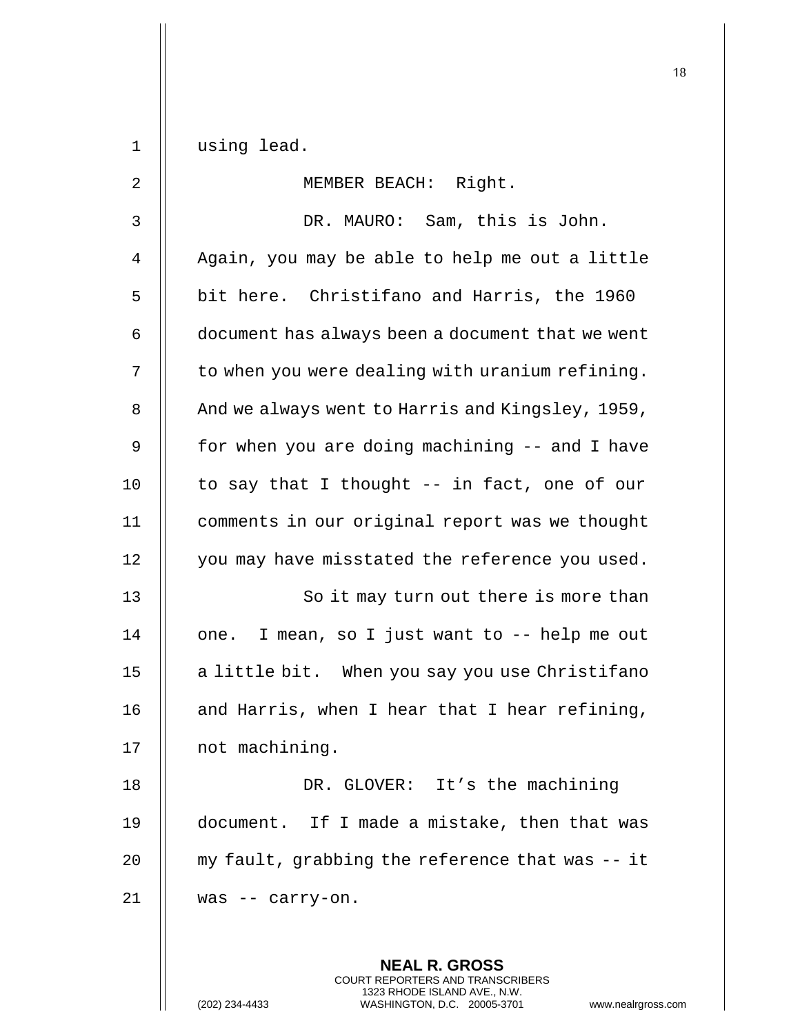using lead.

MEMBER BEACH: Right.

DR. MAURO: Sam, this is John. Again, you may be able to help me out a little bit here. Christifano and Harris, the 1960 document has always been a document that we went to when you were dealing with uranium refining. And we always went to Harris and Kingsley, 1959, for when you are doing machining -- and I have to say that I thought -- in fact, one of our comments in our original report was we thought you may have misstated the reference you used.

So it may turn out there is more than one. I mean, so I just want to -- help me out a little bit. When you say you use Christifano and Harris, when I hear that I hear refining, not machining.

DR. GLOVER: It's the machining document. If I made a mistake, then that was my fault, grabbing the reference that was -- it was -- carry-on.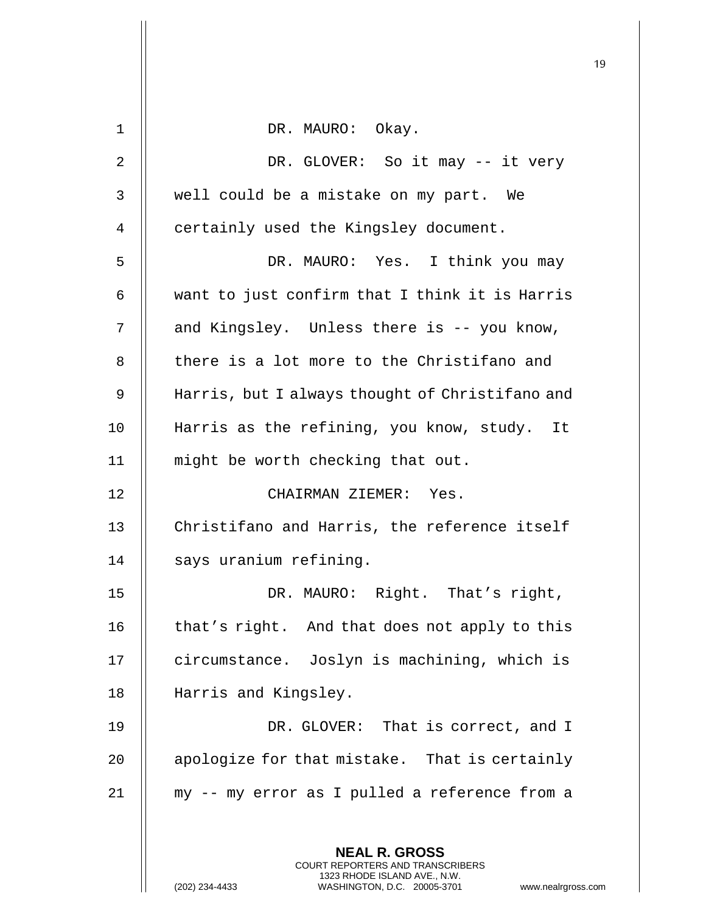DR. MAURO: Okay.

DR. GLOVER: So it may -- it very well could be a mistake on my part. We certainly used the Kingsley document.

DR. MAURO: Yes. I think you may want to just confirm that I think it is Harris and Kingsley. Unless there is -- you know, there is a lot more to the Christifano and Harris, but I always thought of Christifano and Harris as the refining, you know, study. It might be worth checking that out.

CHAIRMAN ZIEMER: Yes. Christifano and Harris, the reference itself says uranium refining.

DR. MAURO: Right. That's right, that's right. And that does not apply to this circumstance. Joslyn is machining, which is Harris and Kingsley.

DR. GLOVER: That is correct, and I apologize for that mistake. That is certainly my -- my error as I pulled a reference from a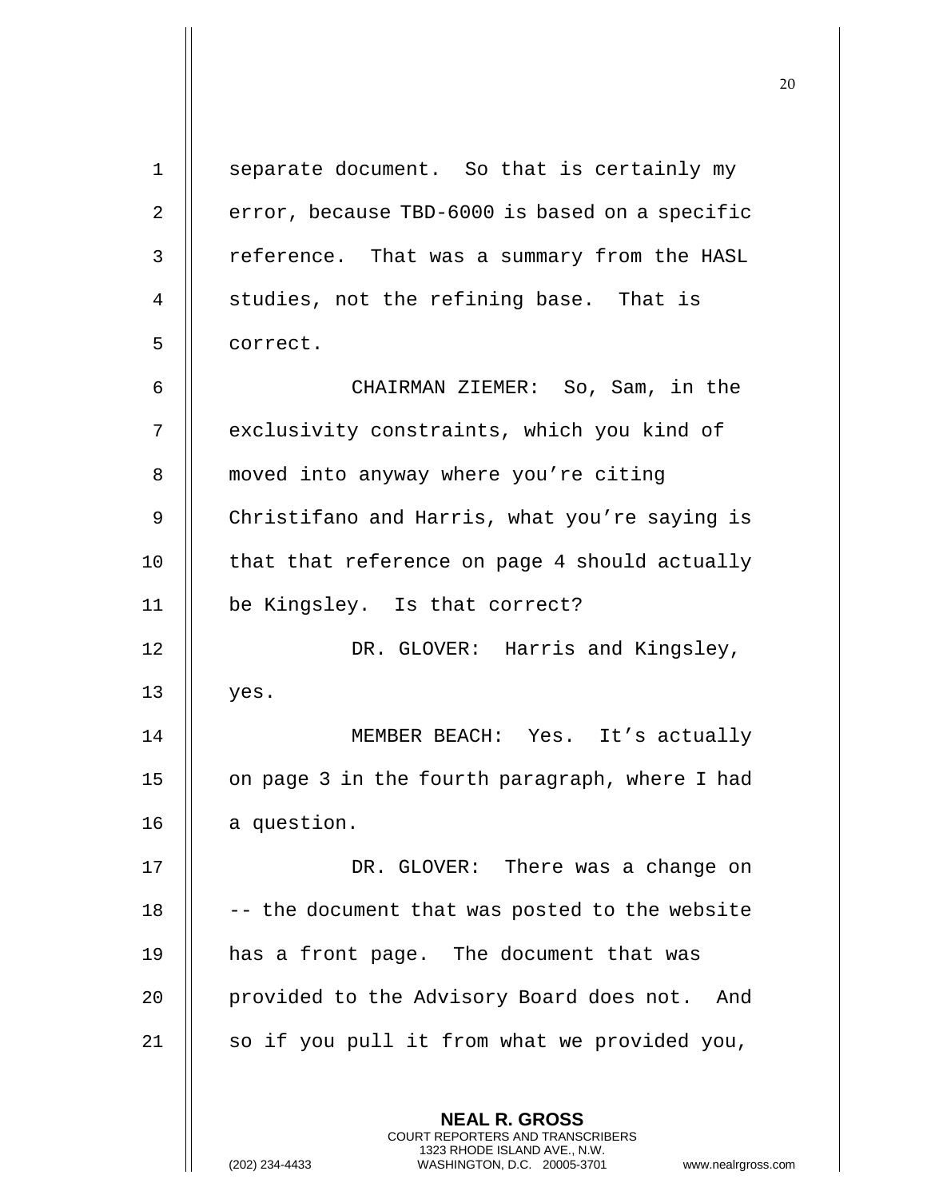separate document. So that is certainly my error, because TBD-6000 is based on a specific reference. That was a summary from the HASL studies, not the refining base. That is correct.

CHAIRMAN ZIEMER: So, Sam, in the exclusivity constraints, which you kind of moved into anyway where you're citing Christifano and Harris, what you're saying is that that reference on page 4 should actually be Kingsley. Is that correct?

DR. GLOVER: Harris and Kingsley, yes.

MEMBER BEACH: Yes. It's actually on page 3 in the fourth paragraph, where I had a question.

DR. GLOVER: There was a change on -- the document that was posted to the website has a front page. The document that was provided to the Advisory Board does not. And so if you pull it from what we provided you,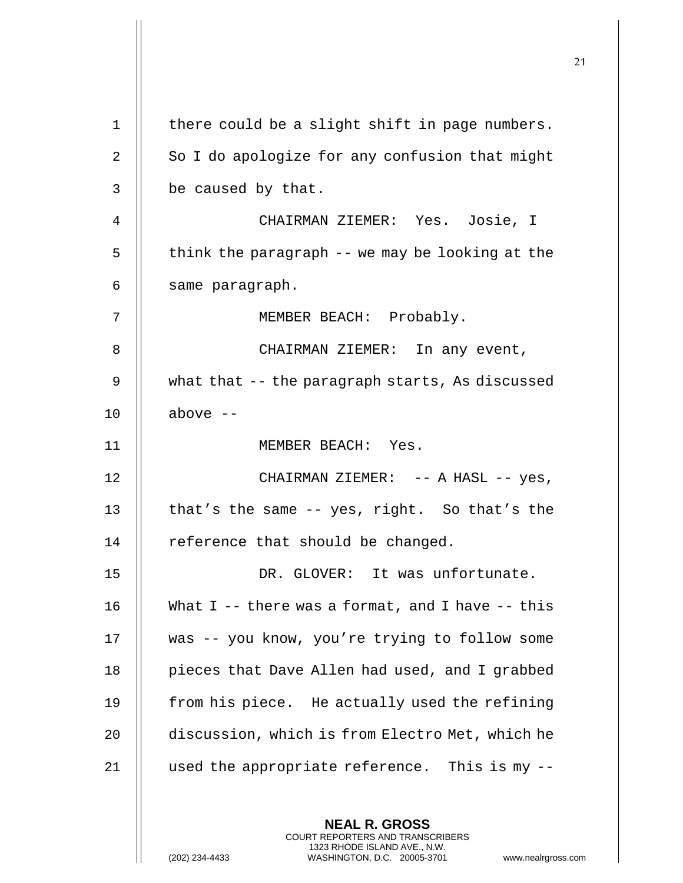there could be a slight shift in page numbers. So I do apologize for any confusion that might be caused by that.

CHAIRMAN ZIEMER: Yes. Josie, I think the paragraph -- we may be looking at the same paragraph.

MEMBER BEACH: Probably.

CHAIRMAN ZIEMER: In any event, what that -- the paragraph starts, As discussed above --

MEMBER BEACH: Yes.

CHAIRMAN ZIEMER: -- A HASL -- yes, that's the same -- yes, right. So that's the reference that should be changed.

DR. GLOVER: It was unfortunate. What I -- there was a format, and I have -- this was -- you know, you're trying to follow some pieces that Dave Allen had used, and I grabbed from his piece. He actually used the refining discussion, which is from Electro Met, which he used the appropriate reference. This is my --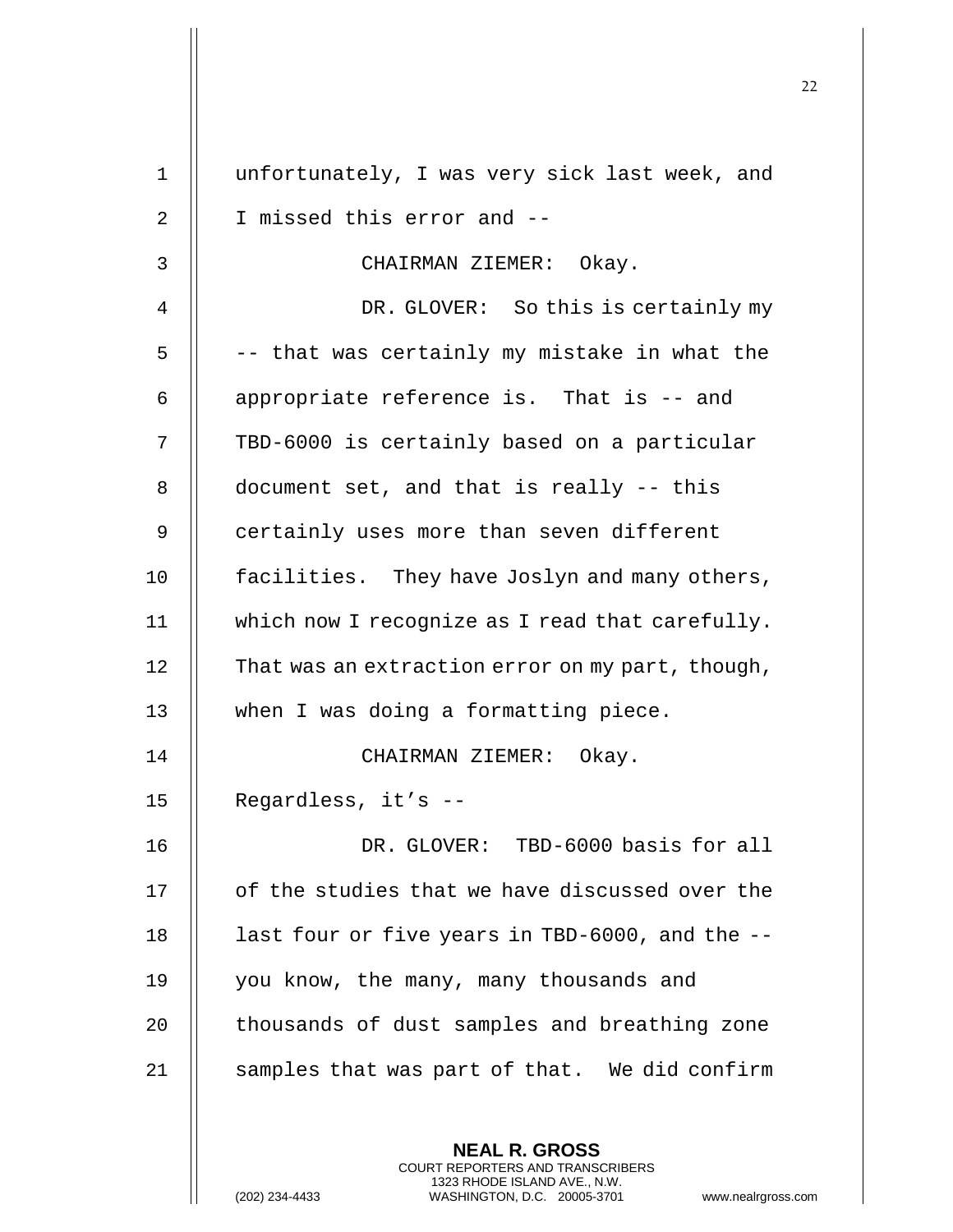unfortunately, I was very sick last week, and I missed this error and --

CHAIRMAN ZIEMER: Okay.

DR. GLOVER: So this is certainly my -- that was certainly my mistake in what the appropriate reference is. That is -- and TBD-6000 is certainly based on a particular document set, and that is really -- this certainly uses more than seven different facilities. They have Joslyn and many others, which now I recognize as I read that carefully. That was an extraction error on my part, though, when I was doing a formatting piece.

CHAIRMAN ZIEMER: Okay. Regardless, it's --

DR. GLOVER: TBD-6000 basis for all of the studies that we have discussed over the last four or five years in TBD-6000, and the -- you know, the many, many thousands and thousands of dust samples and breathing zone samples that was part of that. We did confirm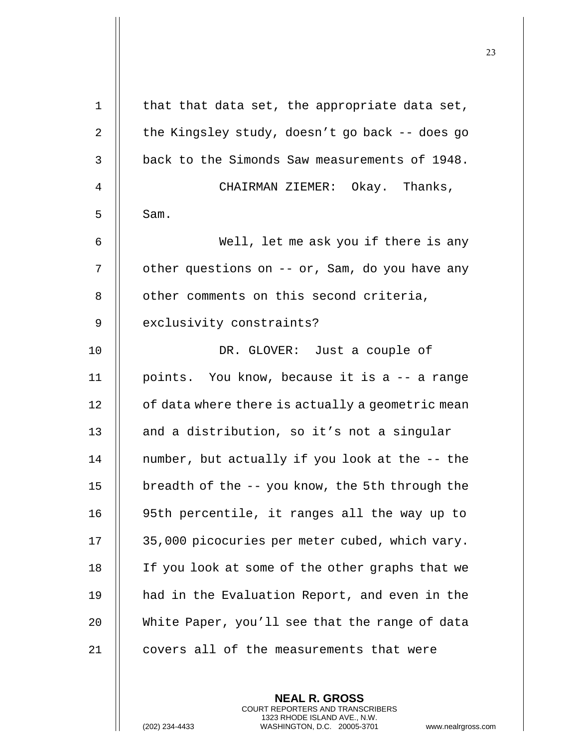that that data set, the appropriate data set, the Kingsley study, doesn't go back -- does go back to the Simonds Saw measurements of 1948.

CHAIRMAN ZIEMER: Okay. Thanks, Sam.

Well, let me ask you if there is any other questions on -- or, Sam, do you have any other comments on this second criteria, exclusivity constraints?

DR. GLOVER: Just a couple of points. You know, because it is a -- a range of data where there is actually a geometric mean and a distribution, so it's not a singular number, but actually if you look at the -- the breadth of the -- you know, the 5th through the 95th percentile, it ranges all the way up to 35,000 picocuries per meter cubed, which vary. If you look at some of the other graphs that we had in the Evaluation Report, and even in the White Paper, you'll see that the range of data covers all of the measurements that were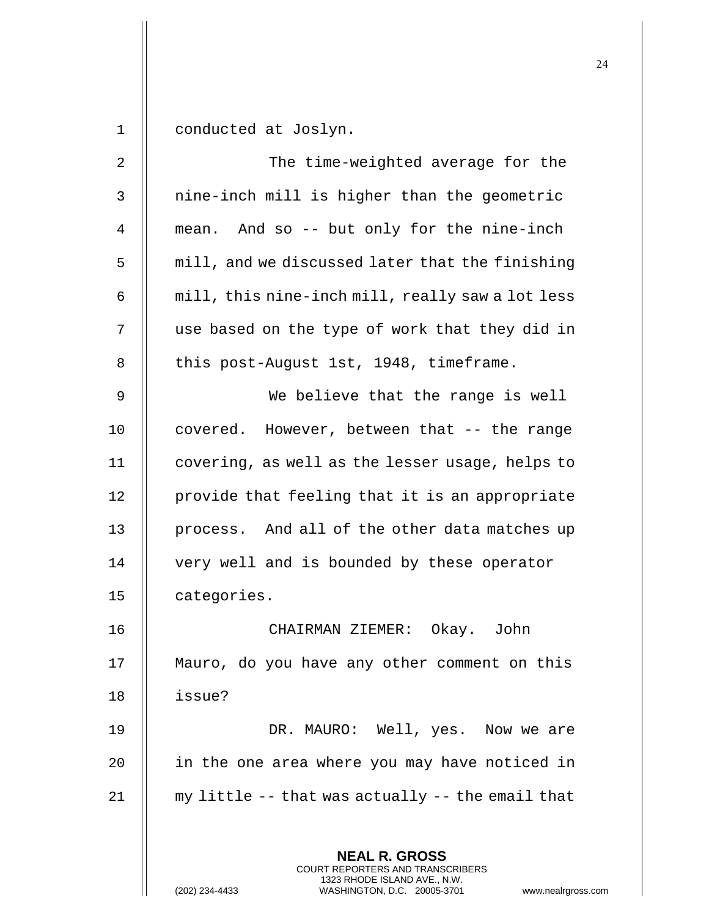conducted at Joslyn.

The time-weighted average for the nine-inch mill is higher than the geometric mean. And so -- but only for the nine-inch mill, and we discussed later that the finishing mill, this nine-inch mill, really saw a lot less use based on the type of work that they did in this post-August 1st, 1948, timeframe.

We believe that the range is well covered. However, between that -- the range covering, as well as the lesser usage, helps to provide that feeling that it is an appropriate process. And all of the other data matches up very well and is bounded by these operator categories.

CHAIRMAN ZIEMER: Okay. John Mauro, do you have any other comment on this issue?

DR. MAURO: Well, yes. Now we are in the one area where you may have noticed in my little -- that was actually -- the email that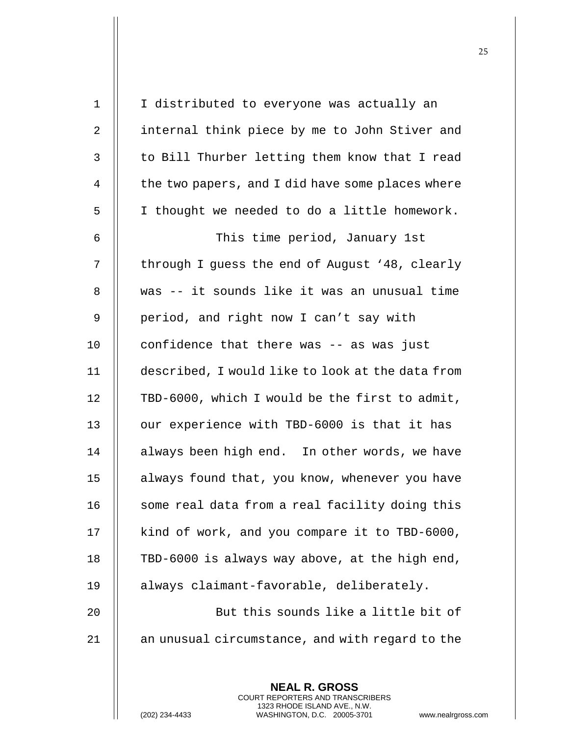I distributed to everyone was actually an internal think piece by me to John Stiver and to Bill Thurber letting them know that I read the two papers, and I did have some places where I thought we needed to do a little homework.

This time period, January 1st through I guess the end of August '48, clearly was -- it sounds like it was an unusual time period, and right now I can't say with confidence that there was -- as was just described, I would like to look at the data from TBD-6000, which I would be the first to admit, our experience with TBD-6000 is that it has always been high end. In other words, we have always found that, you know, whenever you have some real data from a real facility doing this kind of work, and you compare it to TBD-6000, TBD-6000 is always way above, at the high end, always claimant-favorable, deliberately.

But this sounds like a little bit of an unusual circumstance, and with regard to the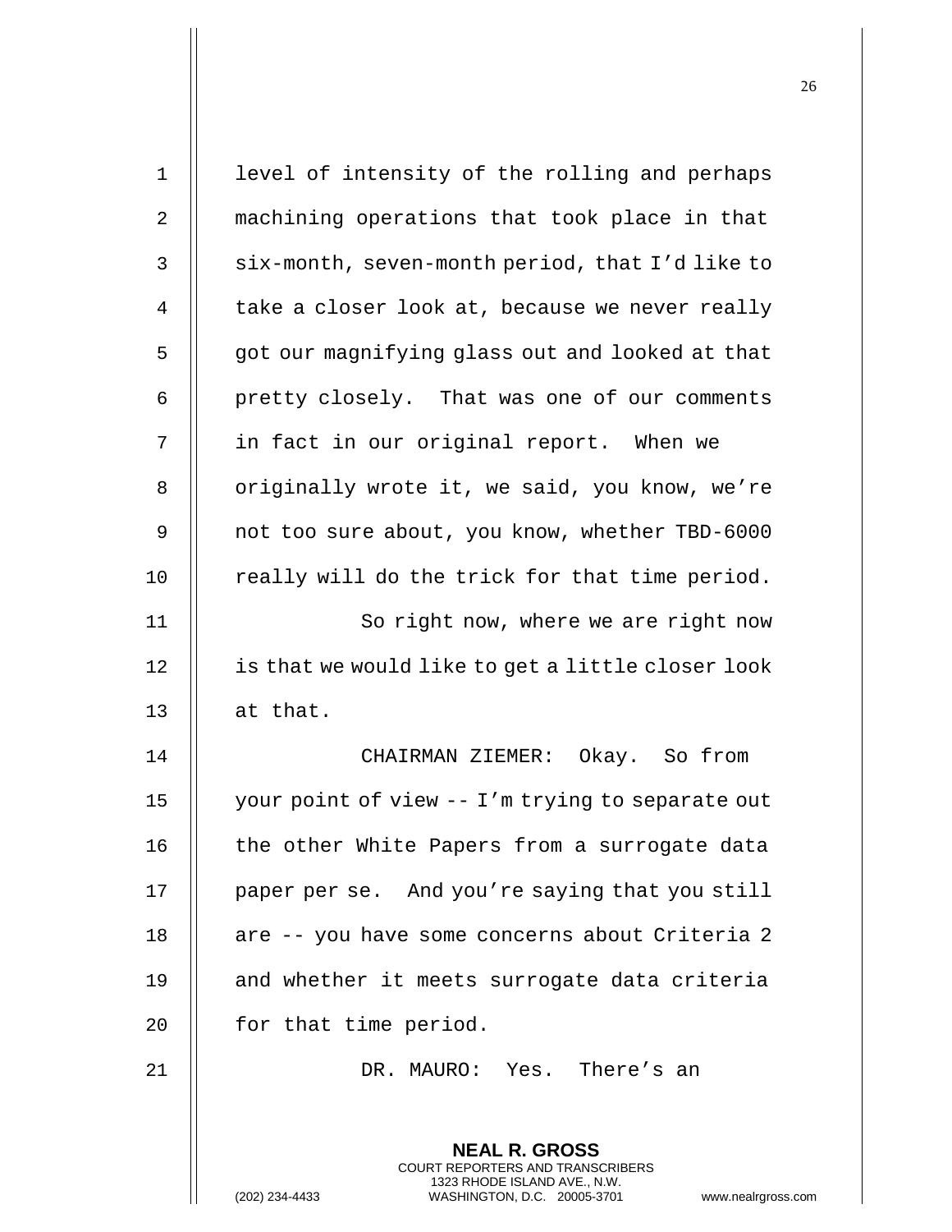level of intensity of the rolling and perhaps machining operations that took place in that six-month, seven-month period, that I'd like to take a closer look at, because we never really got our magnifying glass out and looked at that pretty closely. That was one of our comments in fact in our original report. When we originally wrote it, we said, you know, we're not too sure about, you know, whether TBD-6000 really will do the trick for that time period.

So right now, where we are right now is that we would like to get a little closer look at that.

CHAIRMAN ZIEMER: Okay. So from your point of view -- I'm trying to separate out the other White Papers from a surrogate data paper per se. And you're saying that you still are -- you have some concerns about Criteria 2 and whether it meets surrogate data criteria for that time period.

DR. MAURO: Yes. There's an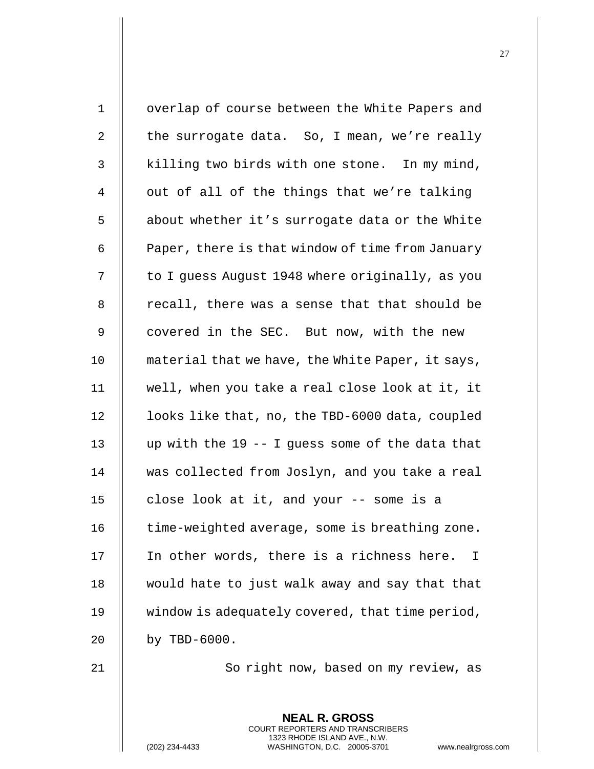overlap of course between the White Papers and the surrogate data. So, I mean, we're really killing two birds with one stone. In my mind, out of all of the things that we're talking about whether it's surrogate data or the White Paper, there is that window of time from January to I guess August 1948 where originally, as you recall, there was a sense that that should be covered in the SEC. But now, with the new material that we have, the White Paper, it says, well, when you take a real close look at it, it looks like that, no, the TBD-6000 data, coupled up with the 19 -- I guess some of the data that was collected from Joslyn, and you take a real close look at it, and your -- some is a time-weighted average, some is breathing zone. In other words, there is a richness here. I would hate to just walk away and say that that window is adequately covered, that time period, by TBD-6000.

So right now, based on my review, as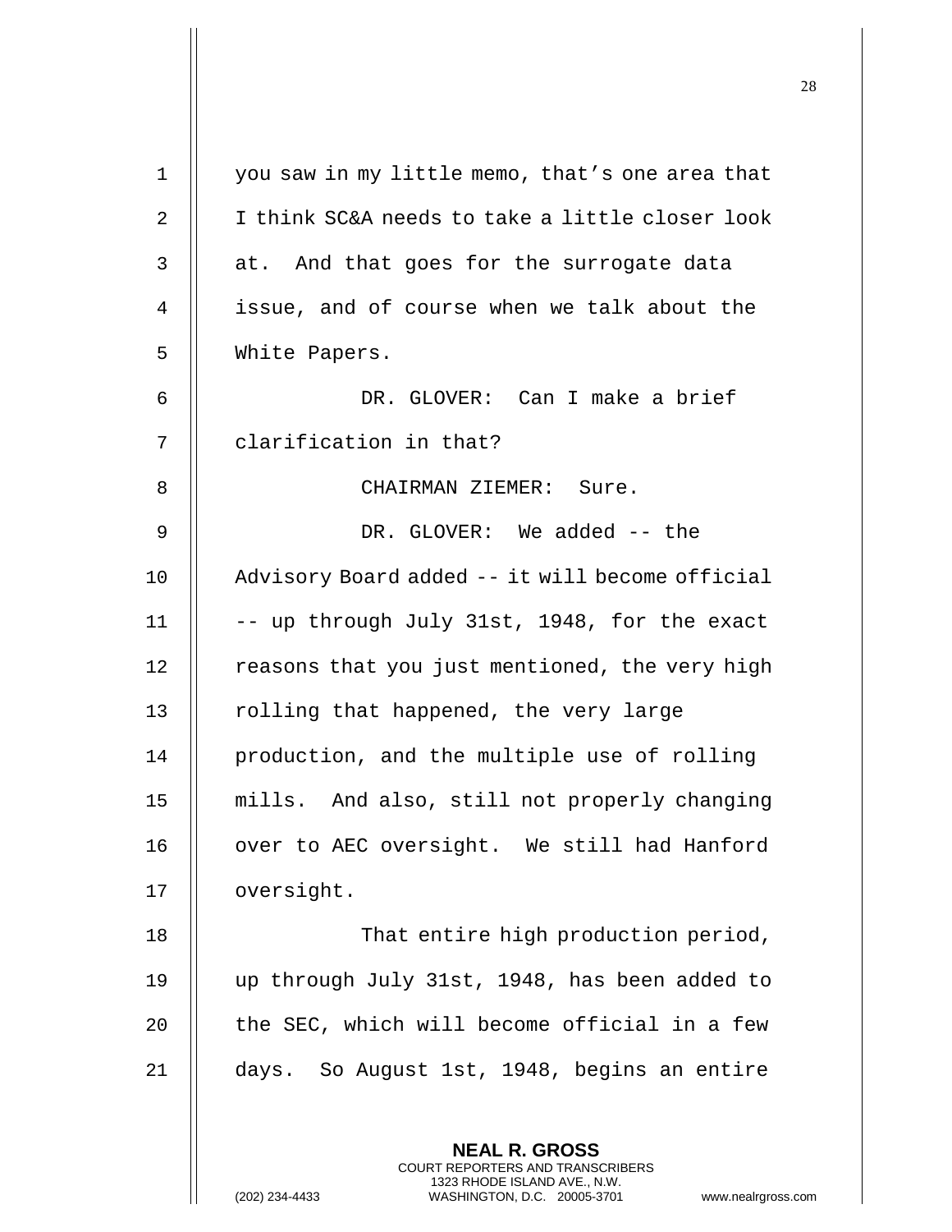you saw in my little memo, that's one area that I think SC&A needs to take a little closer look at. And that goes for the surrogate data issue, and of course when we talk about the White Papers.

DR. GLOVER: Can I make a brief clarification in that?

CHAIRMAN ZIEMER: Sure.

DR. GLOVER: We added -- the Advisory Board added -- it will become official -- up through July 31st, 1948, for the exact reasons that you just mentioned, the very high rolling that happened, the very large production, and the multiple use of rolling mills. And also, still not properly changing over to AEC oversight. We still had Hanford oversight.

That entire high production period, up through July 31st, 1948, has been added to the SEC, which will become official in a few days. So August 1st, 1948, begins an entire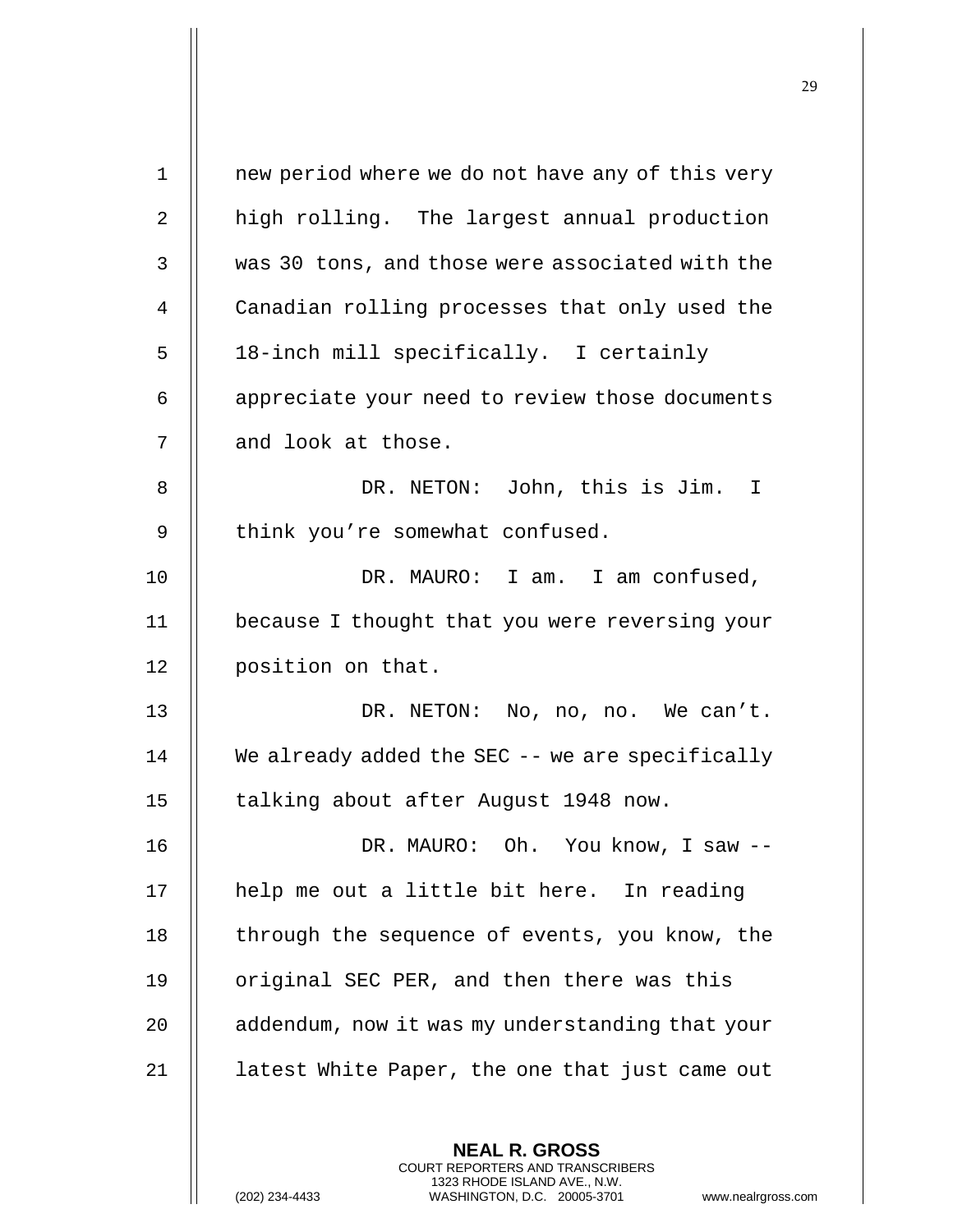new period where we do not have any of this very high rolling. The largest annual production was 30 tons, and those were associated with the Canadian rolling processes that only used the 18-inch mill specifically. I certainly appreciate your need to review those documents and look at those.

DR. NETON: John, this is Jim. I think you're somewhat confused.

DR. MAURO: I am. I am confused, because I thought that you were reversing your position on that.

DR. NETON: No, no, no. We can't. We already added the SEC -- we are specifically talking about after August 1948 now.

DR. MAURO: Oh. You know, I saw -- help me out a little bit here. In reading through the sequence of events, you know, the original SEC PER, and then there was this addendum, now it was my understanding that your latest White Paper, the one that just came out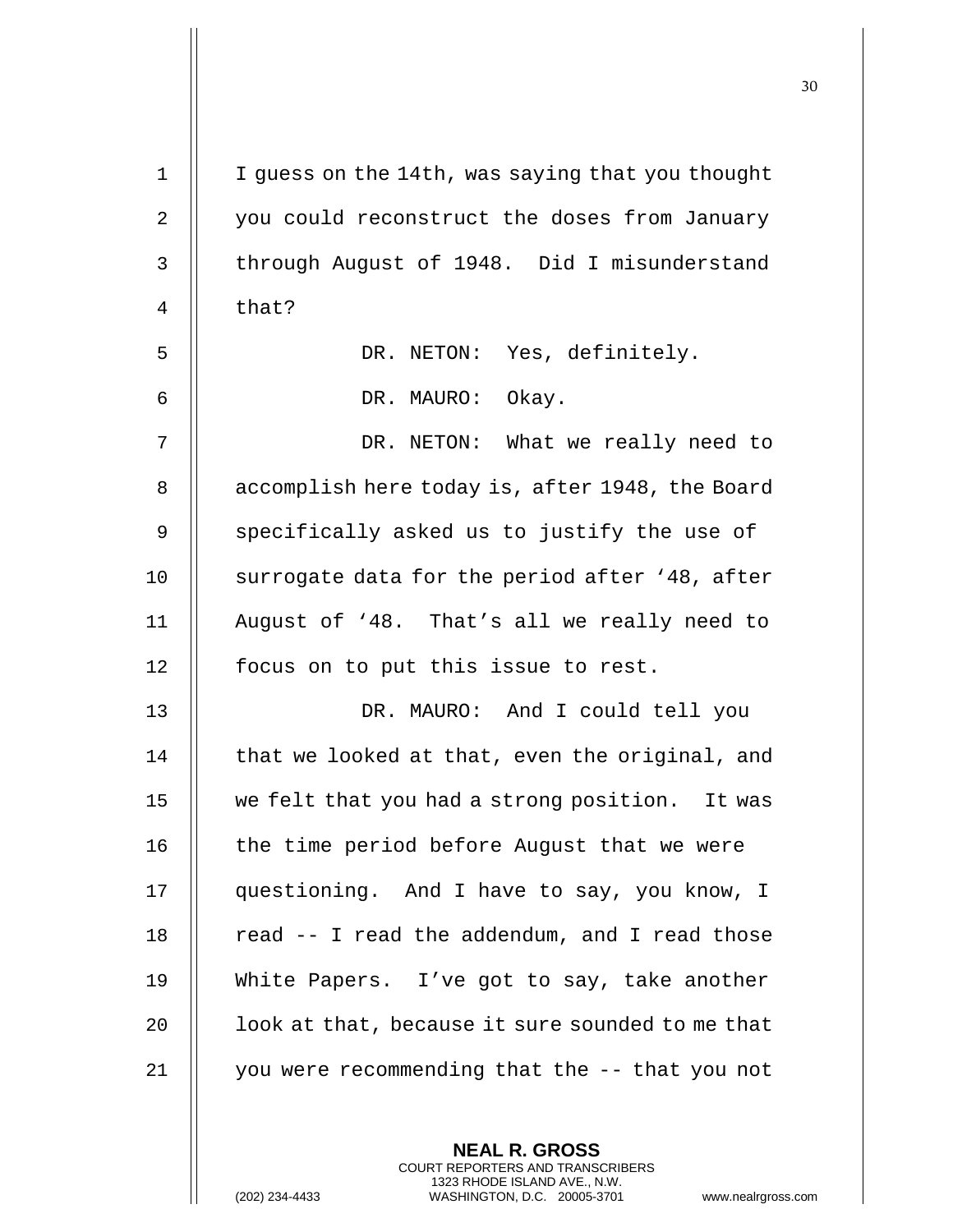I guess on the 14th, was saying that you thought you could reconstruct the doses from January through August of 1948. Did I misunderstand that?

DR. NETON: Yes, definitely.

DR. MAURO: Okay.

DR. NETON: What we really need to accomplish here today is, after 1948, the Board specifically asked us to justify the use of surrogate data for the period after '48, after August of '48. That's all we really need to focus on to put this issue to rest.

DR. MAURO: And I could tell you that we looked at that, even the original, and we felt that you had a strong position. It was the time period before August that we were questioning. And I have to say, you know, I read -- I read the addendum, and I read those White Papers. I've got to say, take another look at that, because it sure sounded to me that you were recommending that the -- that you not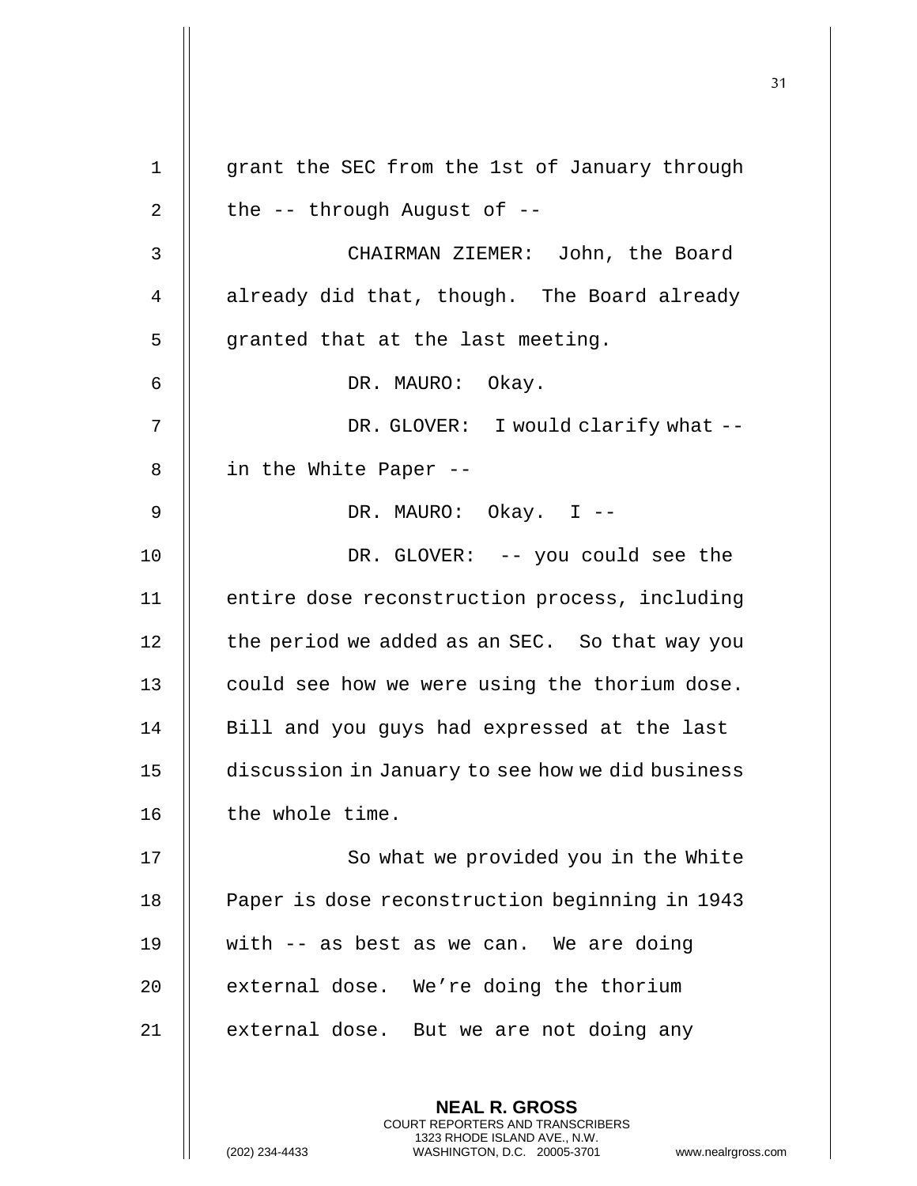grant the SEC from the 1st of January through the -- through August of --

CHAIRMAN ZIEMER: John, the Board already did that, though. The Board already granted that at the last meeting.

DR. MAURO: Okay.

DR. GLOVER: I would clarify what -- in the White Paper --

DR. MAURO: Okay. I --

DR. GLOVER: -- you could see the entire dose reconstruction process, including the period we added as an SEC. So that way you could see how we were using the thorium dose. Bill and you guys had expressed at the last discussion in January to see how we did business the whole time.

So what we provided you in the White Paper is dose reconstruction beginning in 1943 with -- as best as we can. We are doing external dose. We're doing the thorium external dose. But we are not doing any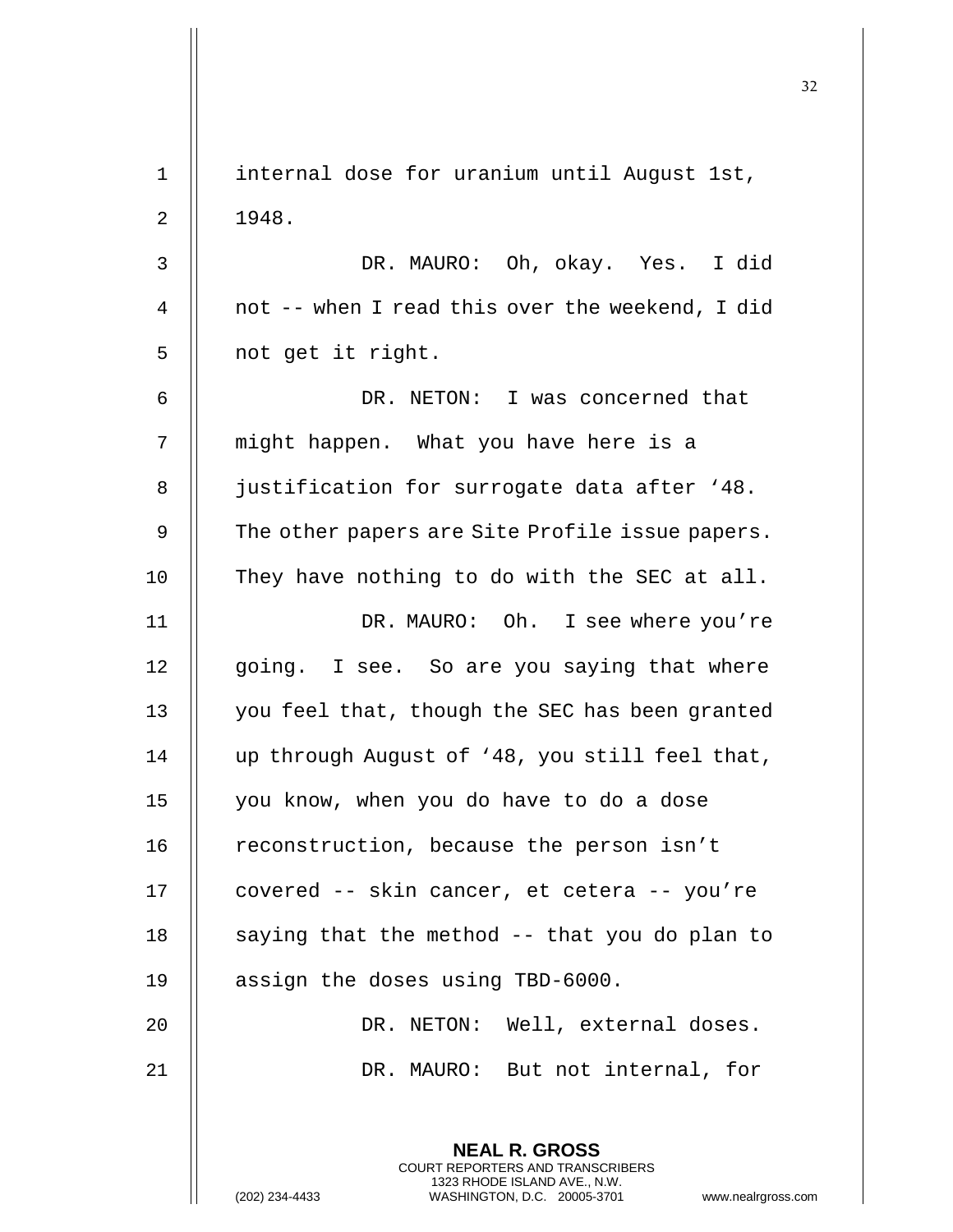internal dose for uranium until August 1st, 1948.

DR. MAURO: Oh, okay. Yes. I did not -- when I read this over the weekend, I did not get it right.

DR. NETON: I was concerned that might happen. What you have here is a justification for surrogate data after '48. The other papers are Site Profile issue papers. They have nothing to do with the SEC at all.

DR. MAURO: Oh. I see where you're going. I see. So are you saying that where you feel that, though the SEC has been granted up through August of '48, you still feel that, you know, when you do have to do a dose reconstruction, because the person isn't covered -- skin cancer, et cetera -- you're saying that the method -- that you do plan to assign the doses using TBD-6000.

DR. NETON: Well, external doses.

DR. MAURO: But not internal, for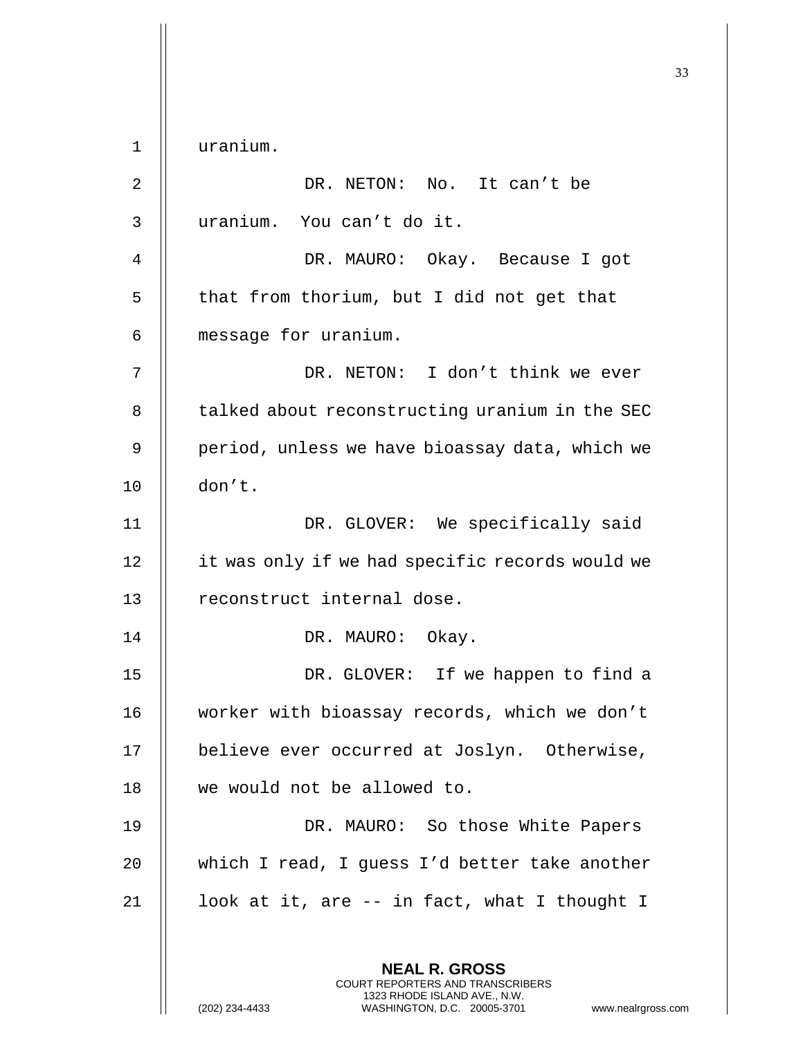uranium.

DR. NETON: No. It can't be uranium. You can't do it.

DR. MAURO: Okay. Because I got that from thorium, but I did not get that message for uranium.

DR. NETON: I don't think we ever talked about reconstructing uranium in the SEC period, unless we have bioassay data, which we don't.

DR. GLOVER: We specifically said it was only if we had specific records would we reconstruct internal dose.

DR. MAURO: Okay.

DR. GLOVER: If we happen to find a worker with bioassay records, which we don't believe ever occurred at Joslyn. Otherwise, we would not be allowed to.

DR. MAURO: So those White Papers which I read, I guess I'd better take another look at it, are -- in fact, what I thought I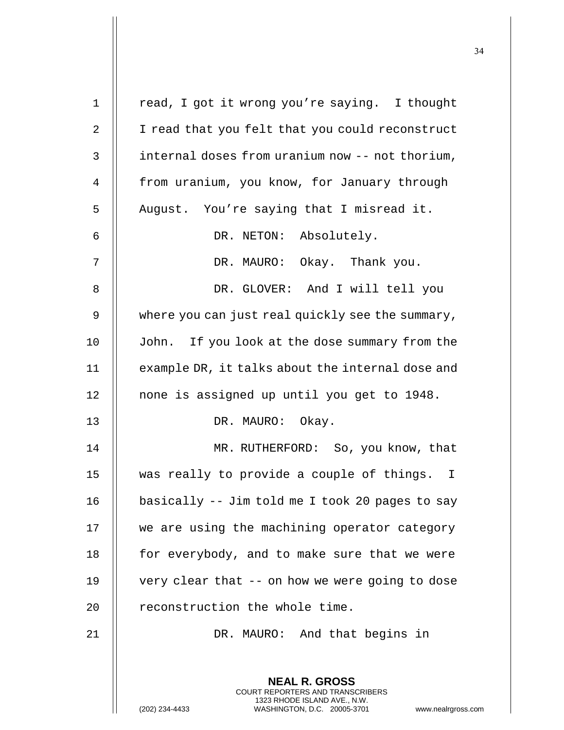read, I got it wrong you're saying. I thought I read that you felt that you could reconstruct internal doses from uranium now -- not thorium, from uranium, you know, for January through August. You're saying that I misread it.

DR. NETON: Absolutely.

DR. MAURO: Okay. Thank you.

DR. GLOVER: And I will tell you where you can just real quickly see the summary, John. If you look at the dose summary from the example DR, it talks about the internal dose and none is assigned up until you get to 1948.

DR. MAURO: Okay.

MR. RUTHERFORD: So, you know, that was really to provide a couple of things. I basically -- Jim told me I took 20 pages to say we are using the machining operator category for everybody, and to make sure that we were very clear that -- on how we were going to dose reconstruction the whole time.

DR. MAURO: And that begins in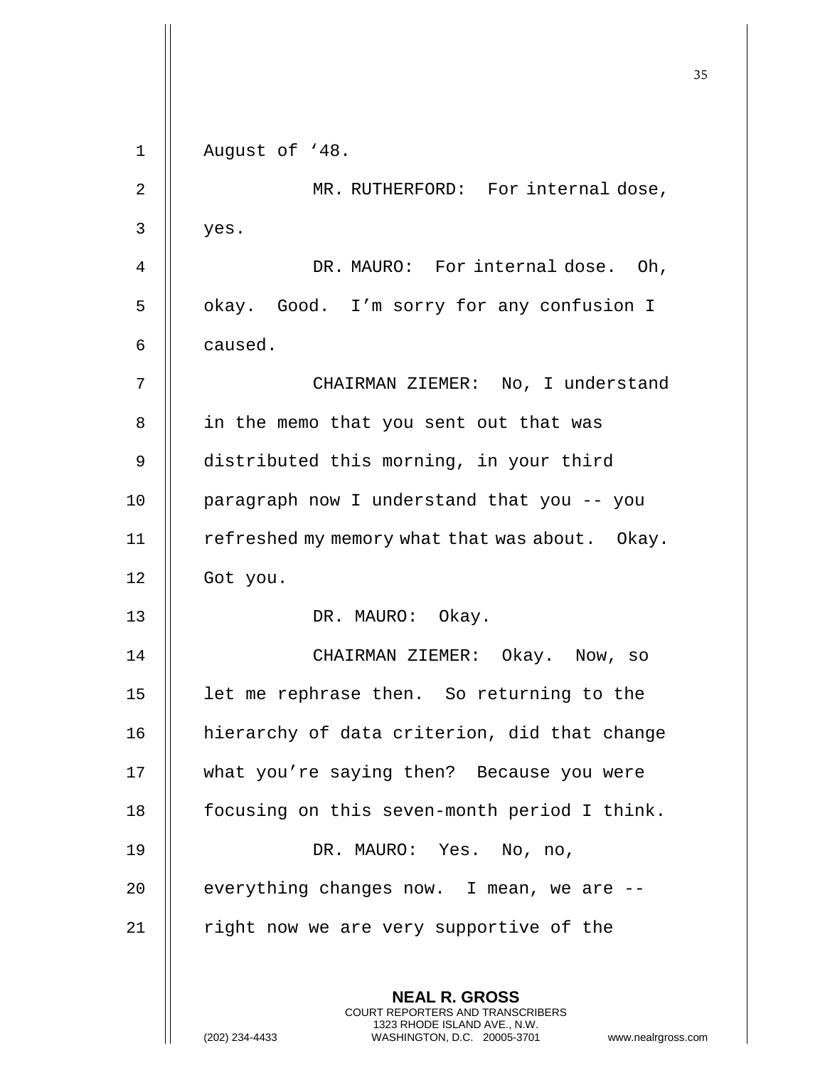August of '48.

MR. RUTHERFORD: For internal dose, yes.

DR. MAURO: For internal dose. Oh, okay. Good. I'm sorry for any confusion I caused.

CHAIRMAN ZIEMER: No, I understand in the memo that you sent out that was distributed this morning, in your third paragraph now I understand that you -- you refreshed my memory what that was about. Okay. Got you.

DR. MAURO: Okay.

CHAIRMAN ZIEMER: Okay. Now, so let me rephrase then. So returning to the hierarchy of data criterion, did that change what you're saying then? Because you were focusing on this seven-month period I think.

DR. MAURO: Yes. No, no, everything changes now. I mean, we are -- right now we are very supportive of the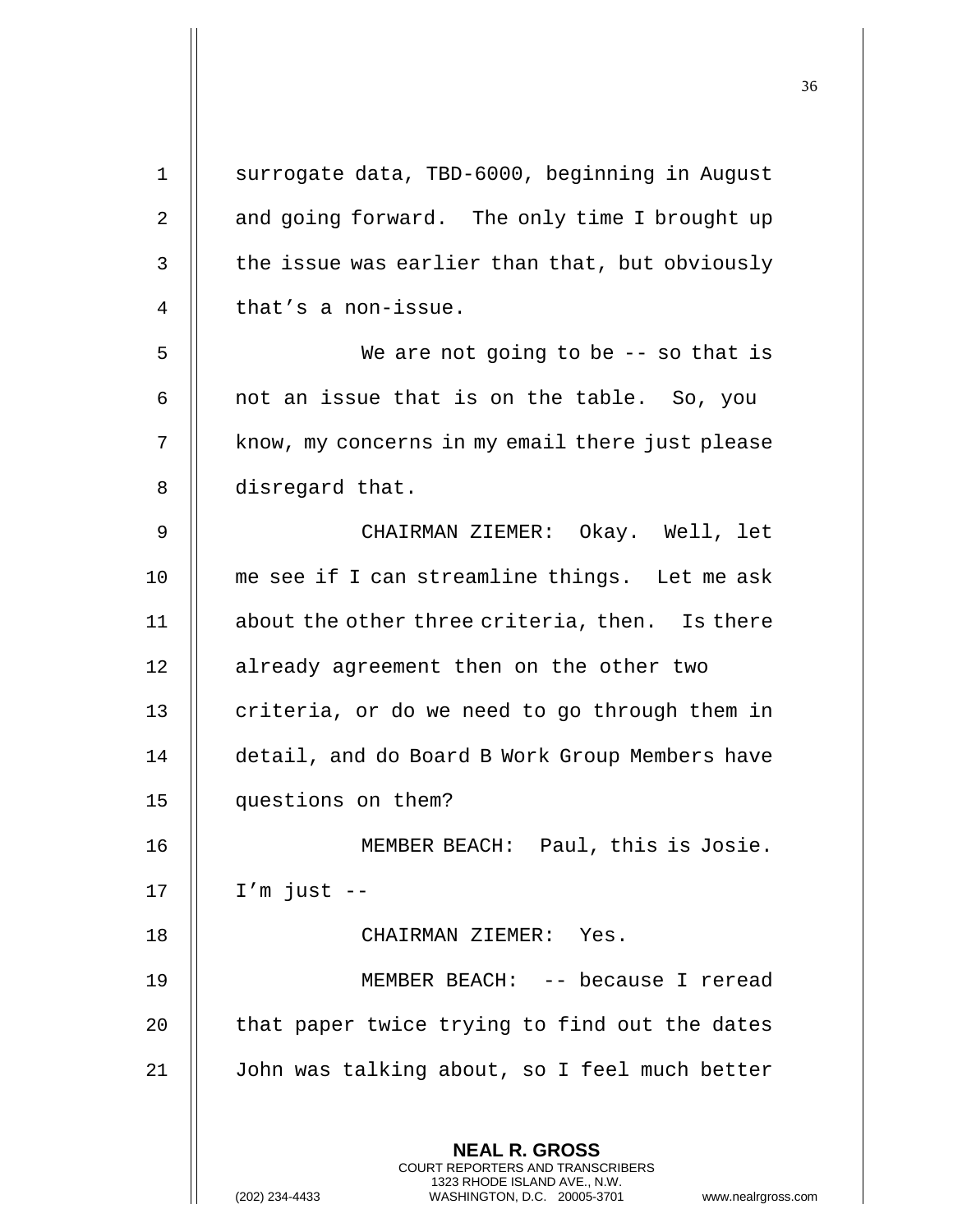surrogate data, TBD-6000, beginning in August and going forward. The only time I brought up the issue was earlier than that, but obviously that's a non-issue.

We are not going to be -- so that is not an issue that is on the table. So, you know, my concerns in my email there just please disregard that.

CHAIRMAN ZIEMER: Okay. Well, let me see if I can streamline things. Let me ask about the other three criteria, then. Is there already agreement then on the other two criteria, or do we need to go through them in detail, and do Board B Work Group Members have questions on them?

MEMBER BEACH: Paul, this is Josie. I'm just --

CHAIRMAN ZIEMER: Yes.

MEMBER BEACH: -- because I reread that paper twice trying to find out the dates John was talking about, so I feel much better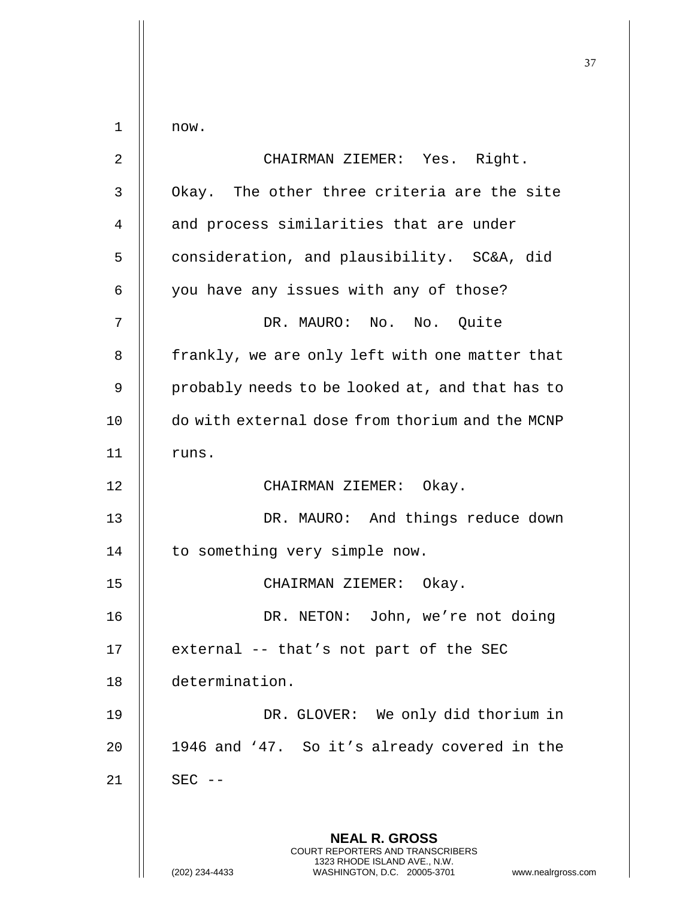now.

CHAIRMAN ZIEMER: Yes. Right. Okay. The other three criteria are the site and process similarities that are under consideration, and plausibility. SC&A, did you have any issues with any of those?

DR. MAURO: No. No. Quite frankly, we are only left with one matter that probably needs to be looked at, and that has to do with external dose from thorium and the MCNP runs.

CHAIRMAN ZIEMER: Okay.

DR. MAURO: And things reduce down to something very simple now.

CHAIRMAN ZIEMER: Okay.

DR. NETON: John, we're not doing external -- that's not part of the SEC determination.

DR. GLOVER: We only did thorium in 1946 and '47. So it's already covered in the SEC --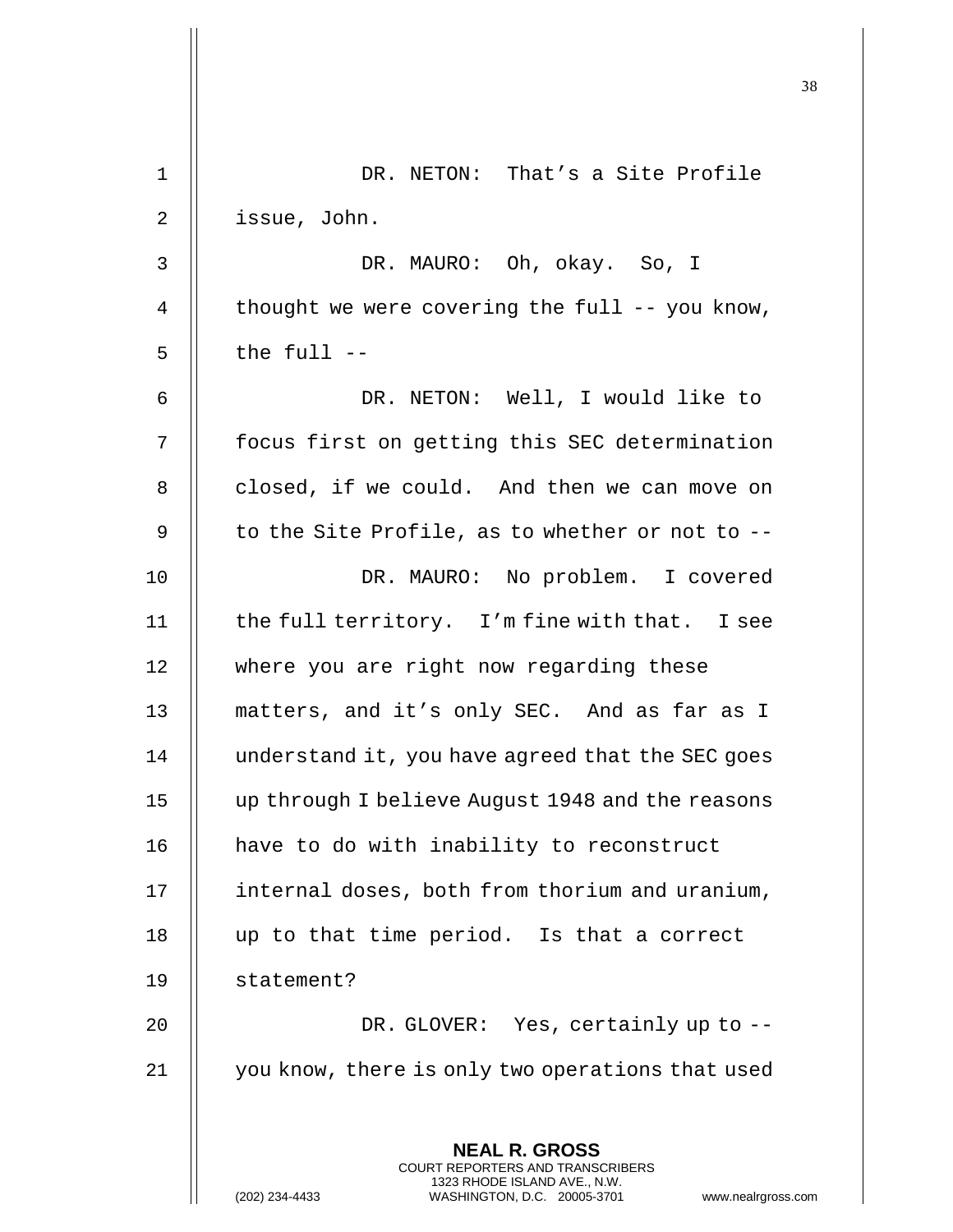DR. NETON: That's a Site Profile issue, John.

DR. MAURO: Oh, okay. So, I thought we were covering the full -- you know, the full --

DR. NETON: Well, I would like to focus first on getting this SEC determination closed, if we could. And then we can move on to the Site Profile, as to whether or not to --

DR. MAURO: No problem. I covered the full territory. I'm fine with that. I see where you are right now regarding these matters, and it's only SEC. And as far as I understand it, you have agreed that the SEC goes up through I believe August 1948 and the reasons have to do with inability to reconstruct internal doses, both from thorium and uranium, up to that time period. Is that a correct statement?

DR. GLOVER: Yes, certainly up to -- you know, there is only two operations that used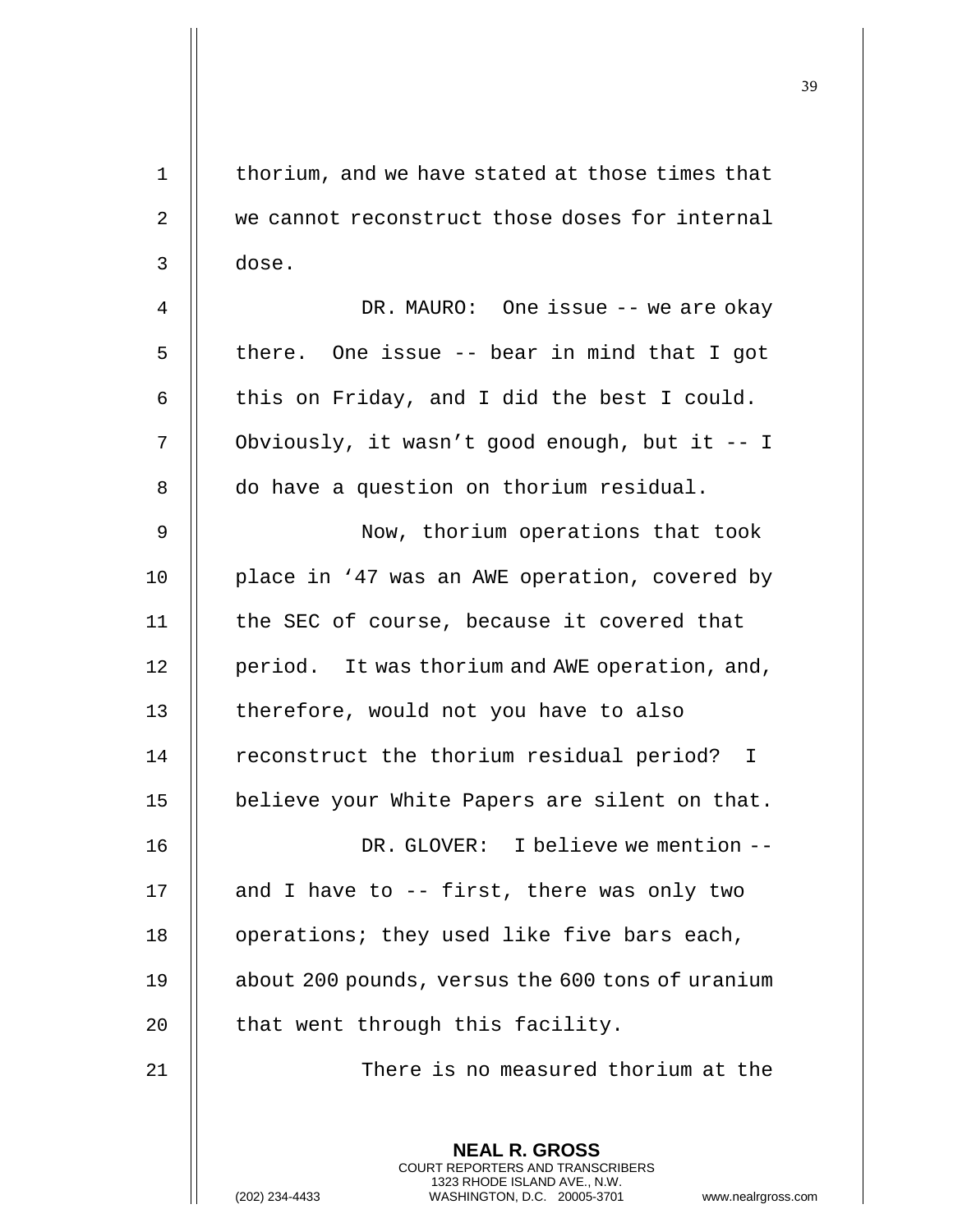thorium, and we have stated at those times that we cannot reconstruct those doses for internal dose.

DR. MAURO: One issue -- we are okay there. One issue -- bear in mind that I got this on Friday, and I did the best I could. Obviously, it wasn't good enough, but it -- I do have a question on thorium residual.

Now, thorium operations that took place in '47 was an AWE operation, covered by the SEC of course, because it covered that period. It was thorium and AWE operation, and, therefore, would not you have to also reconstruct the thorium residual period? I believe your White Papers are silent on that.

DR. GLOVER: I believe we mention -- and I have to -- first, there was only two operations; they used like five bars each, about 200 pounds, versus the 600 tons of uranium that went through this facility.

There is no measured thorium at the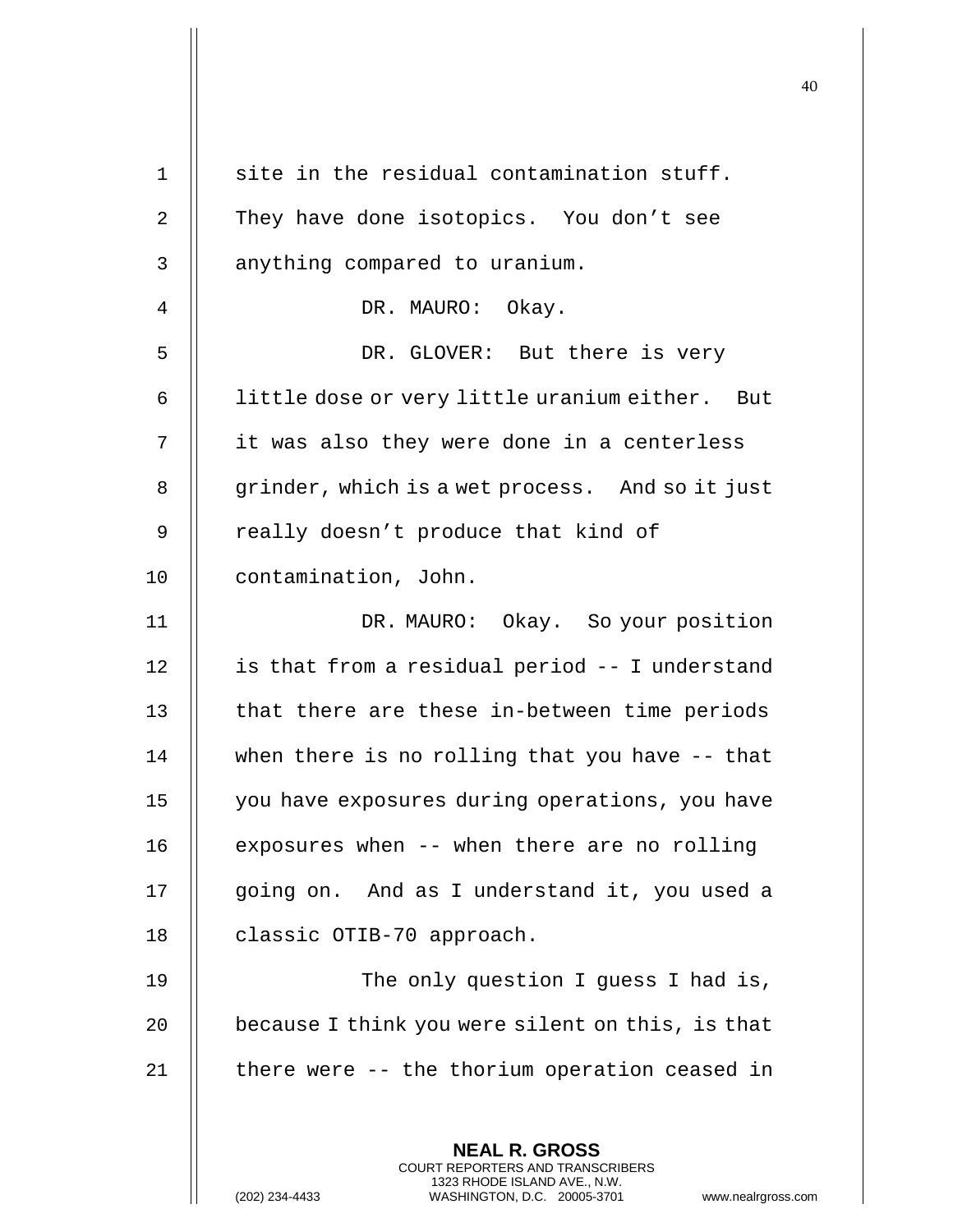site in the residual contamination stuff. They have done isotopics. You don't see anything compared to uranium.

DR. MAURO: Okay.

DR. GLOVER: But there is very little dose or very little uranium either. But it was also they were done in a centerless grinder, which is a wet process. And so it just really doesn't produce that kind of contamination, John.

DR. MAURO: Okay. So your position is that from a residual period -- I understand that there are these in-between time periods when there is no rolling that you have -- that you have exposures during operations, you have exposures when -- when there are no rolling going on. And as I understand it, you used a classic OTIB-70 approach.

The only question I guess I had is, because I think you were silent on this, is that there were -- the thorium operation ceased in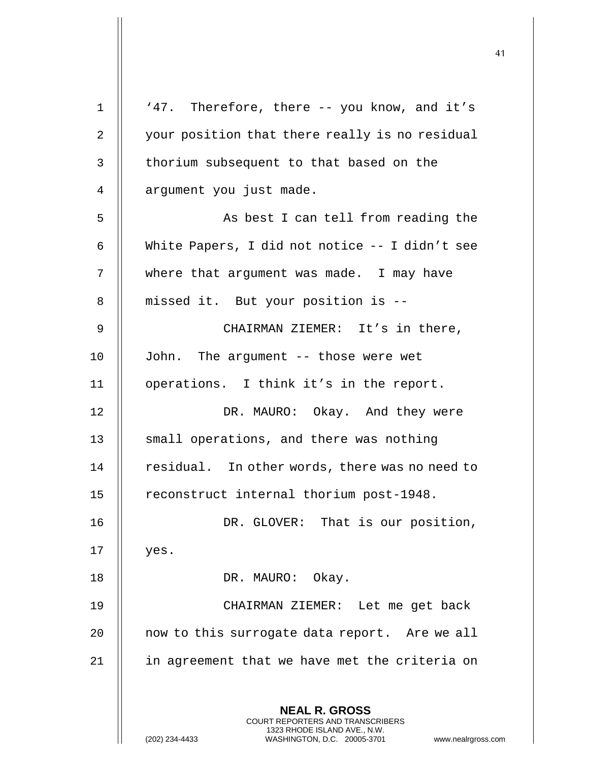'47. Therefore, there -- you know, and it's your position that there really is no residual thorium subsequent to that based on the argument you just made.

As best I can tell from reading the White Papers, I did not notice -- I didn't see where that argument was made. I may have missed it. But your position is --

CHAIRMAN ZIEMER: It's in there, John. The argument -- those were wet operations. I think it's in the report.

DR. MAURO: Okay. And they were small operations, and there was nothing residual. In other words, there was no need to reconstruct internal thorium post-1948.

DR. GLOVER: That is our position, yes.

DR. MAURO: Okay.

CHAIRMAN ZIEMER: Let me get back now to this surrogate data report. Are we all in agreement that we have met the criteria on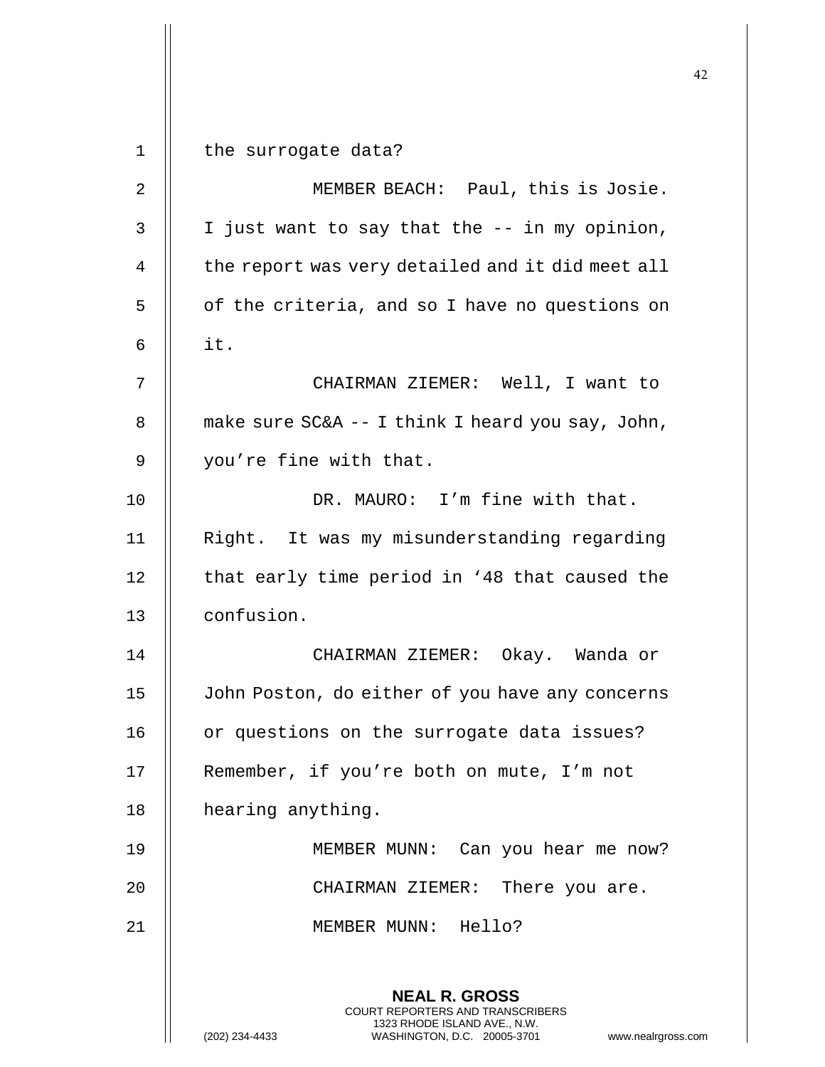the surrogate data?

MEMBER BEACH: Paul, this is Josie. I just want to say that the -- in my opinion, the report was very detailed and it did meet all of the criteria, and so I have no questions on it.

CHAIRMAN ZIEMER: Well, I want to make sure SC&A -- I think I heard you say, John, you're fine with that.

DR. MAURO: I'm fine with that. Right. It was my misunderstanding regarding that early time period in '48 that caused the confusion.

CHAIRMAN ZIEMER: Okay. Wanda or John Poston, do either of you have any concerns or questions on the surrogate data issues? Remember, if you're both on mute, I'm not hearing anything.

MEMBER MUNN: Can you hear me now?

CHAIRMAN ZIEMER: There you are.

MEMBER MUNN: Hello?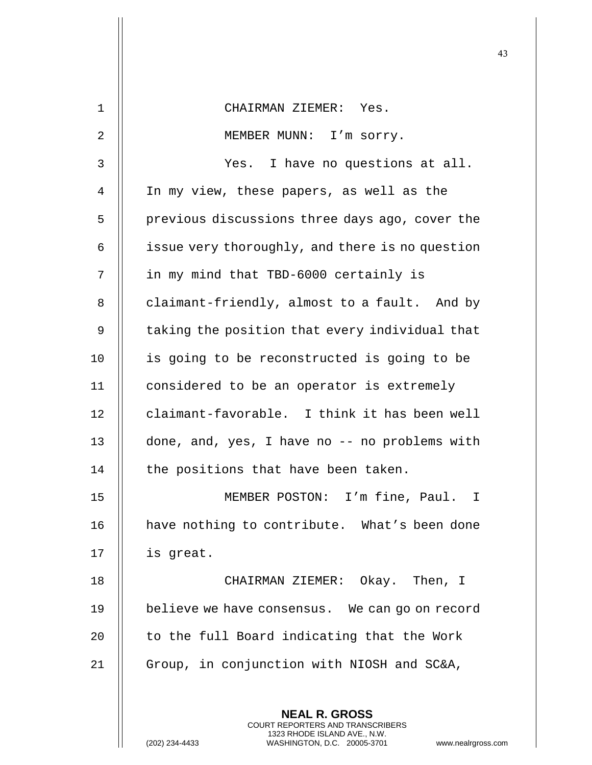CHAIRMAN ZIEMER: Yes.

MEMBER MUNN: I'm sorry.

Yes. I have no questions at all. In my view, these papers, as well as the previous discussions three days ago, cover the issue very thoroughly, and there is no question in my mind that TBD-6000 certainly is claimant-friendly, almost to a fault. And by taking the position that every individual that is going to be reconstructed is going to be considered to be an operator is extremely claimant-favorable. I think it has been well done, and, yes, I have no -- no problems with the positions that have been taken.

MEMBER POSTON: I'm fine, Paul. I have nothing to contribute. What's been done is great.

CHAIRMAN ZIEMER: Okay. Then, I believe we have consensus. We can go on record to the full Board indicating that the Work Group, in conjunction with NIOSH and SC&A,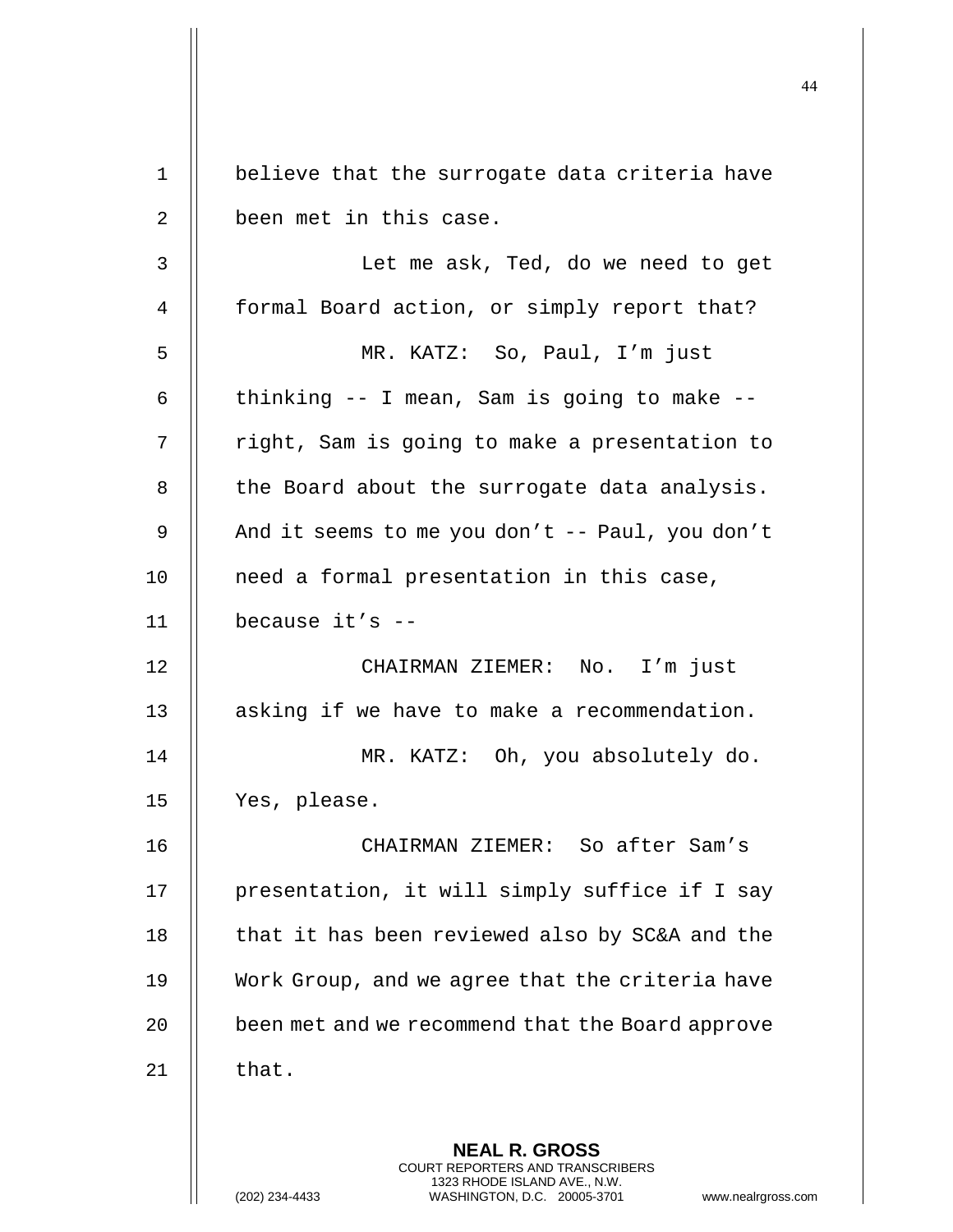believe that the surrogate data criteria have been met in this case.

Let me ask, Ted, do we need to get formal Board action, or simply report that?

MR. KATZ: So, Paul, I'm just thinking -- I mean, Sam is going to make -- right, Sam is going to make a presentation to the Board about the surrogate data analysis. And it seems to me you don't -- Paul, you don't need a formal presentation in this case, because it's --

CHAIRMAN ZIEMER: No. I'm just asking if we have to make a recommendation.

MR. KATZ: Oh, you absolutely do. Yes, please.

CHAIRMAN ZIEMER: So after Sam's presentation, it will simply suffice if I say that it has been reviewed also by SC&A and the Work Group, and we agree that the criteria have been met and we recommend that the Board approve that.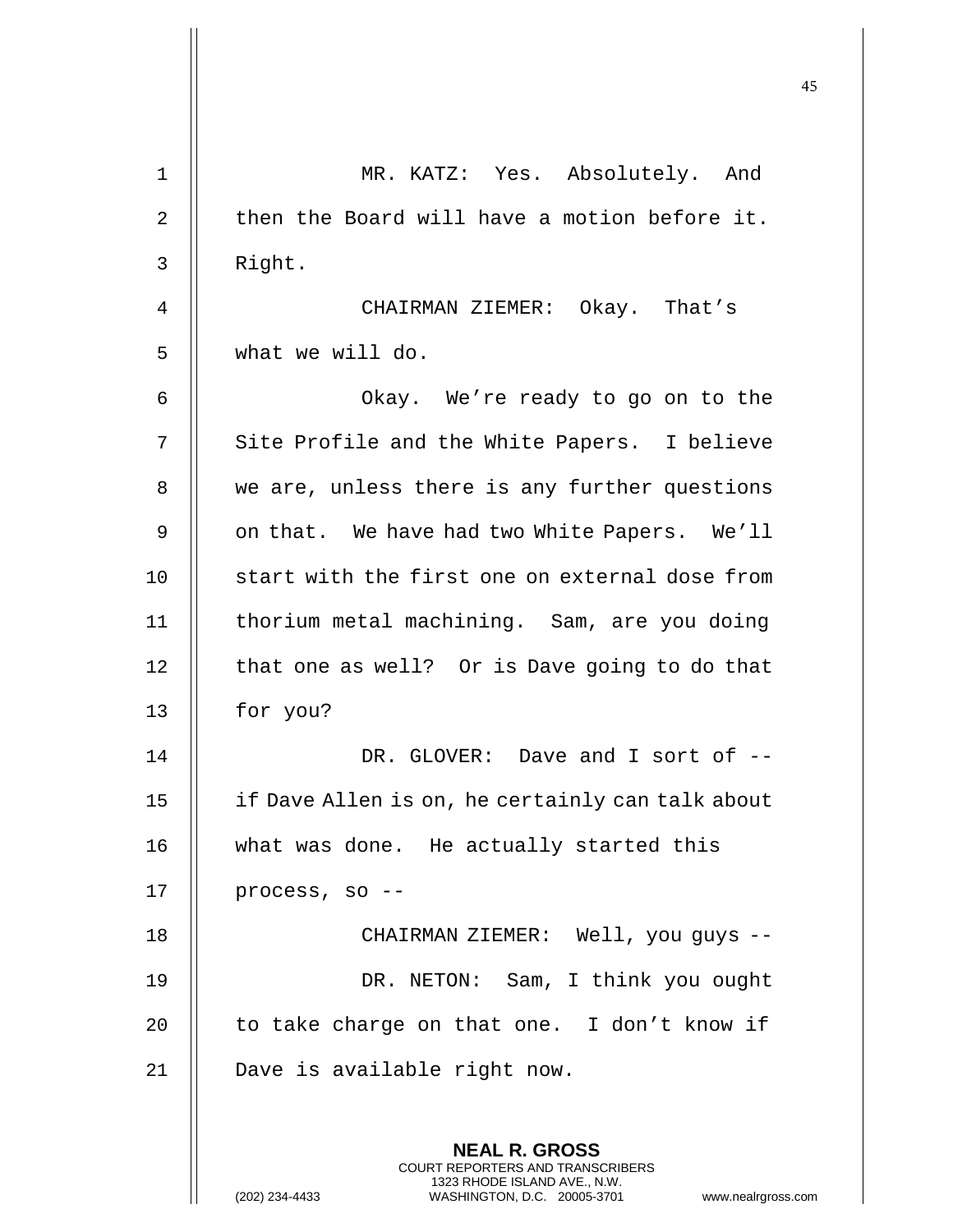MR. KATZ: Yes. Absolutely. And then the Board will have a motion before it. Right.

CHAIRMAN ZIEMER: Okay. That's what we will do.

Okay. We're ready to go on to the Site Profile and the White Papers. I believe we are, unless there is any further questions on that. We have had two White Papers. We'll start with the first one on external dose from thorium metal machining. Sam, are you doing that one as well? Or is Dave going to do that for you?

DR. GLOVER: Dave and I sort of -- if Dave Allen is on, he certainly can talk about what was done. He actually started this process, so --

CHAIRMAN ZIEMER: Well, you guys --

DR. NETON: Sam, I think you ought to take charge on that one. I don't know if Dave is available right now.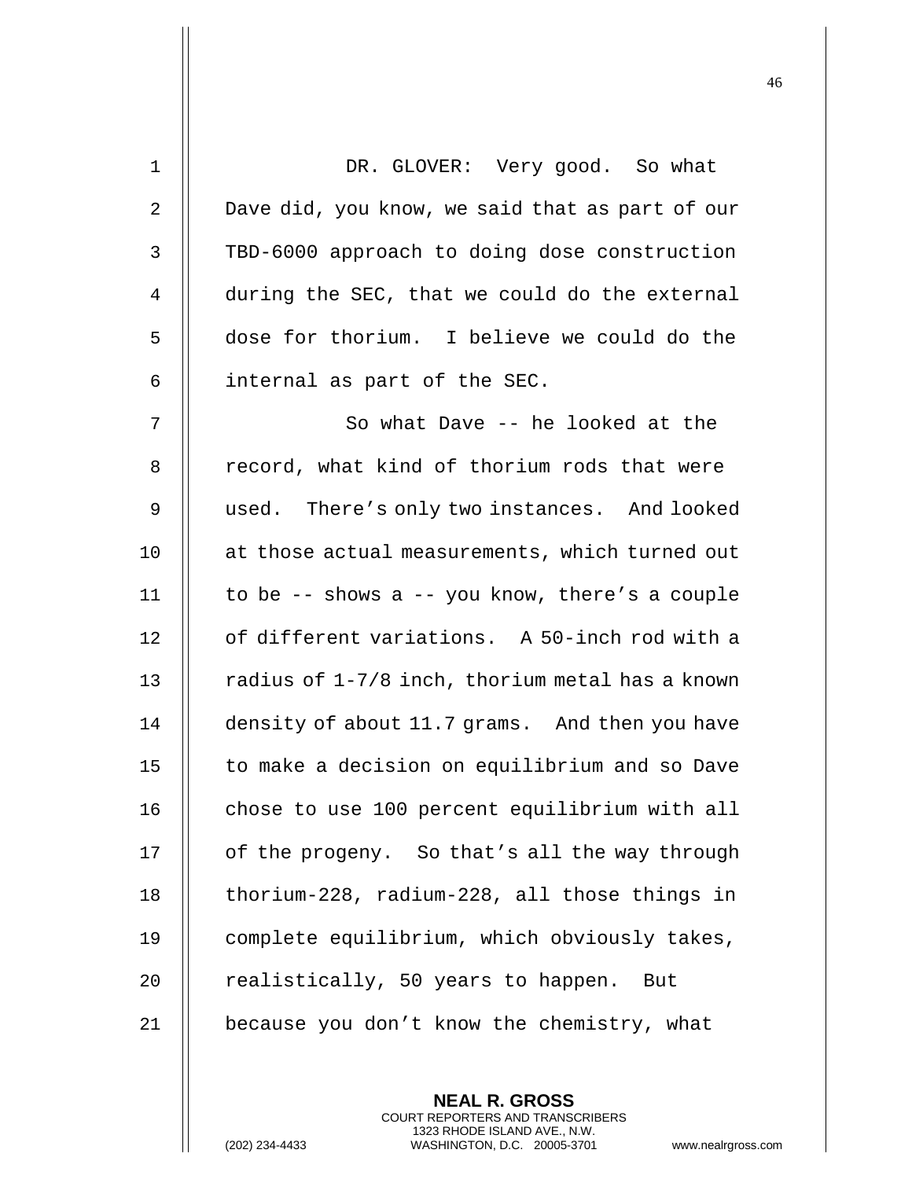DR. GLOVER: Very good. So what Dave did, you know, we said that as part of our TBD-6000 approach to doing dose construction during the SEC, that we could do the external dose for thorium. I believe we could do the internal as part of the SEC.

So what Dave -- he looked at the record, what kind of thorium rods that were used. There's only two instances. And looked at those actual measurements, which turned out to be -- shows a -- you know, there's a couple of different variations. A 50-inch rod with a radius of 1-7/8 inch, thorium metal has a known density of about 11.7 grams. And then you have to make a decision on equilibrium and so Dave chose to use 100 percent equilibrium with all of the progeny. So that's all the way through thorium-228, radium-228, all those things in complete equilibrium, which obviously takes, realistically, 50 years to happen. But because you don't know the chemistry, what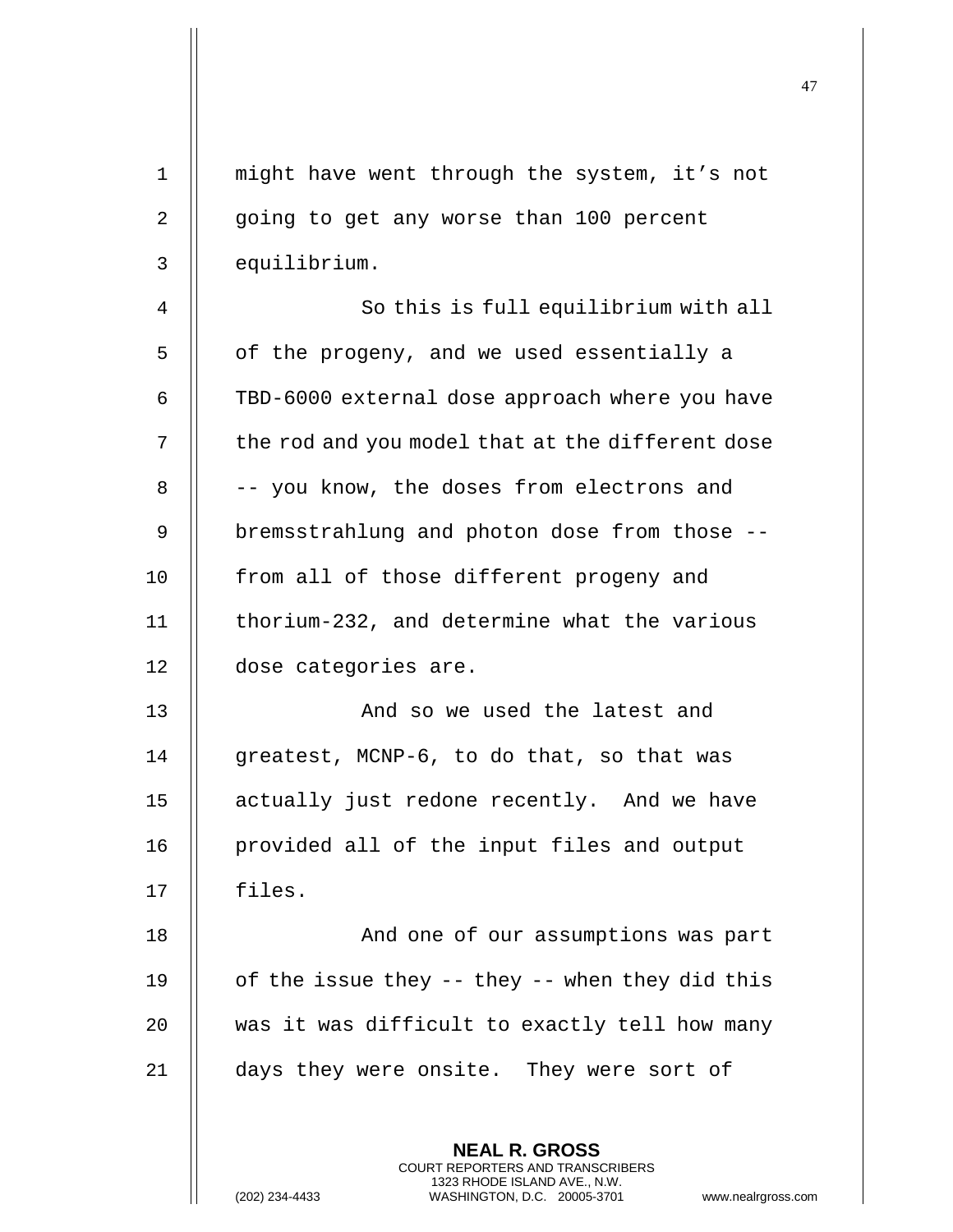might have went through the system, it's not going to get any worse than 100 percent equilibrium.

So this is full equilibrium with all of the progeny, and we used essentially a TBD-6000 external dose approach where you have the rod and you model that at the different dose -- you know, the doses from electrons and bremsstrahlung and photon dose from those -- from all of those different progeny and thorium-232, and determine what the various dose categories are.

And so we used the latest and greatest, MCNP-6, to do that, so that was actually just redone recently. And we have provided all of the input files and output files.

And one of our assumptions was part of the issue they -- they -- when they did this was it was difficult to exactly tell how many days they were onsite. They were sort of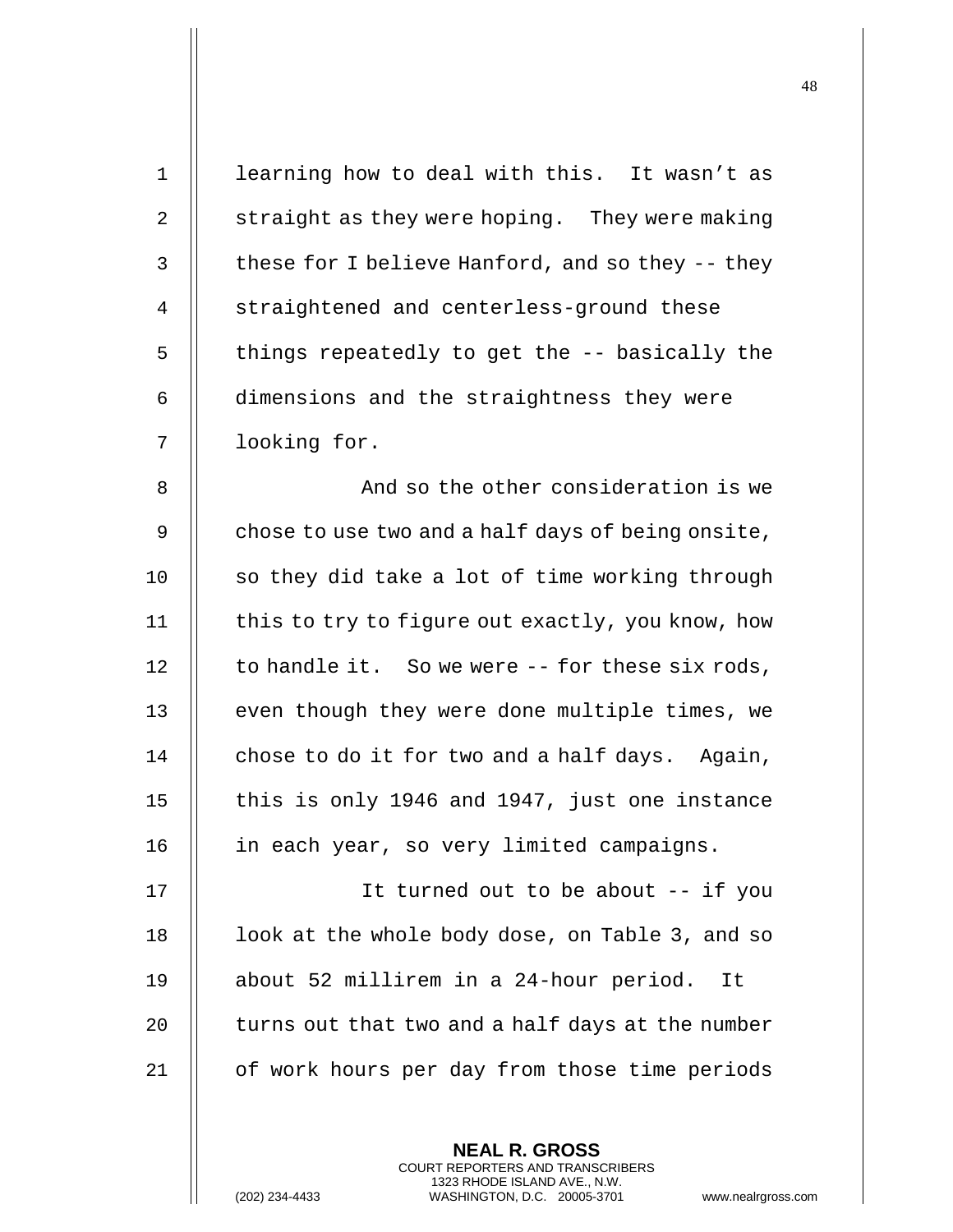learning how to deal with this. It wasn't as straight as they were hoping. They were making these for I believe Hanford, and so they -- they straightened and centerless-ground these things repeatedly to get the -- basically the dimensions and the straightness they were looking for.

And so the other consideration is we chose to use two and a half days of being onsite, so they did take a lot of time working through this to try to figure out exactly, you know, how to handle it. So we were -- for these six rods, even though they were done multiple times, we chose to do it for two and a half days. Again, this is only 1946 and 1947, just one instance in each year, so very limited campaigns.

It turned out to be about -- if you look at the whole body dose, on Table 3, and so about 52 millirem in a 24-hour period. It turns out that two and a half days at the number of work hours per day from those time periods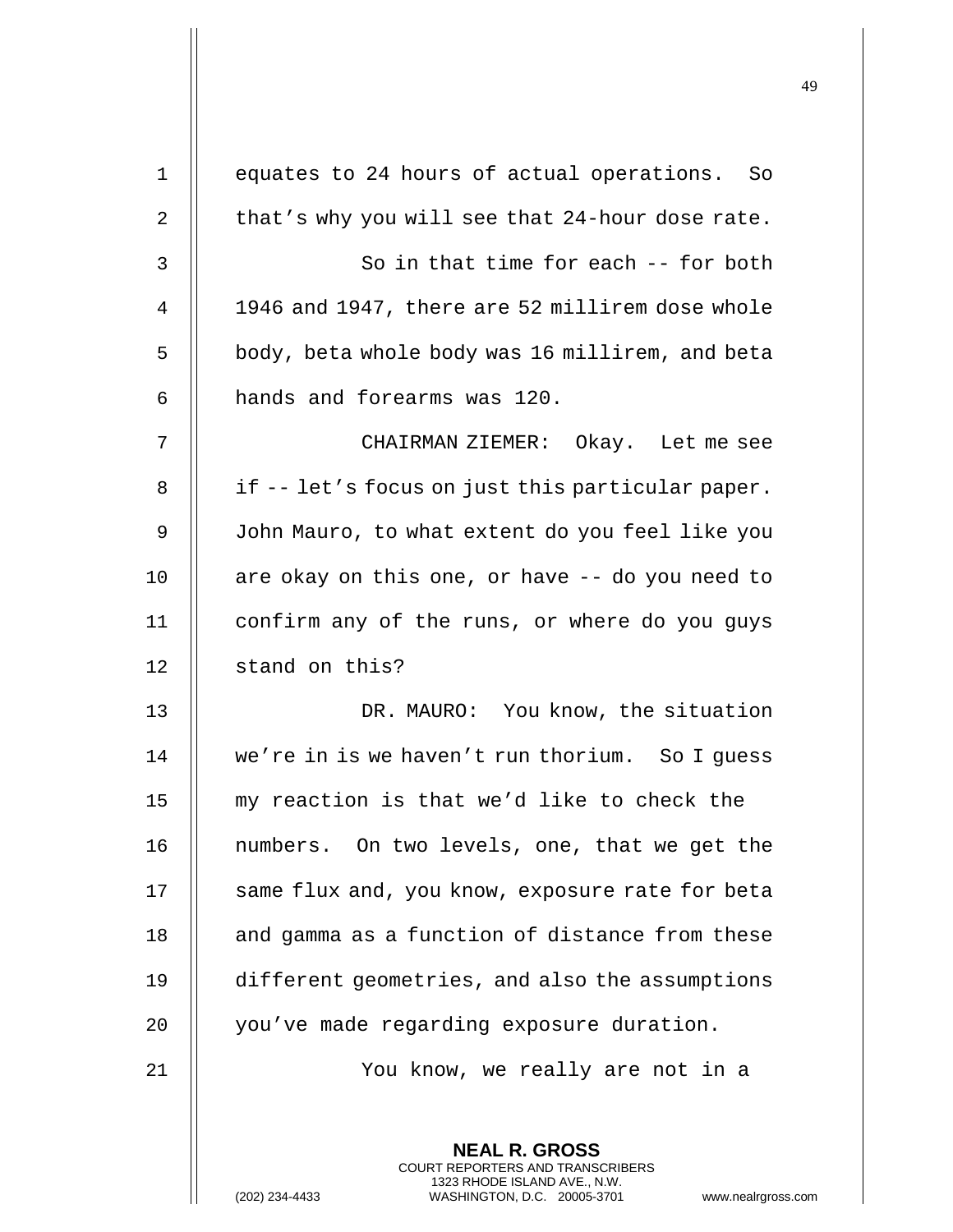equates to 24 hours of actual operations. So that's why you will see that 24-hour dose rate.

So in that time for each -- for both 1946 and 1947, there are 52 millirem dose whole body, beta whole body was 16 millirem, and beta hands and forearms was 120.

CHAIRMAN ZIEMER: Okay. Let me see if -- let's focus on just this particular paper. John Mauro, to what extent do you feel like you are okay on this one, or have -- do you need to confirm any of the runs, or where do you guys stand on this?

DR. MAURO: You know, the situation we're in is we haven't run thorium. So I guess my reaction is that we'd like to check the numbers. On two levels, one, that we get the same flux and, you know, exposure rate for beta and gamma as a function of distance from these different geometries, and also the assumptions you've made regarding exposure duration.

You know, we really are not in a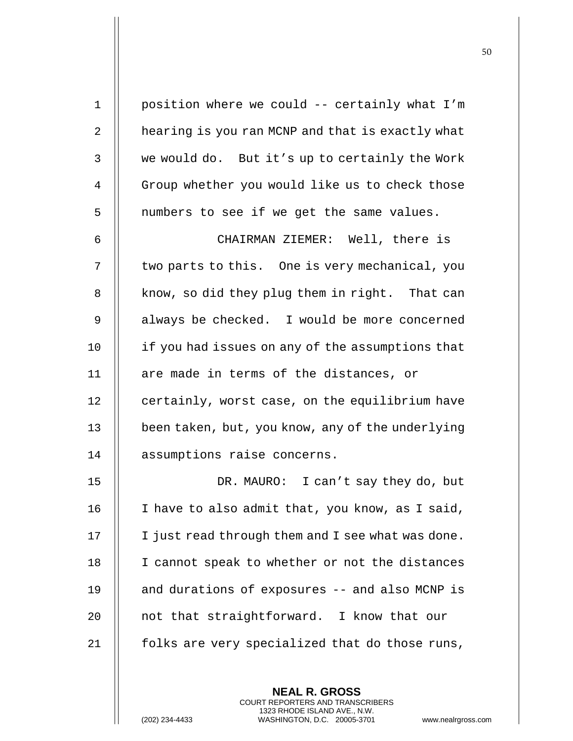position where we could -- certainly what I'm hearing is you ran MCNP and that is exactly what we would do. But it's up to certainly the Work Group whether you would like us to check those numbers to see if we get the same values.

CHAIRMAN ZIEMER: Well, there is two parts to this. One is very mechanical, you know, so did they plug them in right. That can always be checked. I would be more concerned if you had issues on any of the assumptions that are made in terms of the distances, or certainly, worst case, on the equilibrium have been taken, but, you know, any of the underlying assumptions raise concerns.

DR. MAURO: I can't say they do, but I have to also admit that, you know, as I said, I just read through them and I see what was done. I cannot speak to whether or not the distances and durations of exposures -- and also MCNP is not that straightforward. I know that our folks are very specialized that do those runs,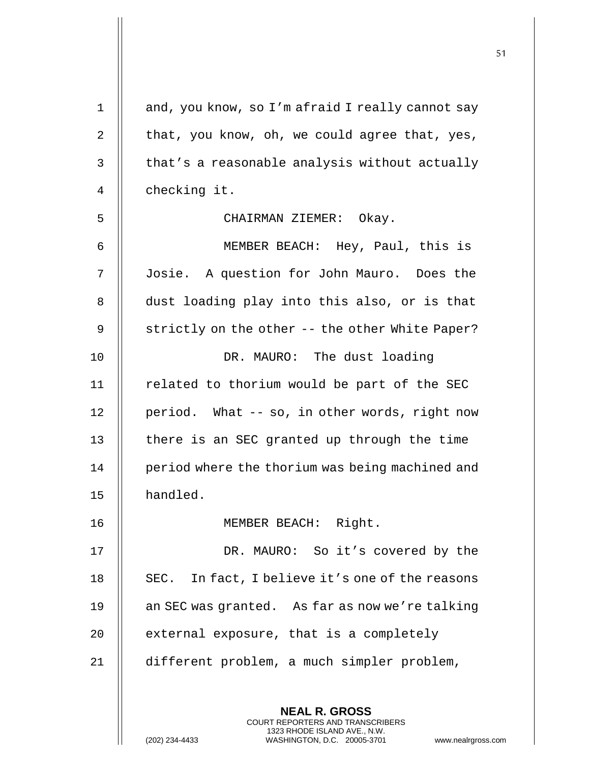and, you know, so I'm afraid I really cannot say that, you know, oh, we could agree that, yes, that's a reasonable analysis without actually checking it.

CHAIRMAN ZIEMER: Okay.

MEMBER BEACH: Hey, Paul, this is Josie. A question for John Mauro. Does the dust loading play into this also, or is that strictly on the other -- the other White Paper?

DR. MAURO: The dust loading related to thorium would be part of the SEC period. What -- so, in other words, right now there is an SEC granted up through the time period where the thorium was being machined and handled.

MEMBER BEACH: Right.

DR. MAURO: So it's covered by the SEC. In fact, I believe it's one of the reasons an SEC was granted. As far as now we're talking external exposure, that is a completely different problem, a much simpler problem,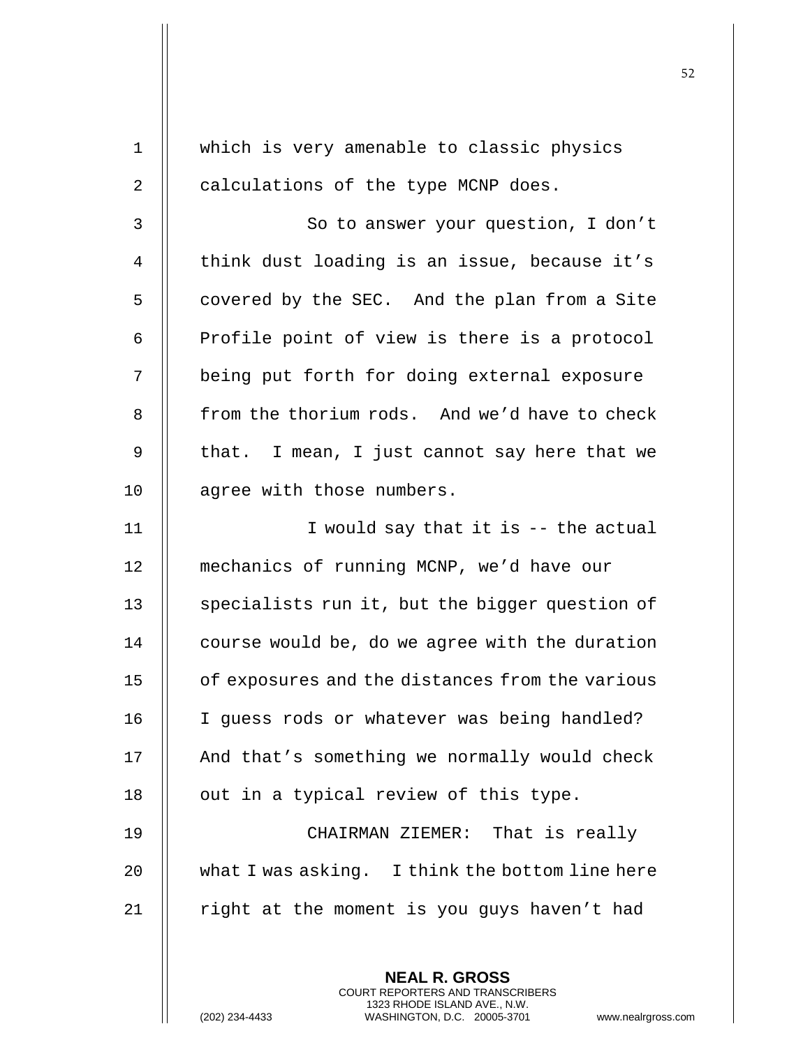which is very amenable to classic physics calculations of the type MCNP does.

So to answer your question, I don't think dust loading is an issue, because it's covered by the SEC. And the plan from a Site Profile point of view is there is a protocol being put forth for doing external exposure from the thorium rods. And we'd have to check that. I mean, I just cannot say here that we agree with those numbers.

I would say that it is -- the actual mechanics of running MCNP, we'd have our specialists run it, but the bigger question of course would be, do we agree with the duration of exposures and the distances from the various I guess rods or whatever was being handled? And that's something we normally would check out in a typical review of this type.

CHAIRMAN ZIEMER: That is really what I was asking. I think the bottom line here right at the moment is you guys haven't had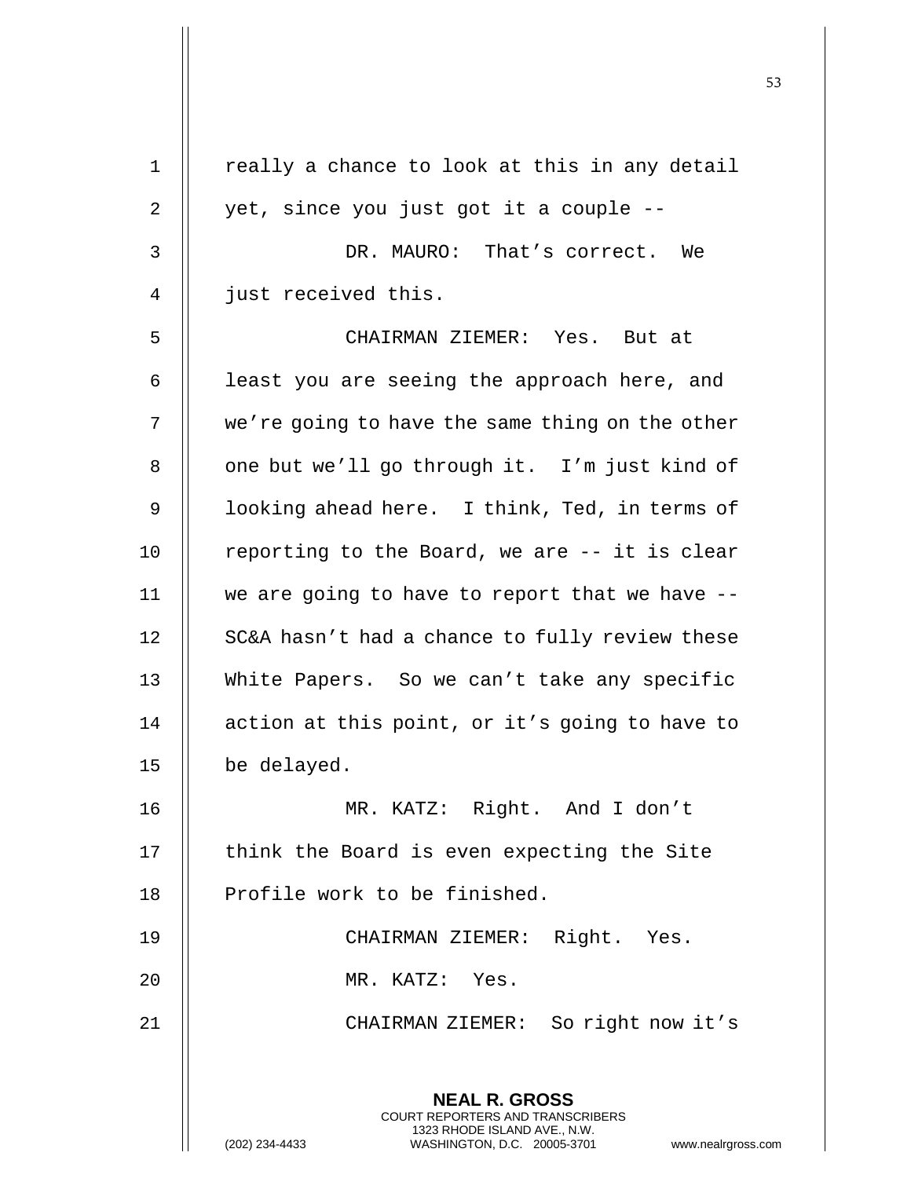really a chance to look at this in any detail yet, since you just got it a couple --

DR. MAURO: That's correct. We just received this.

CHAIRMAN ZIEMER: Yes. But at least you are seeing the approach here, and we're going to have the same thing on the other one but we'll go through it. I'm just kind of looking ahead here. I think, Ted, in terms of reporting to the Board, we are -- it is clear we are going to have to report that we have -- SC&A hasn't had a chance to fully review these White Papers. So we can't take any specific action at this point, or it's going to have to be delayed.

MR. KATZ: Right. And I don't think the Board is even expecting the Site Profile work to be finished.

CHAIRMAN ZIEMER: Right. Yes.

MR. KATZ: Yes.

CHAIRMAN ZIEMER: So right now it's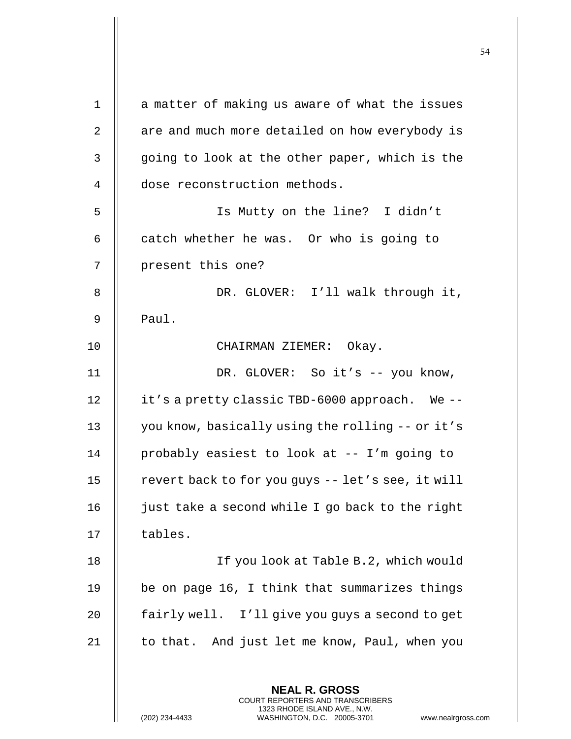a matter of making us aware of what the issues are and much more detailed on how everybody is going to look at the other paper, which is the dose reconstruction methods.

Is Mutty on the line? I didn't catch whether he was. Or who is going to present this one?

DR. GLOVER: I'll walk through it, Paul.

CHAIRMAN ZIEMER: Okay.

DR. GLOVER: So it's -- you know, it's a pretty classic TBD-6000 approach. We -- you know, basically using the rolling -- or it's probably easiest to look at -- I'm going to revert back to for you guys -- let's see, it will just take a second while I go back to the right tables.

If you look at Table B.2, which would be on page 16, I think that summarizes things fairly well. I'll give you guys a second to get to that. And just let me know, Paul, when you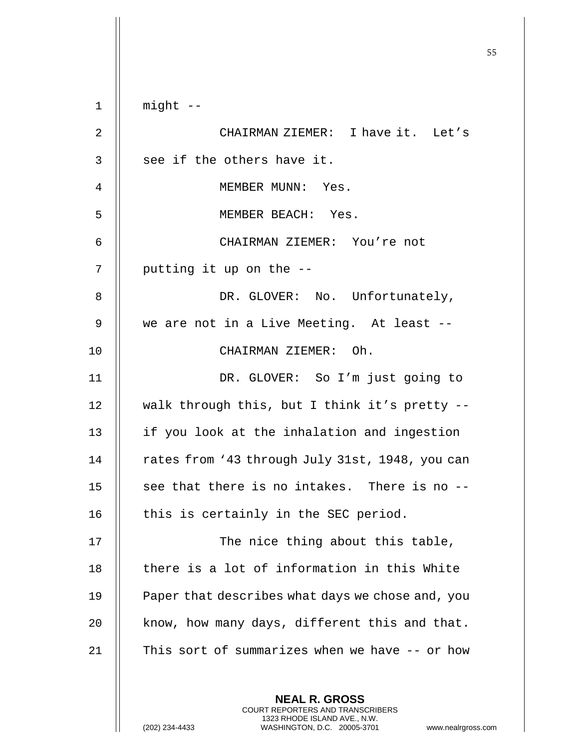might --

CHAIRMAN ZIEMER: I have it. Let's see if the others have it.

MEMBER MUNN: Yes.

MEMBER BEACH: Yes.

CHAIRMAN ZIEMER: You're not putting it up on the --

DR. GLOVER: No. Unfortunately, we are not in a Live Meeting. At least --

CHAIRMAN ZIEMER: Oh.

DR. GLOVER: So I'm just going to walk through this, but I think it's pretty -- if you look at the inhalation and ingestion rates from '43 through July 31st, 1948, you can see that there is no intakes. There is no -- this is certainly in the SEC period.

The nice thing about this table, there is a lot of information in this White Paper that describes what days we chose and, you know, how many days, different this and that. This sort of summarizes when we have -- or how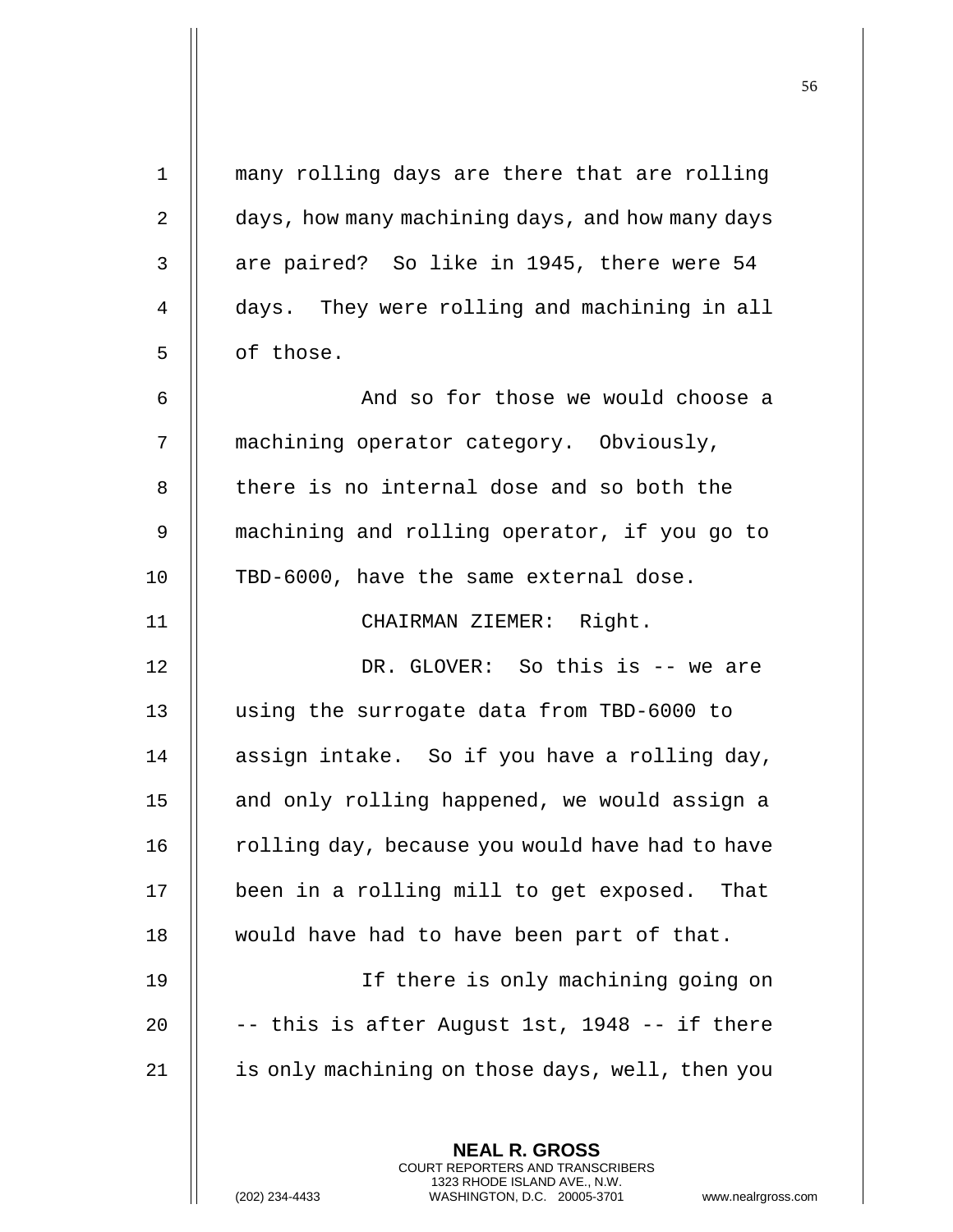many rolling days are there that are rolling days, how many machining days, and how many days are paired? So like in 1945, there were 54 days. They were rolling and machining in all of those.

And so for those we would choose a machining operator category. Obviously, there is no internal dose and so both the machining and rolling operator, if you go to TBD-6000, have the same external dose.

CHAIRMAN ZIEMER: Right.

DR. GLOVER: So this is -- we are using the surrogate data from TBD-6000 to assign intake. So if you have a rolling day, and only rolling happened, we would assign a rolling day, because you would have had to have been in a rolling mill to get exposed. That would have had to have been part of that.

If there is only machining going on -- this is after August 1st, 1948 -- if there is only machining on those days, well, then you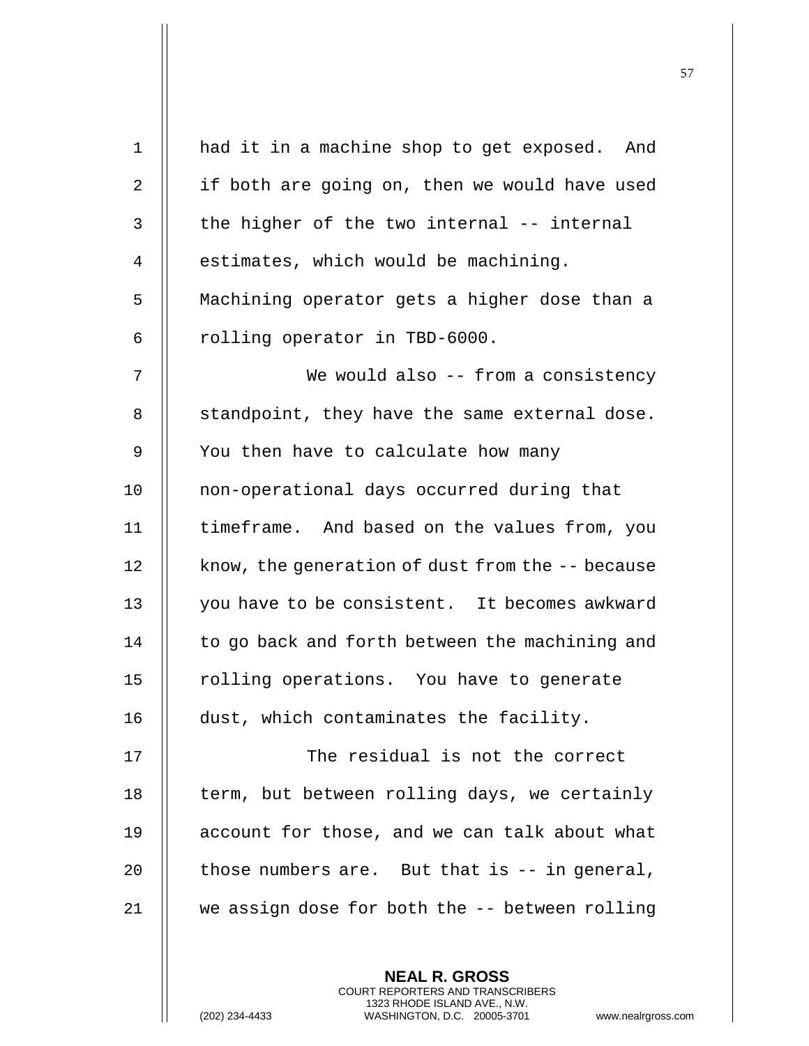had it in a machine shop to get exposed. And if both are going on, then we would have used the higher of the two internal -- internal estimates, which would be machining. Machining operator gets a higher dose than a rolling operator in TBD-6000.

We would also -- from a consistency standpoint, they have the same external dose. You then have to calculate how many non-operational days occurred during that timeframe. And based on the values from, you know, the generation of dust from the -- because you have to be consistent. It becomes awkward to go back and forth between the machining and rolling operations. You have to generate dust, which contaminates the facility.

The residual is not the correct term, but between rolling days, we certainly account for those, and we can talk about what those numbers are. But that is -- in general, we assign dose for both the -- between rolling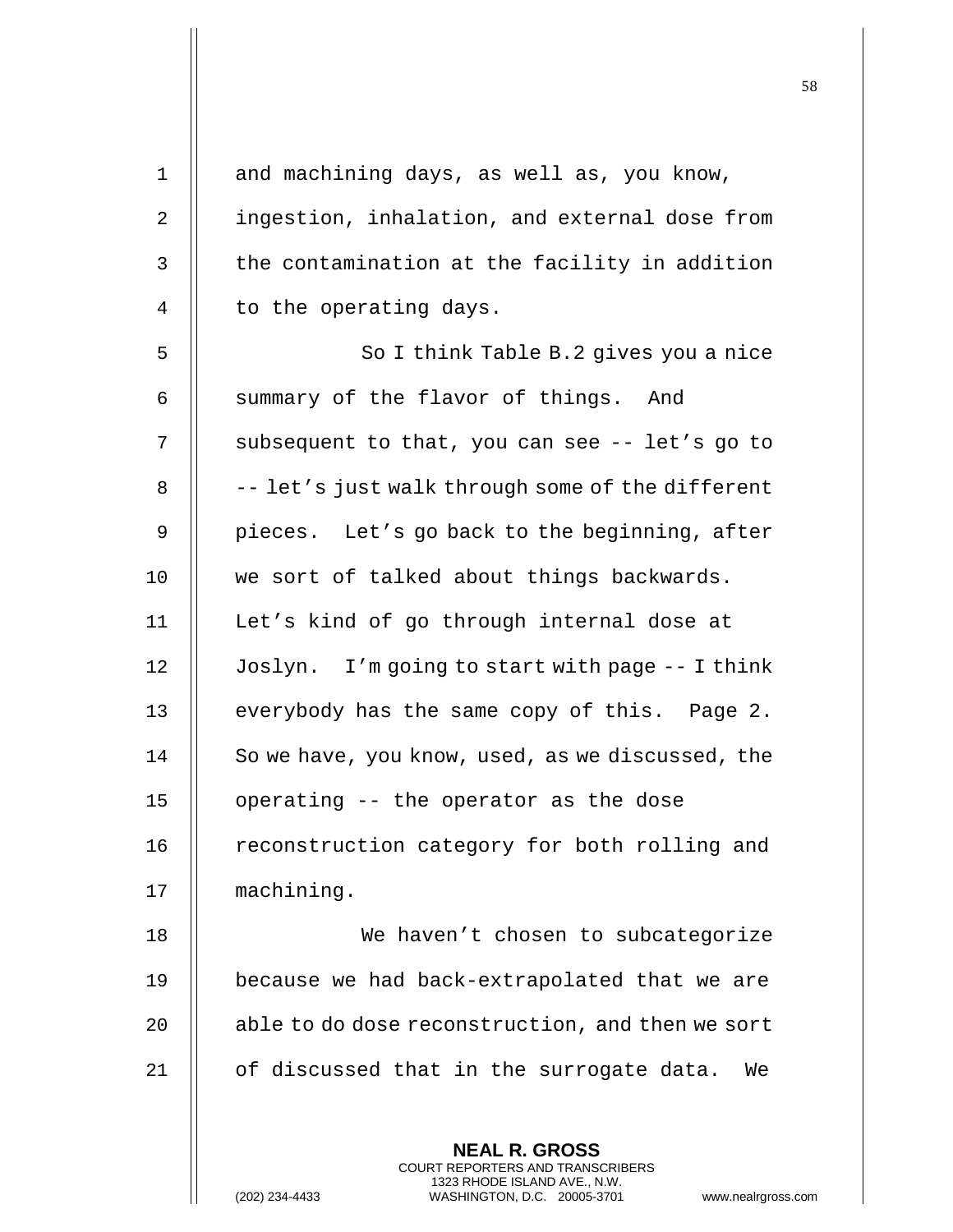and machining days, as well as, you know, ingestion, inhalation, and external dose from the contamination at the facility in addition to the operating days.

So I think Table B.2 gives you a nice summary of the flavor of things. And subsequent to that, you can see -- let's go to -- let's just walk through some of the different pieces. Let's go back to the beginning, after we sort of talked about things backwards. Let's kind of go through internal dose at Joslyn. I'm going to start with page -- I think everybody has the same copy of this. Page 2. So we have, you know, used, as we discussed, the operating -- the operator as the dose reconstruction category for both rolling and machining.

We haven't chosen to subcategorize because we had back-extrapolated that we are able to do dose reconstruction, and then we sort of discussed that in the surrogate data. We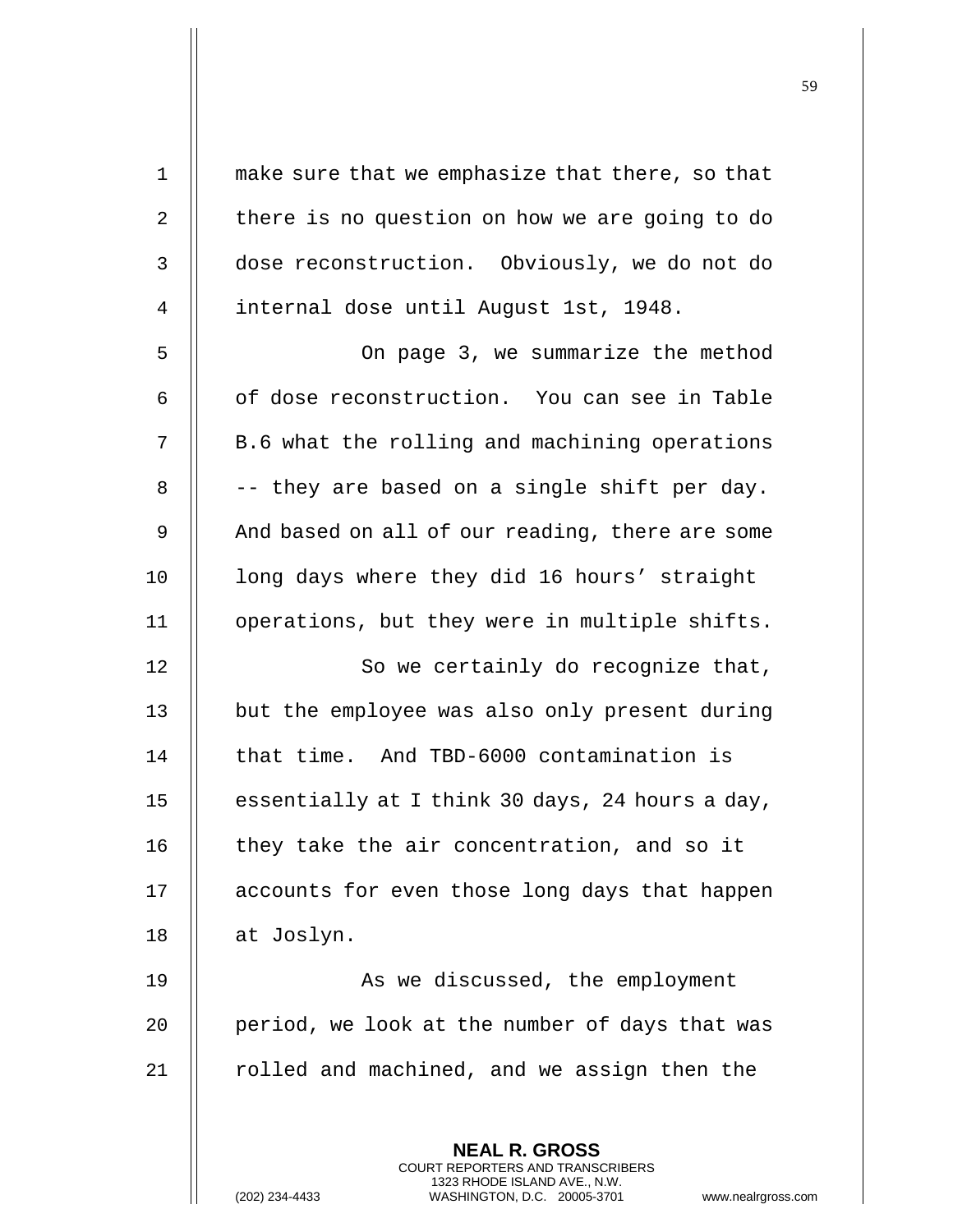make sure that we emphasize that there, so that there is no question on how we are going to do dose reconstruction. Obviously, we do not do internal dose until August 1st, 1948.

On page 3, we summarize the method of dose reconstruction. You can see in Table B.6 what the rolling and machining operations -- they are based on a single shift per day. And based on all of our reading, there are some long days where they did 16 hours' straight operations, but they were in multiple shifts.

So we certainly do recognize that, but the employee was also only present during that time. And TBD-6000 contamination is essentially at I think 30 days, 24 hours a day, they take the air concentration, and so it accounts for even those long days that happen at Joslyn.

As we discussed, the employment period, we look at the number of days that was rolled and machined, and we assign then the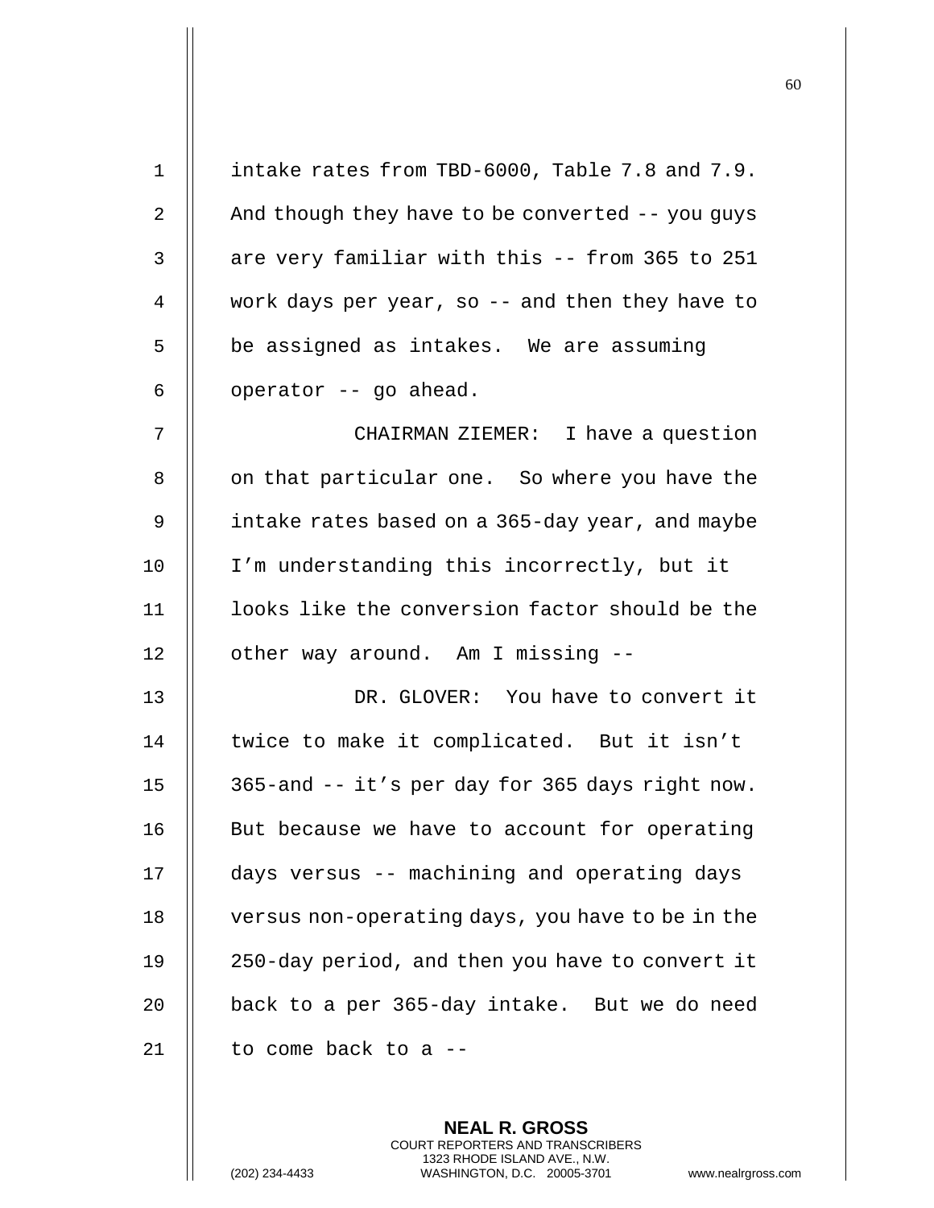intake rates from TBD-6000, Table 7.8 and 7.9. And though they have to be converted -- you guys are very familiar with this -- from 365 to 251 work days per year, so -- and then they have to be assigned as intakes. We are assuming operator -- go ahead.

CHAIRMAN ZIEMER: I have a question on that particular one. So where you have the intake rates based on a 365-day year, and maybe I'm understanding this incorrectly, but it looks like the conversion factor should be the other way around. Am I missing --

DR. GLOVER: You have to convert it twice to make it complicated. But it isn't 365-and -- it's per day for 365 days right now. But because we have to account for operating days versus -- machining and operating days versus non-operating days, you have to be in the 250-day period, and then you have to convert it back to a per 365-day intake. But we do need to come back to a --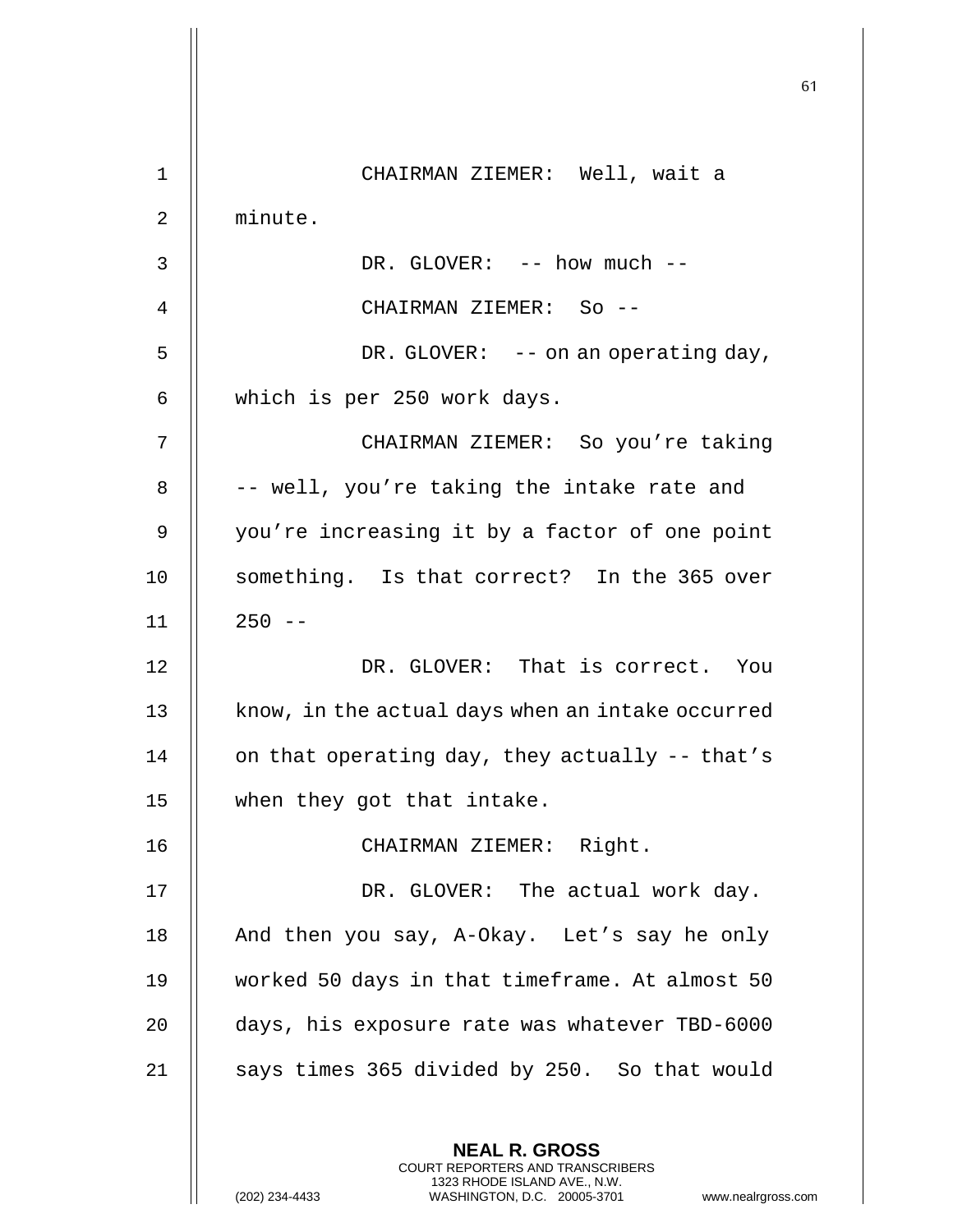CHAIRMAN ZIEMER: Well, wait a minute.

DR. GLOVER: -- how much --

CHAIRMAN ZIEMER: So --

DR. GLOVER: -- on an operating day, which is per 250 work days.

CHAIRMAN ZIEMER: So you're taking -- well, you're taking the intake rate and you're increasing it by a factor of one point something. Is that correct? In the 365 over 250 --

DR. GLOVER: That is correct. You know, in the actual days when an intake occurred on that operating day, they actually -- that's when they got that intake.

CHAIRMAN ZIEMER: Right.

DR. GLOVER: The actual work day. And then you say, A-Okay. Let's say he only worked 50 days in that timeframe. At almost 50 days, his exposure rate was whatever TBD-6000 says times 365 divided by 250. So that would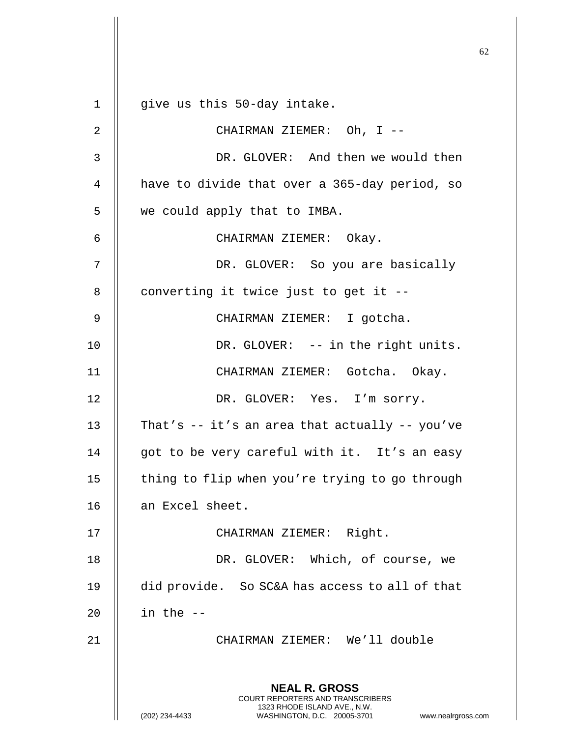give us this 50-day intake.

CHAIRMAN ZIEMER: Oh, I --

DR. GLOVER: And then we would then have to divide that over a 365-day period, so we could apply that to IMBA.

CHAIRMAN ZIEMER: Okay.

DR. GLOVER: So you are basically converting it twice just to get it --

CHAIRMAN ZIEMER: I gotcha.

DR. GLOVER: -- in the right units.

CHAIRMAN ZIEMER: Gotcha. Okay.

DR. GLOVER: Yes. I'm sorry. That's -- it's an area that actually -- you've got to be very careful with it. It's an easy thing to flip when you're trying to go through an Excel sheet.

CHAIRMAN ZIEMER: Right.

DR. GLOVER: Which, of course, we did provide. So SC&A has access to all of that in the --

CHAIRMAN ZIEMER: We'll double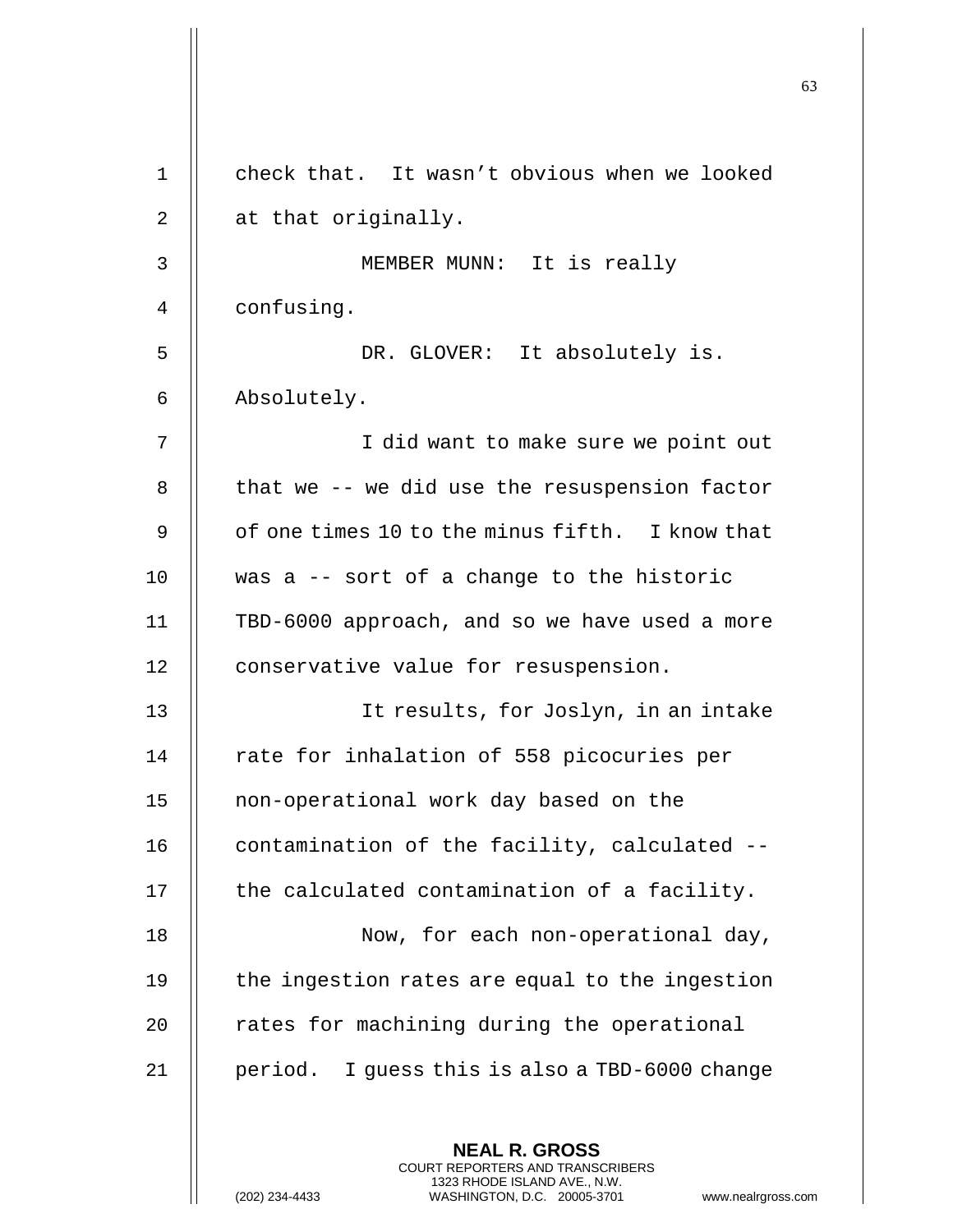check that. It wasn't obvious when we looked at that originally.

MEMBER MUNN: It is really confusing.

DR. GLOVER: It absolutely is. Absolutely.

I did want to make sure we point out that we -- we did use the resuspension factor of one times 10 to the minus fifth. I know that was a -- sort of a change to the historic TBD-6000 approach, and so we have used a more conservative value for resuspension.

It results, for Joslyn, in an intake rate for inhalation of 558 picocuries per non-operational work day based on the contamination of the facility, calculated -- the calculated contamination of a facility.

Now, for each non-operational day, the ingestion rates are equal to the ingestion rates for machining during the operational period. I guess this is also a TBD-6000 change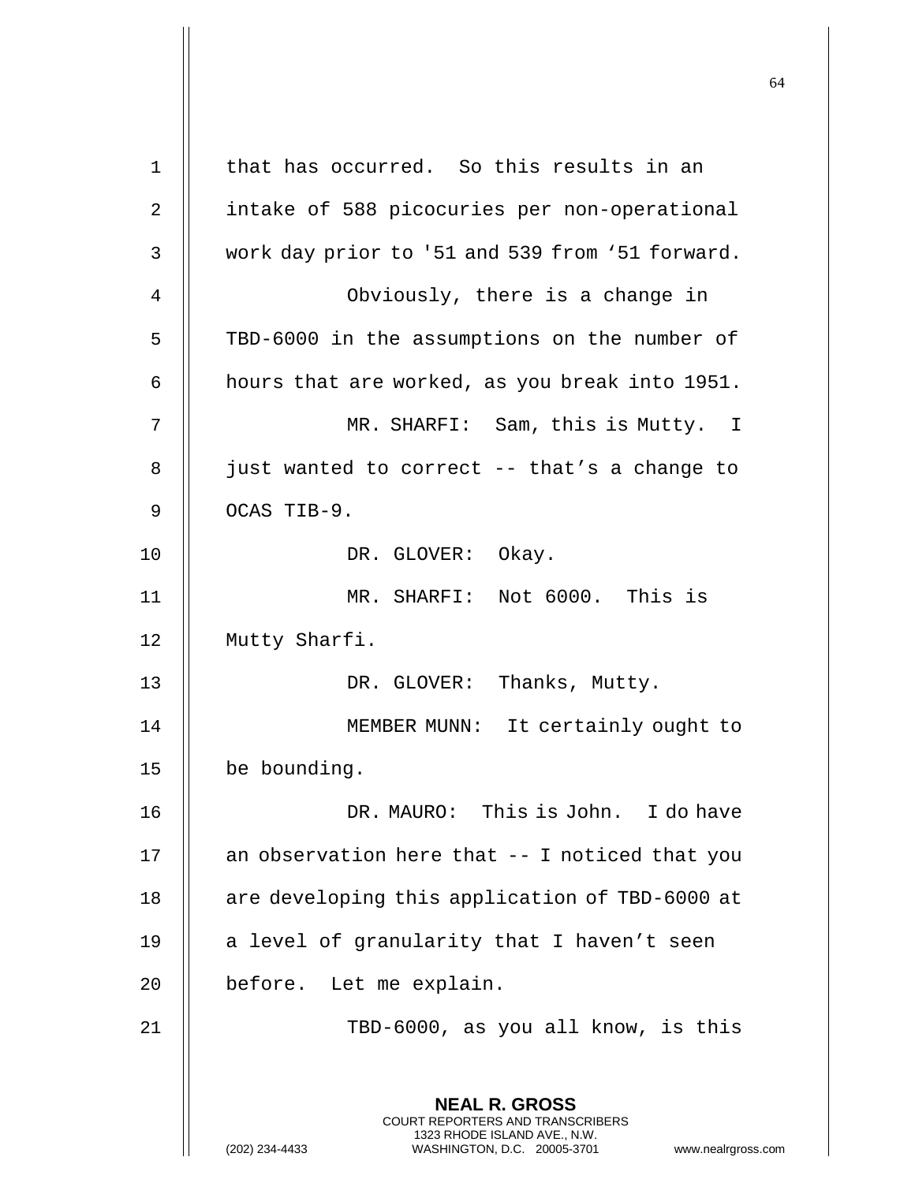that has occurred. So this results in an intake of 588 picocuries per non-operational work day prior to '51 and 539 from ‘51 forward.

Obviously, there is a change in TBD-6000 in the assumptions on the number of hours that are worked, as you break into 1951.

MR. SHARFI: Sam, this is Mutty. I just wanted to correct -- that’s a change to OCAS TIB-9.

DR. GLOVER: Okay.

MR. SHARFI: Not 6000. This is Mutty Sharfi.

DR. GLOVER: Thanks, Mutty.

MEMBER MUNN: It certainly ought to be bounding.

DR. MAURO: This is John. I do have an observation here that -- I noticed that you are developing this application of TBD-6000 at a level of granularity that I haven’t seen before. Let me explain.

TBD-6000, as you all know, is this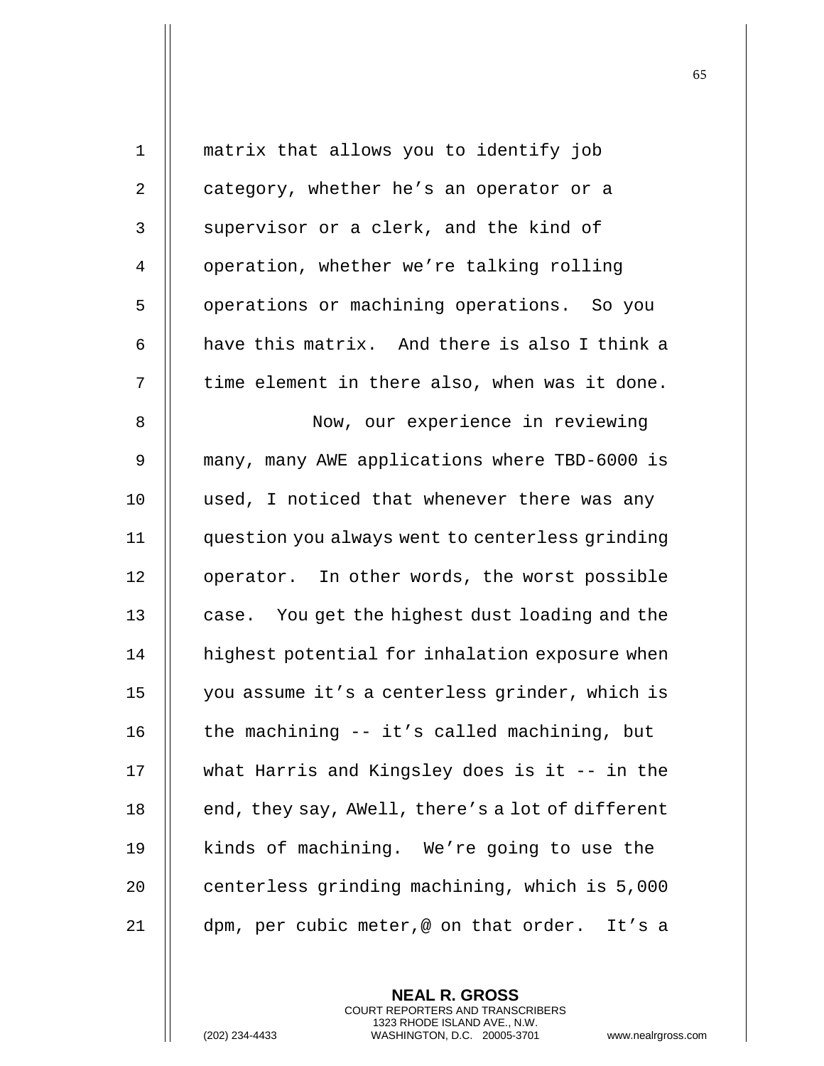matrix that allows you to identify job category, whether he's an operator or a supervisor or a clerk, and the kind of operation, whether we're talking rolling operations or machining operations. So you have this matrix. And there is also I think a time element in there also, when was it done.

Now, our experience in reviewing many, many AWE applications where TBD-6000 is used, I noticed that whenever there was any question you always went to centerless grinding operator. In other words, the worst possible case. You get the highest dust loading and the highest potential for inhalation exposure when you assume it's a centerless grinder, which is the machining -- it's called machining, but what Harris and Kingsley does is it -- in the end, they say, AWell, there's a lot of different kinds of machining. We're going to use the centerless grinding machining, which is 5,000 dpm, per cubic meter,@ on that order. It's a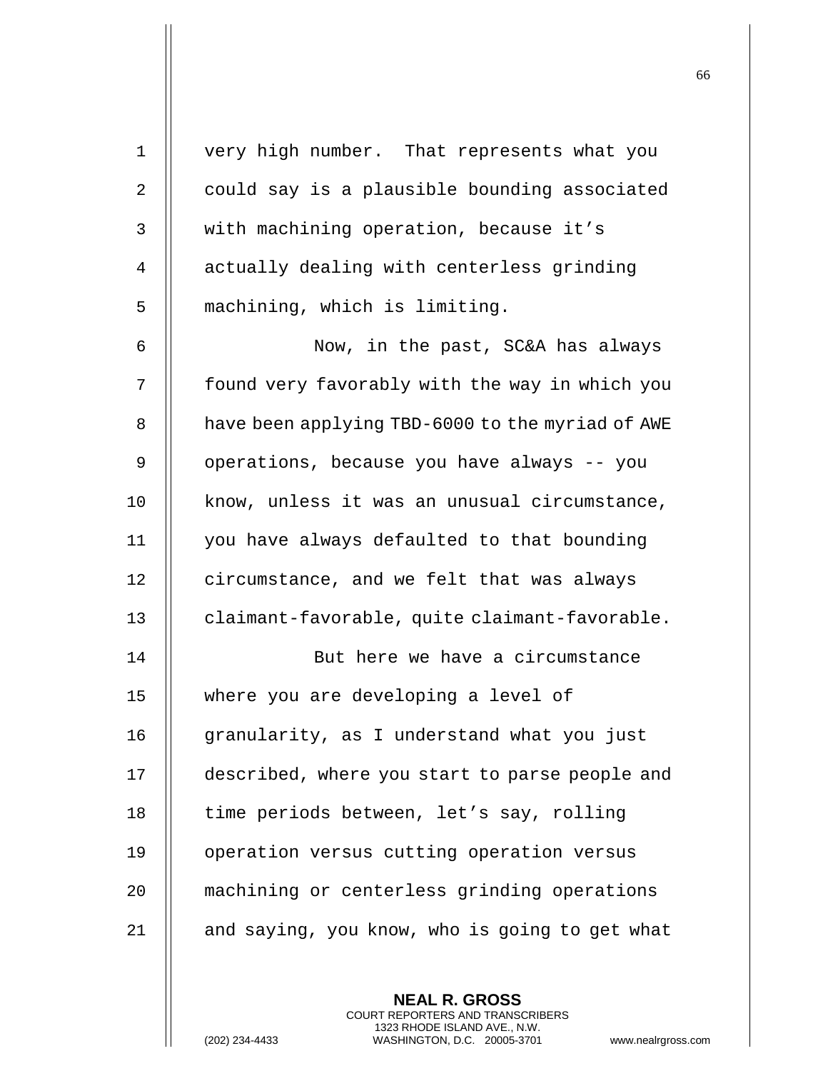very high number. That represents what you could say is a plausible bounding associated with machining operation, because it's actually dealing with centerless grinding machining, which is limiting.

Now, in the past, SC&A has always found very favorably with the way in which you have been applying TBD-6000 to the myriad of AWE operations, because you have always -- you know, unless it was an unusual circumstance, you have always defaulted to that bounding circumstance, and we felt that was always claimant-favorable, quite claimant-favorable.

But here we have a circumstance where you are developing a level of granularity, as I understand what you just described, where you start to parse people and time periods between, let's say, rolling operation versus cutting operation versus machining or centerless grinding operations and saying, you know, who is going to get what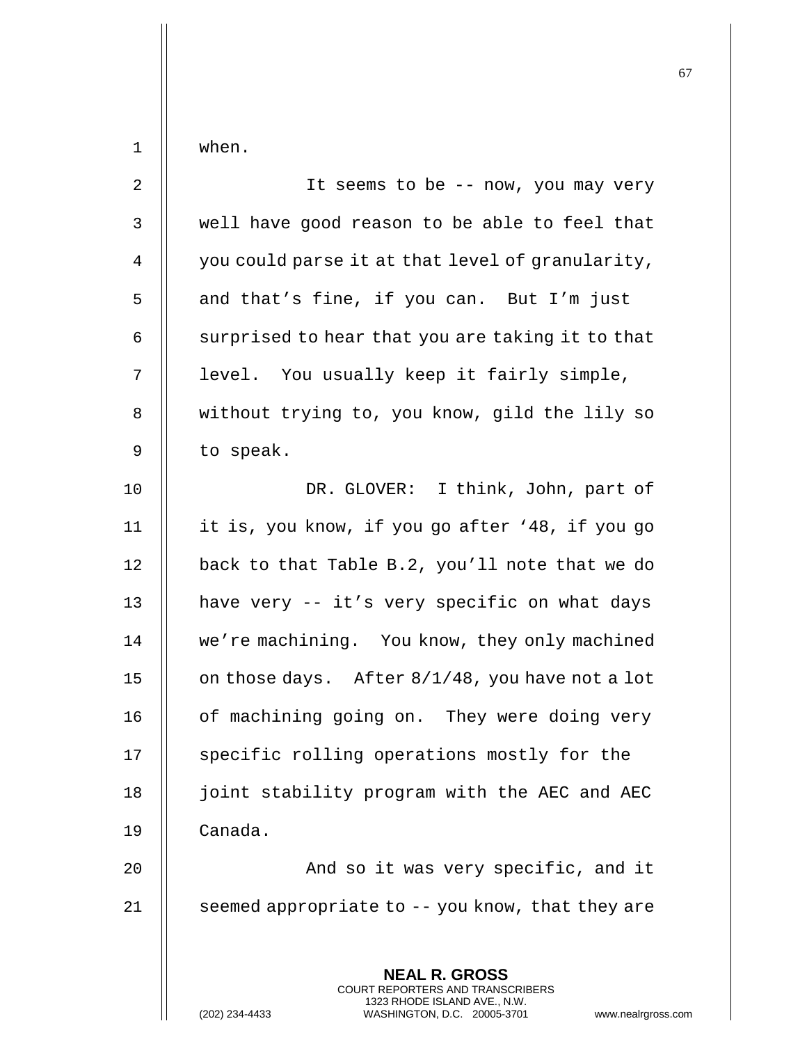when.

It seems to be -- now, you may very well have good reason to be able to feel that you could parse it at that level of granularity, and that's fine, if you can. But I'm just surprised to hear that you are taking it to that level. You usually keep it fairly simple, without trying to, you know, gild the lily so to speak.

DR. GLOVER: I think, John, part of it is, you know, if you go after '48, if you go back to that Table B.2, you'll note that we do have very -- it's very specific on what days we're machining. You know, they only machined on those days. After 8/1/48, you have not a lot of machining going on. They were doing very specific rolling operations mostly for the joint stability program with the AEC and AEC Canada.

And so it was very specific, and it seemed appropriate to -- you know, that they are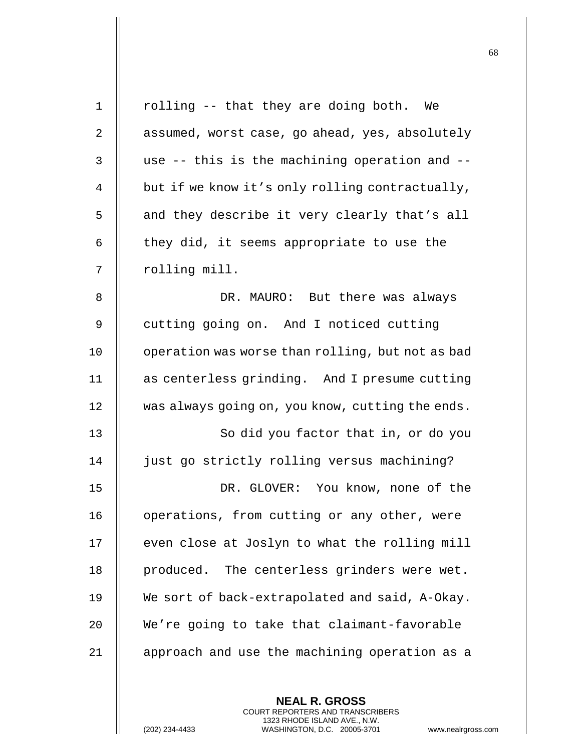rolling -- that they are doing both. We assumed, worst case, go ahead, yes, absolutely use -- this is the machining operation and -- but if we know it's only rolling contractually, and they describe it very clearly that's all they did, it seems appropriate to use the rolling mill.

DR. MAURO: But there was always cutting going on. And I noticed cutting operation was worse than rolling, but not as bad as centerless grinding. And I presume cutting was always going on, you know, cutting the ends.

So did you factor that in, or do you just go strictly rolling versus machining?

DR. GLOVER: You know, none of the operations, from cutting or any other, were even close at Joslyn to what the rolling mill produced. The centerless grinders were wet. We sort of back-extrapolated and said, A-Okay. We're going to take that claimant-favorable approach and use the machining operation as a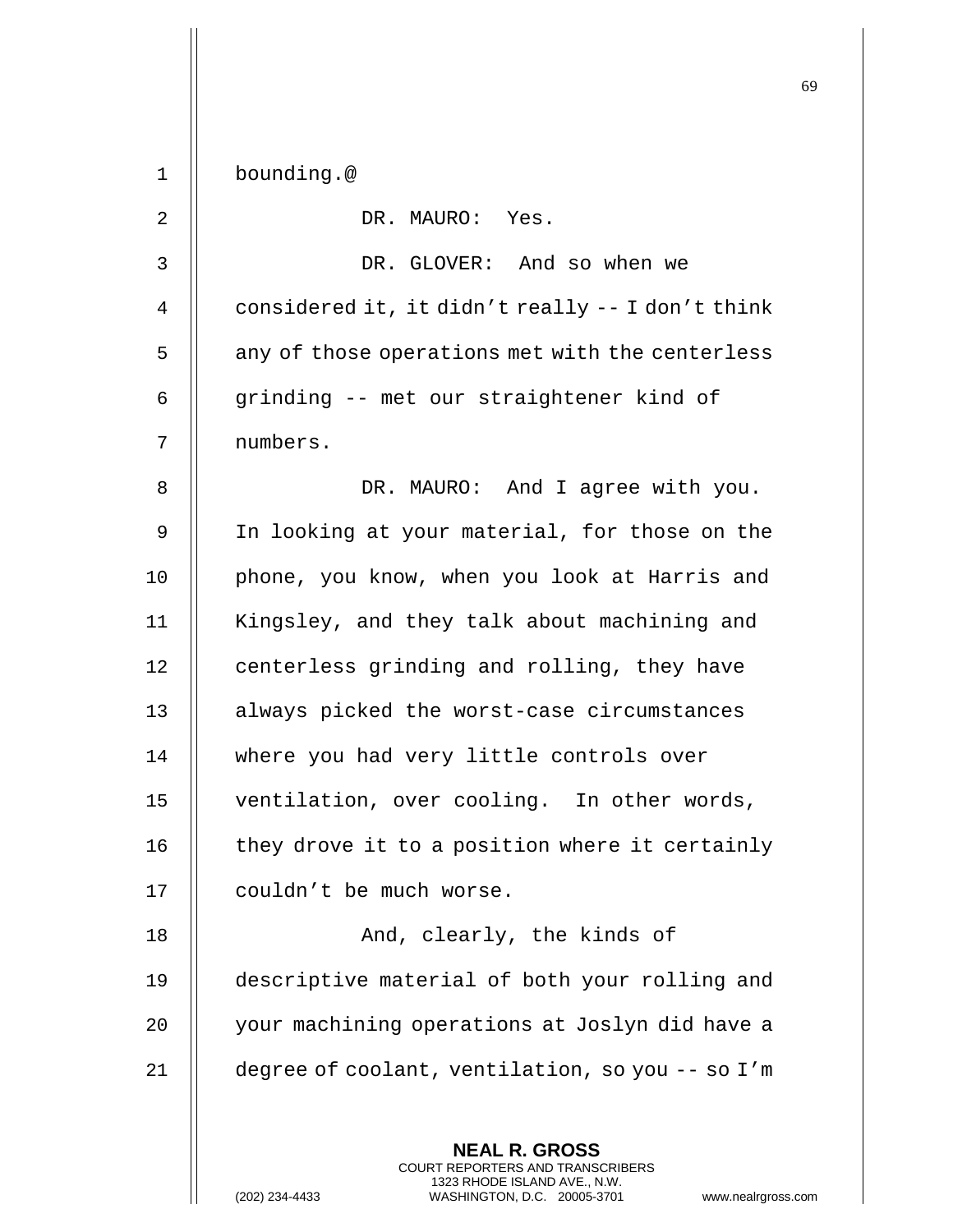bounding.@

DR. MAURO: Yes.

DR. GLOVER: And so when we considered it, it didn't really -- I don't think any of those operations met with the centerless grinding -- met our straightener kind of numbers.

DR. MAURO: And I agree with you. In looking at your material, for those on the phone, you know, when you look at Harris and Kingsley, and they talk about machining and centerless grinding and rolling, they have always picked the worst-case circumstances where you had very little controls over ventilation, over cooling. In other words, they drove it to a position where it certainly couldn't be much worse.

And, clearly, the kinds of descriptive material of both your rolling and your machining operations at Joslyn did have a degree of coolant, ventilation, so you -- so I'm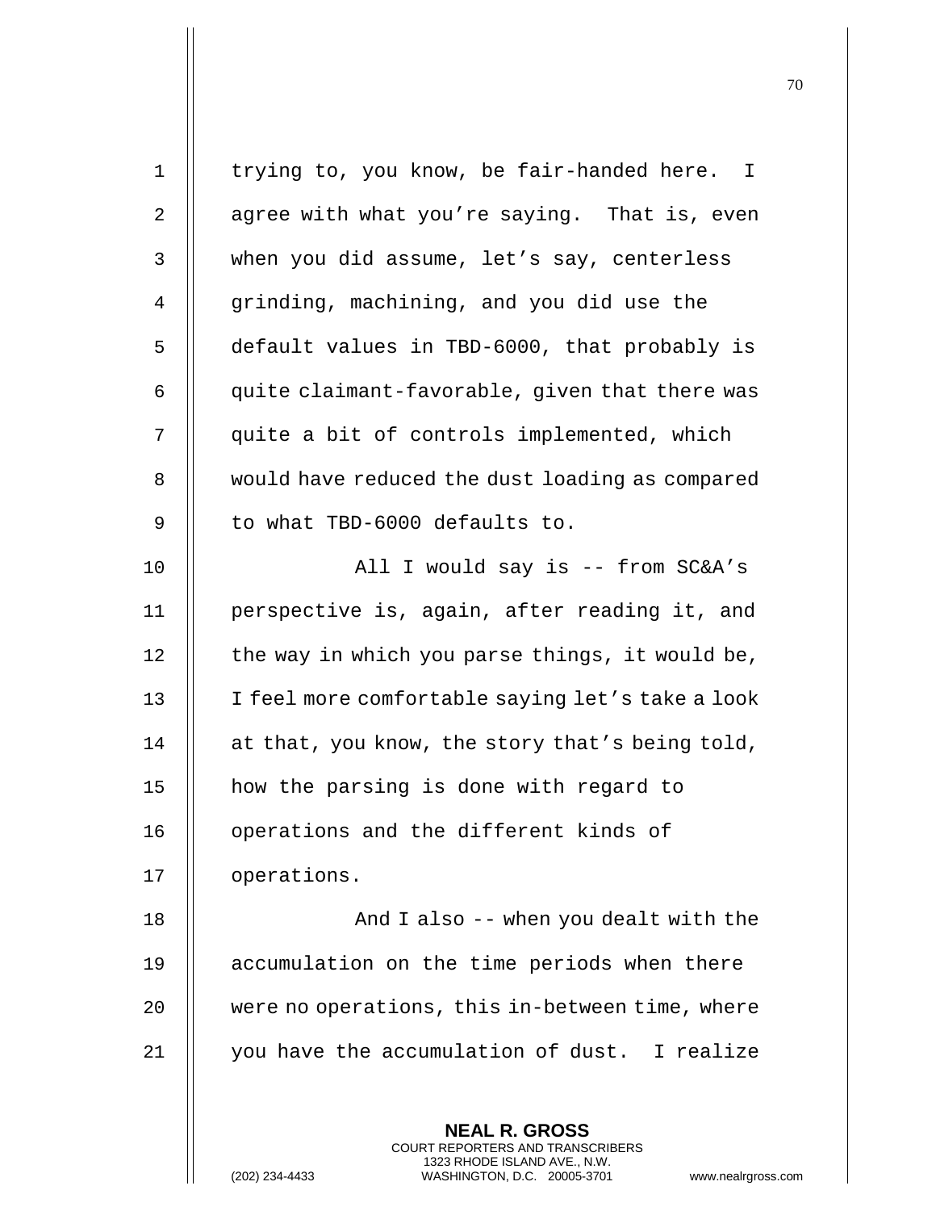trying to, you know, be fair-handed here. I agree with what you're saying. That is, even when you did assume, let's say, centerless grinding, machining, and you did use the default values in TBD-6000, that probably is quite claimant-favorable, given that there was quite a bit of controls implemented, which would have reduced the dust loading as compared to what TBD-6000 defaults to.

All I would say is -- from SC&A's perspective is, again, after reading it, and the way in which you parse things, it would be, I feel more comfortable saying let's take a look at that, you know, the story that's being told, how the parsing is done with regard to operations and the different kinds of operations.

And I also -- when you dealt with the accumulation on the time periods when there were no operations, this in-between time, where you have the accumulation of dust. I realize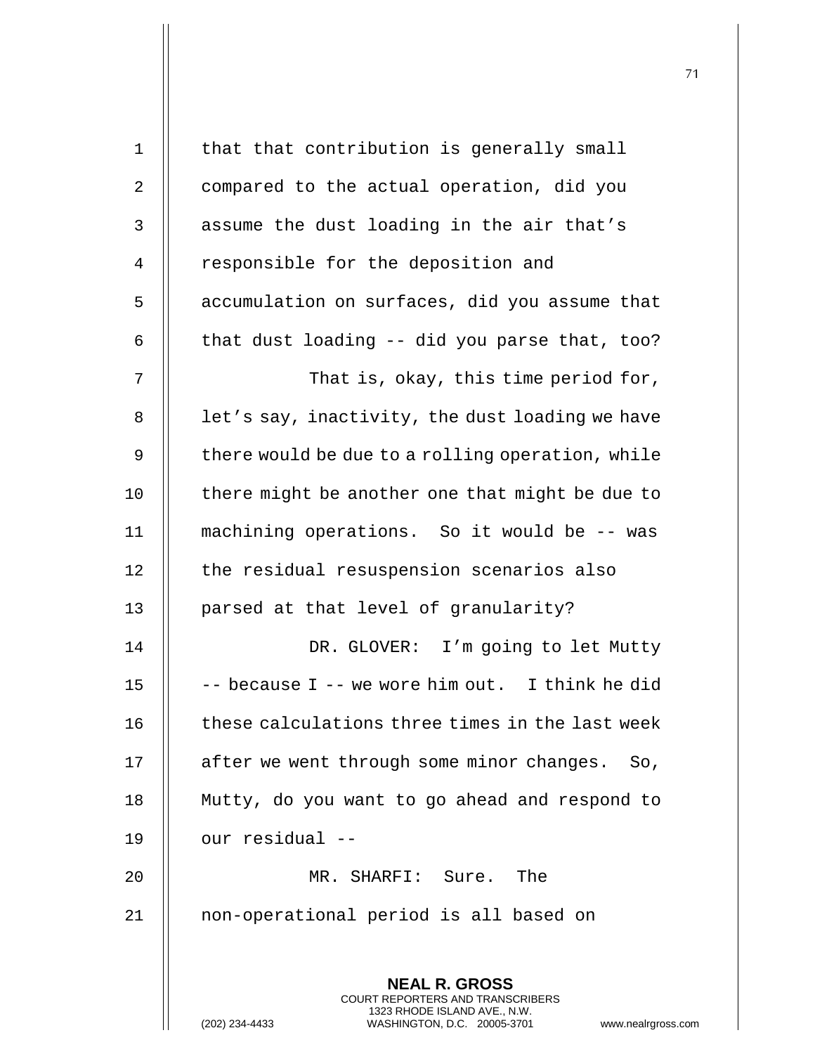that that contribution is generally small compared to the actual operation, did you assume the dust loading in the air that's responsible for the deposition and accumulation on surfaces, did you assume that that dust loading -- did you parse that, too?

That is, okay, this time period for, let's say, inactivity, the dust loading we have there would be due to a rolling operation, while there might be another one that might be due to machining operations. So it would be -- was the residual resuspension scenarios also parsed at that level of granularity?

DR. GLOVER: I'm going to let Mutty -- because I -- we wore him out. I think he did these calculations three times in the last week after we went through some minor changes. So, Mutty, do you want to go ahead and respond to our residual --

MR. SHARFI: Sure. The non-operational period is all based on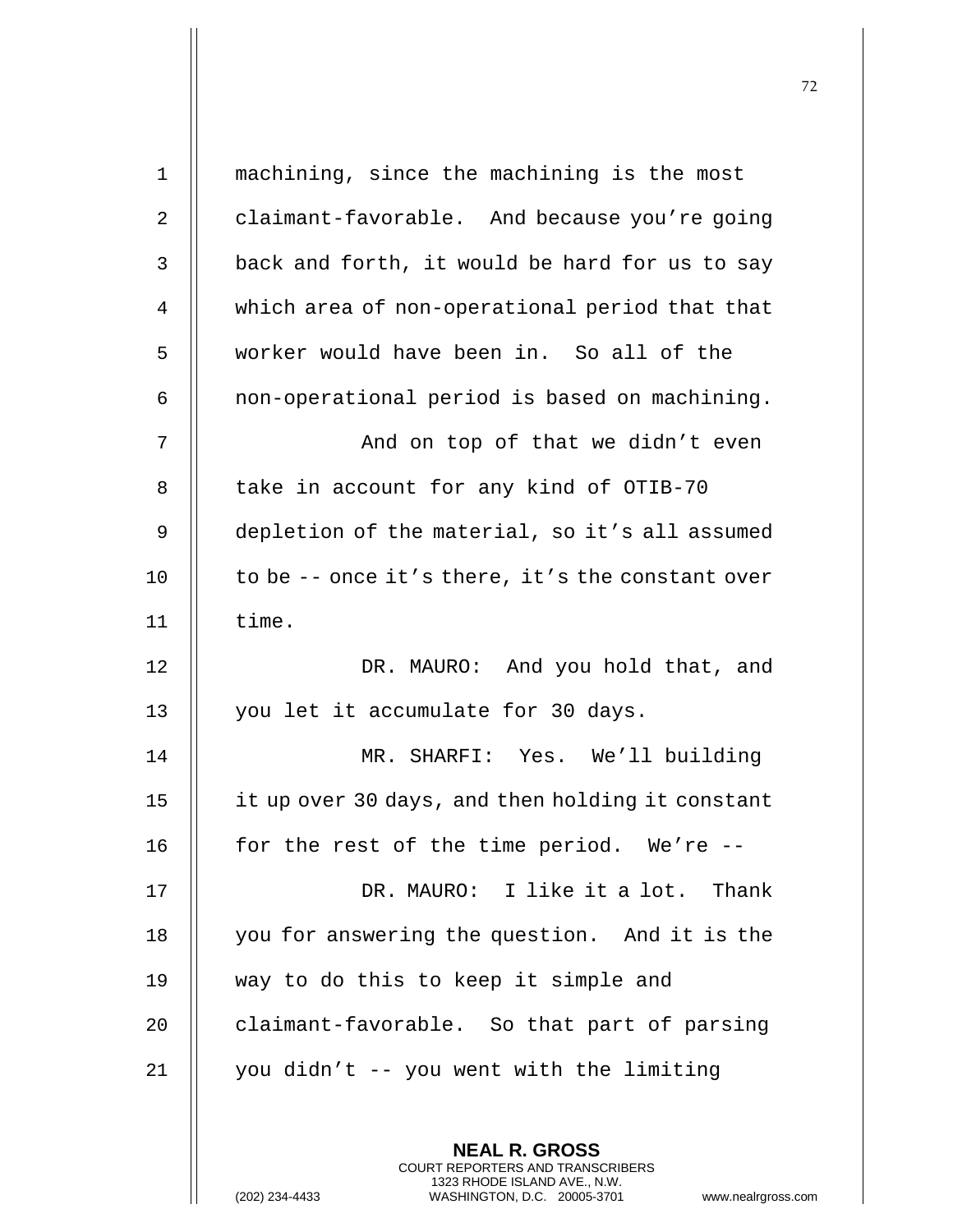machining, since the machining is the most claimant-favorable. And because you're going back and forth, it would be hard for us to say which area of non-operational period that that worker would have been in. So all of the non-operational period is based on machining.

And on top of that we didn't even take in account for any kind of OTIB-70 depletion of the material, so it's all assumed to be -- once it's there, it's the constant over time.

DR. MAURO: And you hold that, and you let it accumulate for 30 days.

MR. SHARFI: Yes. We'll building it up over 30 days, and then holding it constant for the rest of the time period. We're --

DR. MAURO: I like it a lot. Thank you for answering the question. And it is the way to do this to keep it simple and claimant-favorable. So that part of parsing you didn't -- you went with the limiting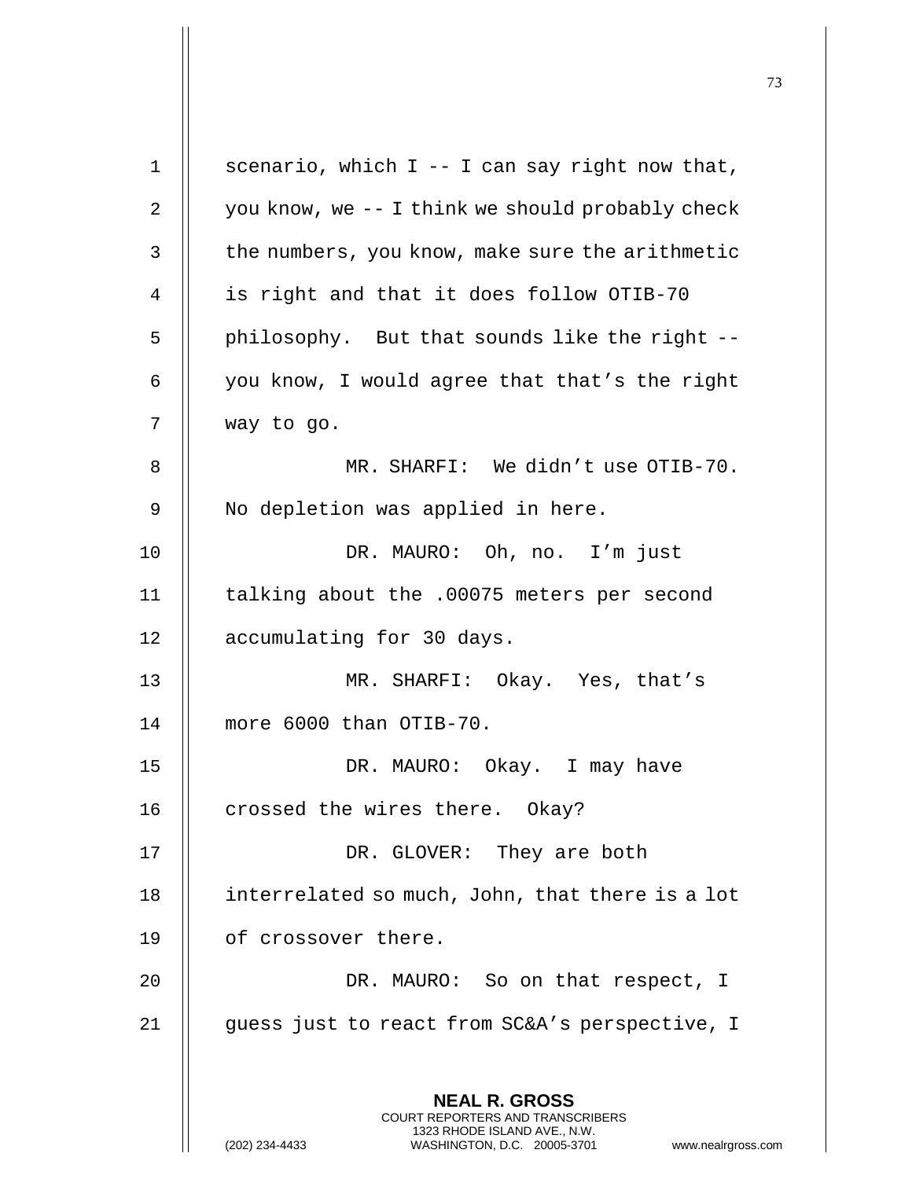scenario, which I -- I can say right now that, you know, we -- I think we should probably check the numbers, you know, make sure the arithmetic is right and that it does follow OTIB-70 philosophy. But that sounds like the right -- you know, I would agree that that's the right way to go.

MR. SHARFI: We didn't use OTIB-70. No depletion was applied in here.

DR. MAURO: Oh, no. I'm just talking about the .00075 meters per second accumulating for 30 days.

MR. SHARFI: Okay. Yes, that's more 6000 than OTIB-70.

DR. MAURO: Okay. I may have crossed the wires there. Okay?

DR. GLOVER: They are both interrelated so much, John, that there is a lot of crossover there.

DR. MAURO: So on that respect, I guess just to react from SC&A's perspective, I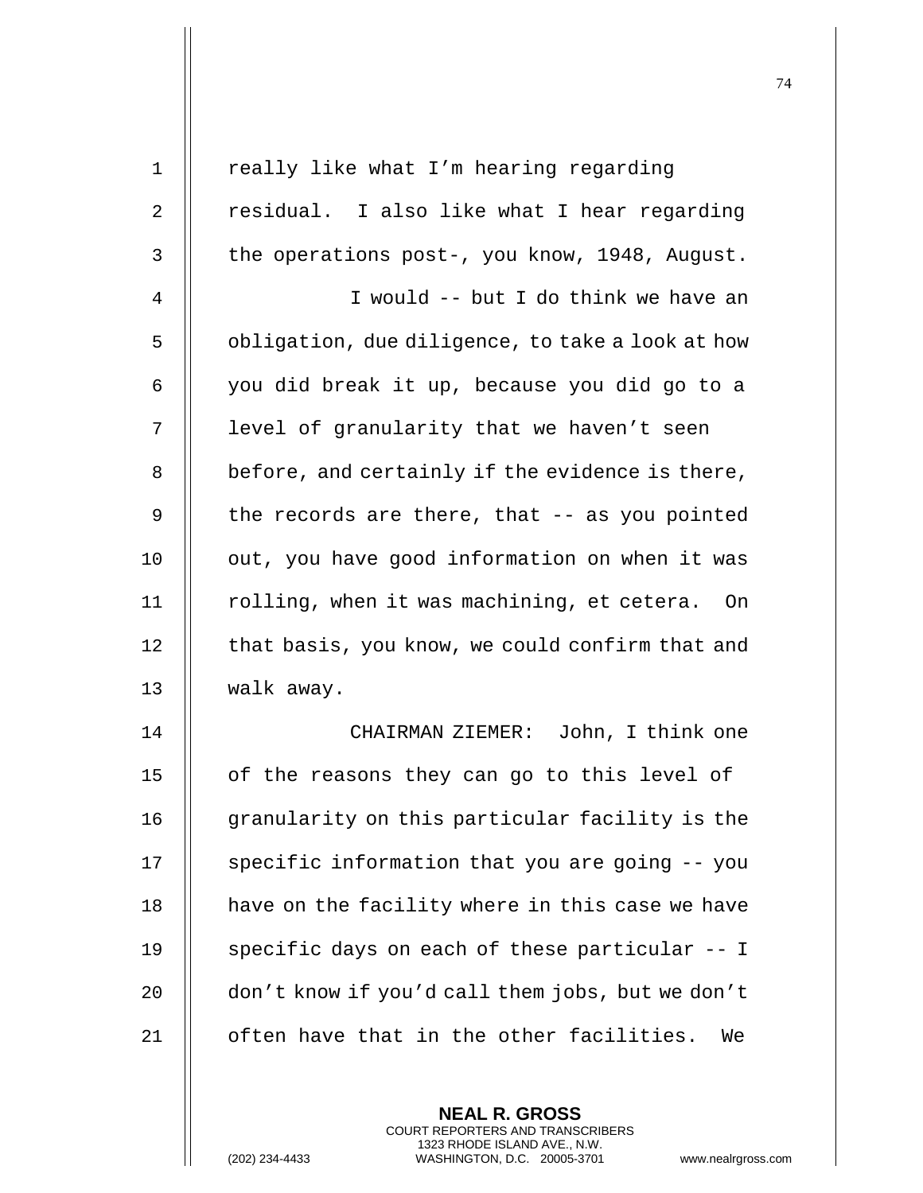really like what I'm hearing regarding residual. I also like what I hear regarding the operations post-, you know, 1948, August.

I would -- but I do think we have an obligation, due diligence, to take a look at how you did break it up, because you did go to a level of granularity that we haven't seen before, and certainly if the evidence is there, the records are there, that -- as you pointed out, you have good information on when it was rolling, when it was machining, et cetera. On that basis, you know, we could confirm that and walk away.

CHAIRMAN ZIEMER: John, I think one of the reasons they can go to this level of granularity on this particular facility is the specific information that you are going -- you have on the facility where in this case we have specific days on each of these particular -- I don't know if you'd call them jobs, but we don't often have that in the other facilities. We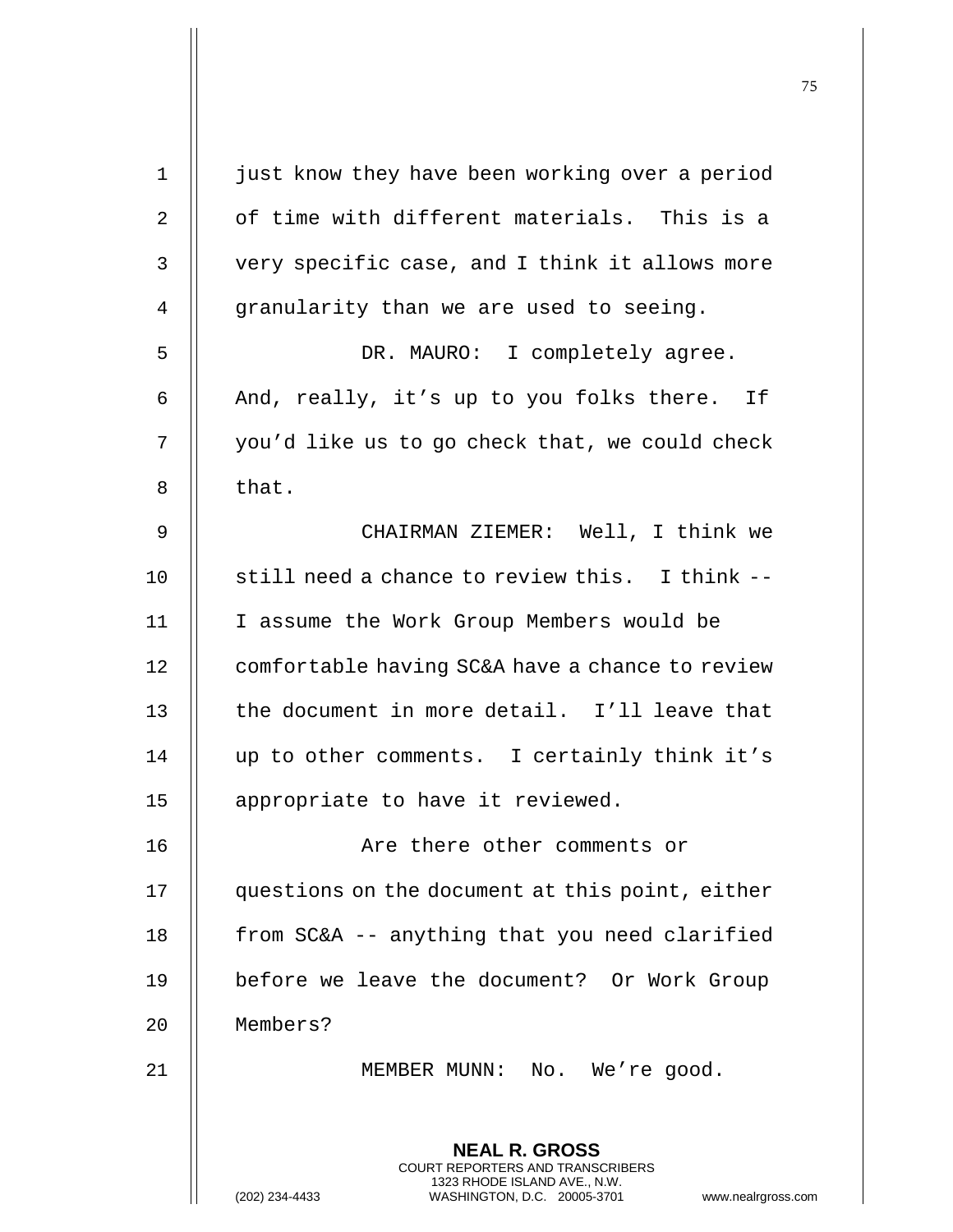just know they have been working over a period of time with different materials. This is a very specific case, and I think it allows more granularity than we are used to seeing.

DR. MAURO: I completely agree. And, really, it's up to you folks there. If you'd like us to go check that, we could check that.

CHAIRMAN ZIEMER: Well, I think we still need a chance to review this. I think -- I assume the Work Group Members would be comfortable having SC&A have a chance to review the document in more detail. I'll leave that up to other comments. I certainly think it's appropriate to have it reviewed.

Are there other comments or questions on the document at this point, either from SC&A -- anything that you need clarified before we leave the document? Or Work Group Members?

MEMBER MUNN: No. We're good.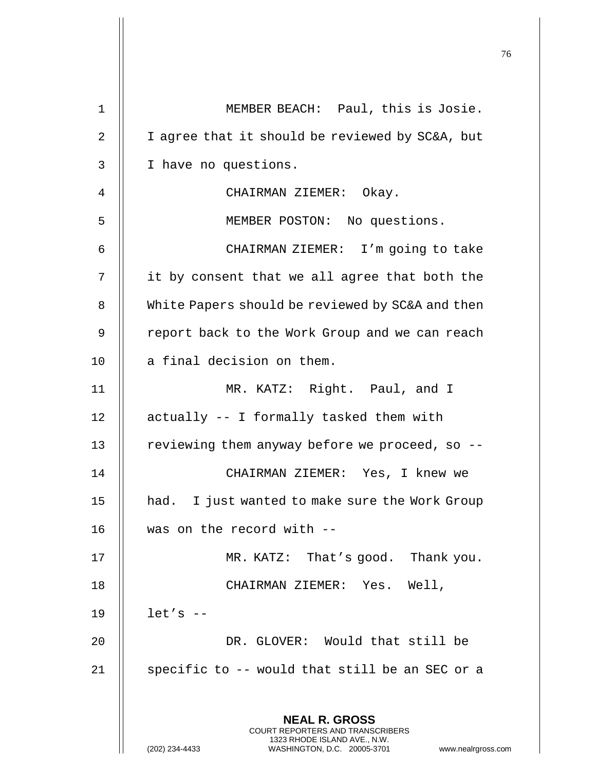MEMBER BEACH: Paul, this is Josie. I agree that it should be reviewed by SC&A, but I have no questions.

CHAIRMAN ZIEMER: Okay.

MEMBER POSTON: No questions.

CHAIRMAN ZIEMER: I'm going to take it by consent that we all agree that both the White Papers should be reviewed by SC&A and then report back to the Work Group and we can reach a final decision on them.

MR. KATZ: Right. Paul, and I actually -- I formally tasked them with reviewing them anyway before we proceed, so --

CHAIRMAN ZIEMER: Yes, I knew we had. I just wanted to make sure the Work Group was on the record with --

MR. KATZ: That's good. Thank you.

CHAIRMAN ZIEMER: Yes. Well, let's --

DR. GLOVER: Would that still be specific to -- would that still be an SEC or a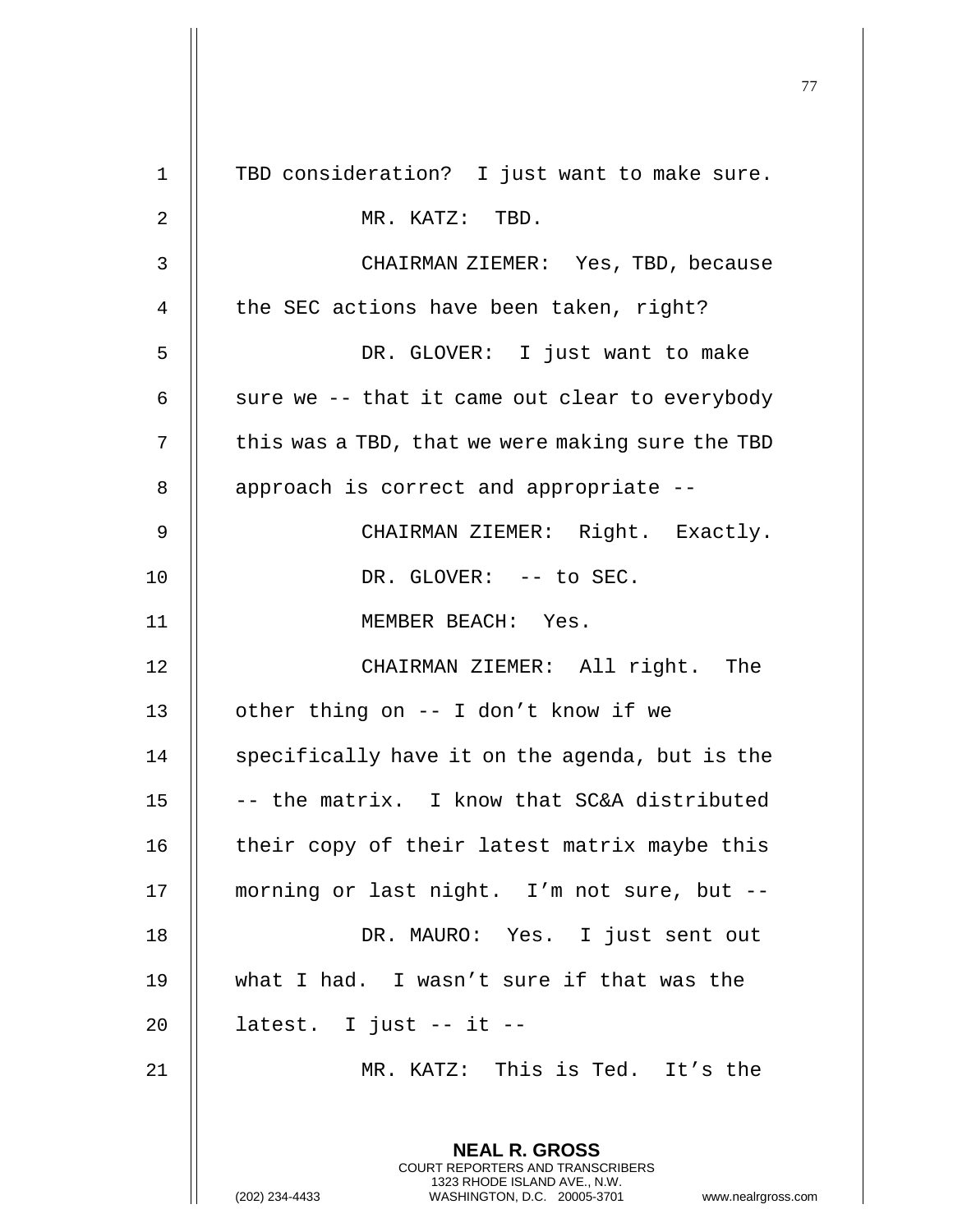TBD consideration? I just want to make sure.

MR. KATZ: TBD.

CHAIRMAN ZIEMER: Yes, TBD, because the SEC actions have been taken, right?

DR. GLOVER: I just want to make sure we -- that it came out clear to everybody this was a TBD, that we were making sure the TBD approach is correct and appropriate --

CHAIRMAN ZIEMER: Right. Exactly.

DR. GLOVER: -- to SEC.

MEMBER BEACH: Yes.

CHAIRMAN ZIEMER: All right. The other thing on -- I don't know if we specifically have it on the agenda, but is the -- the matrix. I know that SC&A distributed their copy of their latest matrix maybe this morning or last night. I'm not sure, but --

DR. MAURO: Yes. I just sent out what I had. I wasn't sure if that was the latest. I just -- it --

MR. KATZ: This is Ted. It's the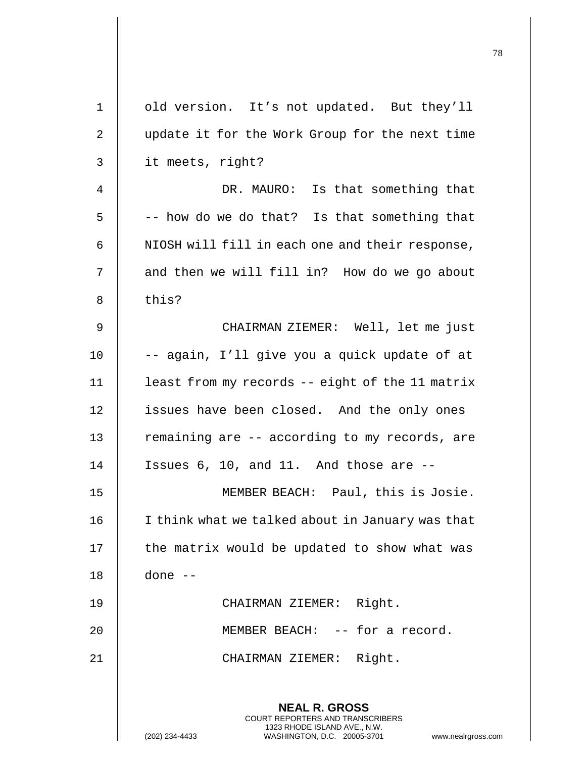old version. It's not updated. But they'll update it for the Work Group for the next time it meets, right?

DR. MAURO: Is that something that -- how do we do that? Is that something that NIOSH will fill in each one and their response, and then we will fill in? How do we go about this?

CHAIRMAN ZIEMER: Well, let me just -- again, I'll give you a quick update of at least from my records -- eight of the 11 matrix issues have been closed. And the only ones remaining are -- according to my records, are Issues 6, 10, and 11. And those are --

MEMBER BEACH: Paul, this is Josie. I think what we talked about in January was that the matrix would be updated to show what was done --

CHAIRMAN ZIEMER: Right.

MEMBER BEACH: -- for a record.

CHAIRMAN ZIEMER: Right.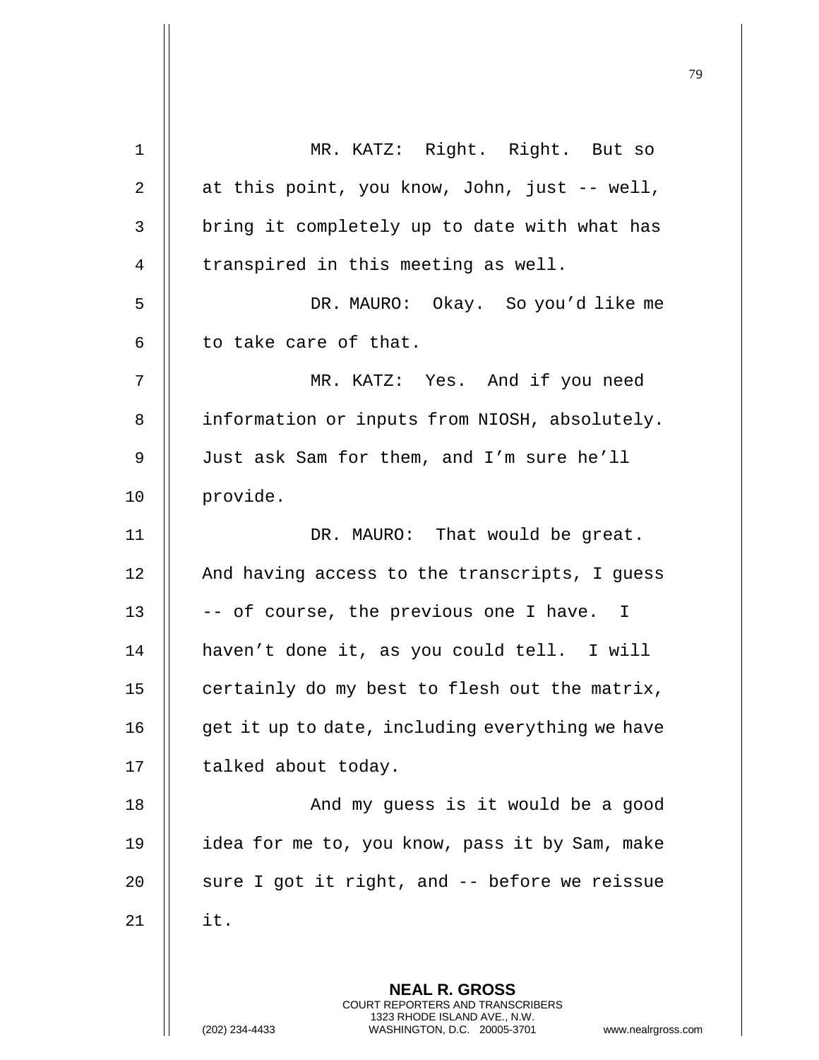MR. KATZ: Right. Right. But so at this point, you know, John, just -- well, bring it completely up to date with what has transpired in this meeting as well.

DR. MAURO: Okay. So you'd like me to take care of that.

MR. KATZ: Yes. And if you need information or inputs from NIOSH, absolutely. Just ask Sam for them, and I'm sure he'll provide.

DR. MAURO: That would be great. And having access to the transcripts, I guess -- of course, the previous one I have. I haven't done it, as you could tell. I will certainly do my best to flesh out the matrix, get it up to date, including everything we have talked about today.

And my guess is it would be a good idea for me to, you know, pass it by Sam, make sure I got it right, and -- before we reissue it.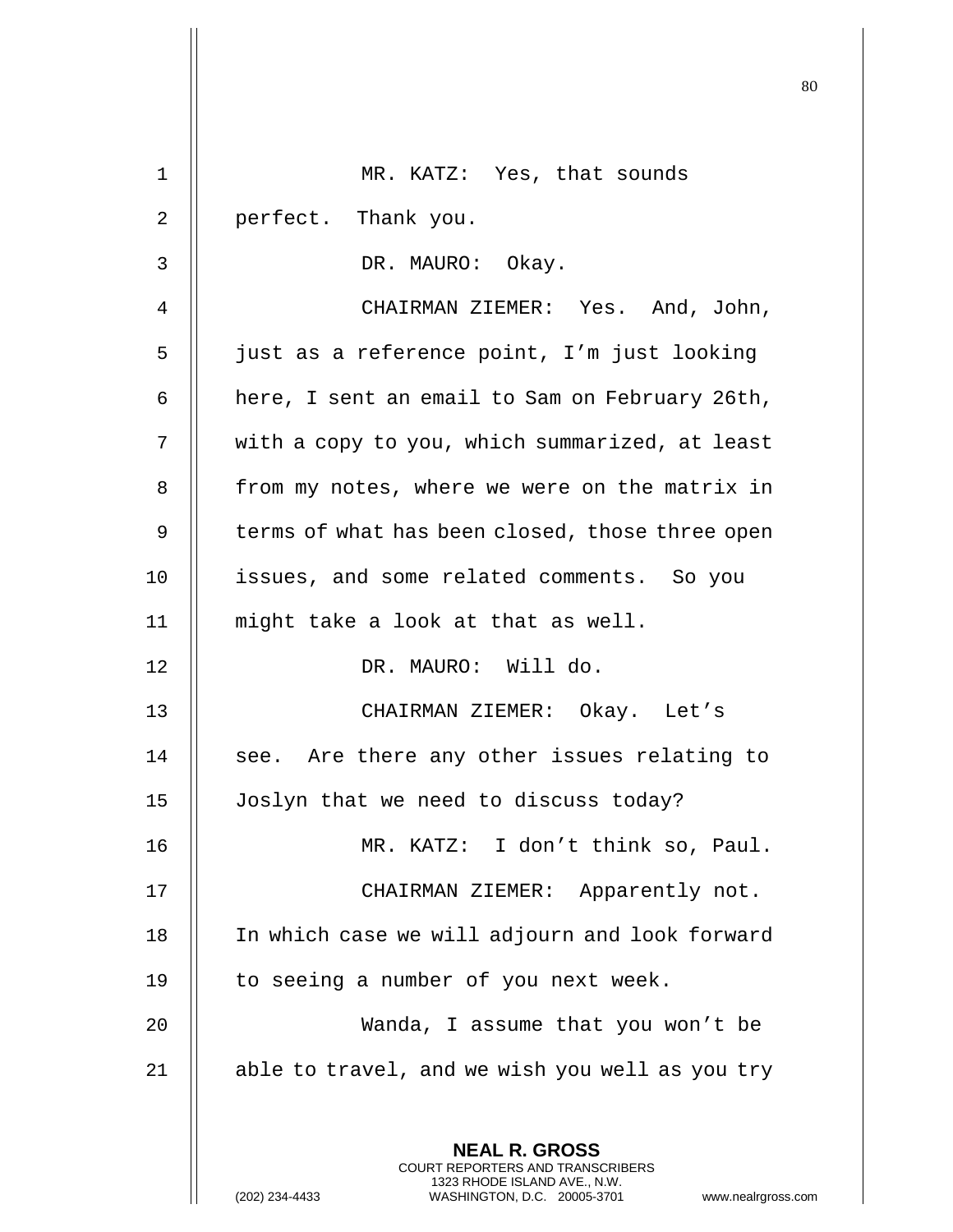MR. KATZ: Yes, that sounds perfect. Thank you.

DR. MAURO: Okay.

CHAIRMAN ZIEMER: Yes. And, John, just as a reference point, I'm just looking here, I sent an email to Sam on February 26th, with a copy to you, which summarized, at least from my notes, where we were on the matrix in terms of what has been closed, those three open issues, and some related comments. So you might take a look at that as well.

DR. MAURO: Will do.

CHAIRMAN ZIEMER: Okay. Let's see. Are there any other issues relating to Joslyn that we need to discuss today?

MR. KATZ: I don't think so, Paul.

CHAIRMAN ZIEMER: Apparently not. In which case we will adjourn and look forward to seeing a number of you next week.

Wanda, I assume that you won't be able to travel, and we wish you well as you try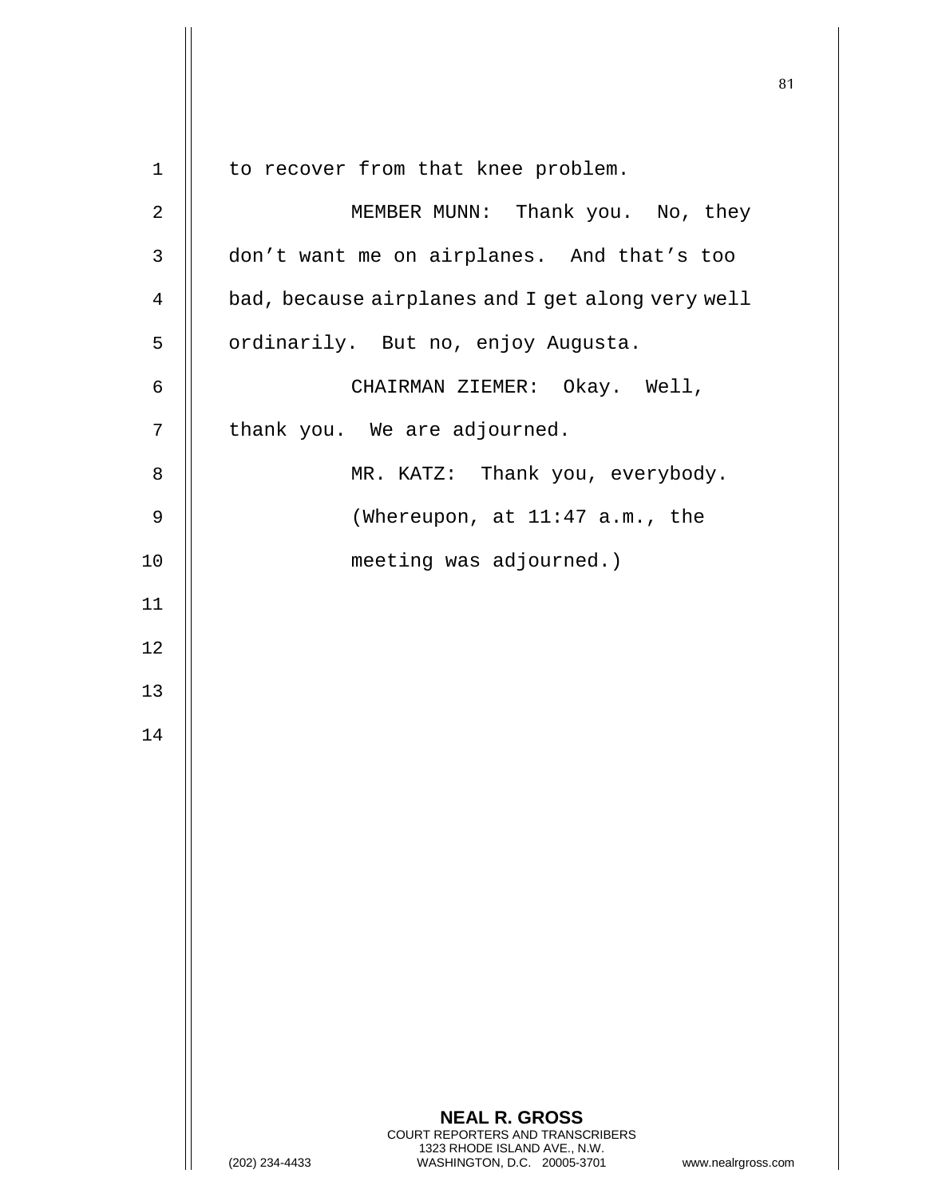to recover from that knee problem.

MEMBER MUNN: Thank you. No, they don't want me on airplanes. And that's too bad, because airplanes and I get along very well ordinarily. But no, enjoy Augusta.

CHAIRMAN ZIEMER: Okay. Well, thank you. We are adjourned.

MR. KATZ: Thank you, everybody.

(Whereupon, at 11:47 a.m., the meeting was adjourned.)